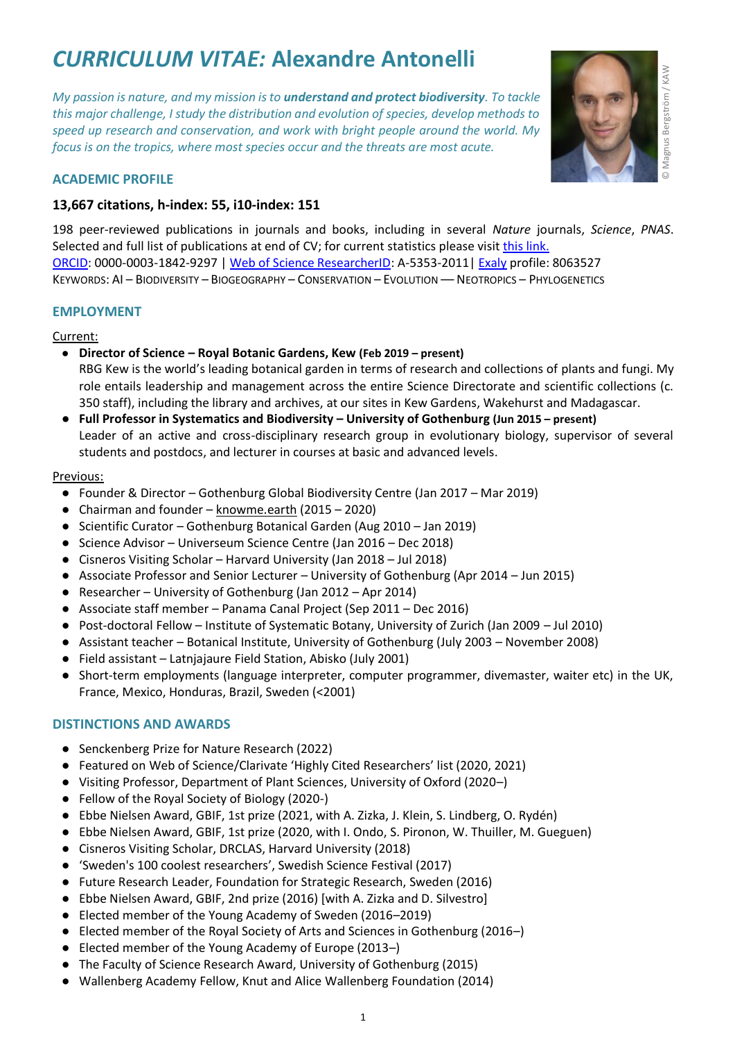# *CURRICULUM VITAE:* Alexandre Antonelli

*My passion is nature, and my mission is to **understand and protect biodiversity**. To tackle this major challenge, I study the distribution and evolution of species, develop methods to speed up research and conservation, and work with bright people around the world. My focus is on the tropics, where most species occur and the threats are most acute.*

© Magnus Bergström / KAW

## ACADEMIC PROFILE

**13,667 citations, h-index: 55, i10-index: 151**

198 peer-reviewed publications in journals and books, including in several *Nature* journals, *Science*, *PNAS*. Selected and full list of publications at end of CV; for current statistics please visit this link.

ORCID: 0000-0003-1842-9297 | Web of Science ResearcherID: A-5353-2011| Exaly profile: 8063527

KEYWORDS: AI – BIODIVERSITY – BIOGEOGRAPHY – CONSERVATION – EVOLUTION –– NEOTROPICS – PHYLOGENETICS

## EMPLOYMENT

Current:

- **Director of Science – Royal Botanic Gardens, Kew (Feb 2019 – present)**
  RBG Kew is the world's leading botanical garden in terms of research and collections of plants and fungi. My role entails leadership and management across the entire Science Directorate and scientific collections (c. 350 staff), including the library and archives, at our sites in Kew Gardens, Wakehurst and Madagascar.
- **Full Professor in Systematics and Biodiversity – University of Gothenburg (Jun 2015 – present)**
  Leader of an active and cross-disciplinary research group in evolutionary biology, supervisor of several students and postdocs, and lecturer in courses at basic and advanced levels.

Previous:

- Founder & Director – Gothenburg Global Biodiversity Centre (Jan 2017 – Mar 2019)
- Chairman and founder – knowme.earth (2015 – 2020)
- Scientific Curator – Gothenburg Botanical Garden (Aug 2010 – Jan 2019)
- Science Advisor – Universeum Science Centre (Jan 2016 – Dec 2018)
- Cisneros Visiting Scholar – Harvard University (Jan 2018 – Jul 2018)
- Associate Professor and Senior Lecturer – University of Gothenburg (Apr 2014 – Jun 2015)
- Researcher – University of Gothenburg (Jan 2012 – Apr 2014)
- Associate staff member – Panama Canal Project (Sep 2011 – Dec 2016)
- Post-doctoral Fellow – Institute of Systematic Botany, University of Zurich (Jan 2009 – Jul 2010)
- Assistant teacher – Botanical Institute, University of Gothenburg (July 2003 – November 2008)
- Field assistant – Latnjajaure Field Station, Abisko (July 2001)
- Short-term employments (language interpreter, computer programmer, divemaster, waiter etc) in the UK, France, Mexico, Honduras, Brazil, Sweden (<2001)

## DISTINCTIONS AND AWARDS

- Senckenberg Prize for Nature Research (2022)
- Featured on Web of Science/Clarivate 'Highly Cited Researchers' list (2020, 2021)
- Visiting Professor, Department of Plant Sciences, University of Oxford (2020–)
- Fellow of the Royal Society of Biology (2020-)
- Ebbe Nielsen Award, GBIF, 1st prize (2021, with A. Zizka, J. Klein, S. Lindberg, O. Rydén)
- Ebbe Nielsen Award, GBIF, 1st prize (2020, with I. Ondo, S. Pironon, W. Thuiller, M. Gueguen)
- Cisneros Visiting Scholar, DRCLAS, Harvard University (2018)
- 'Sweden's 100 coolest researchers', Swedish Science Festival (2017)
- Future Research Leader, Foundation for Strategic Research, Sweden (2016)
- Ebbe Nielsen Award, GBIF, 2nd prize (2016) [with A. Zizka and D. Silvestro]
- Elected member of the Young Academy of Sweden (2016–2019)
- Elected member of the Royal Society of Arts and Sciences in Gothenburg (2016–)
- Elected member of the Young Academy of Europe (2013–)
- The Faculty of Science Research Award, University of Gothenburg (2015)
- Wallenberg Academy Fellow, Knut and Alice Wallenberg Foundation (2014)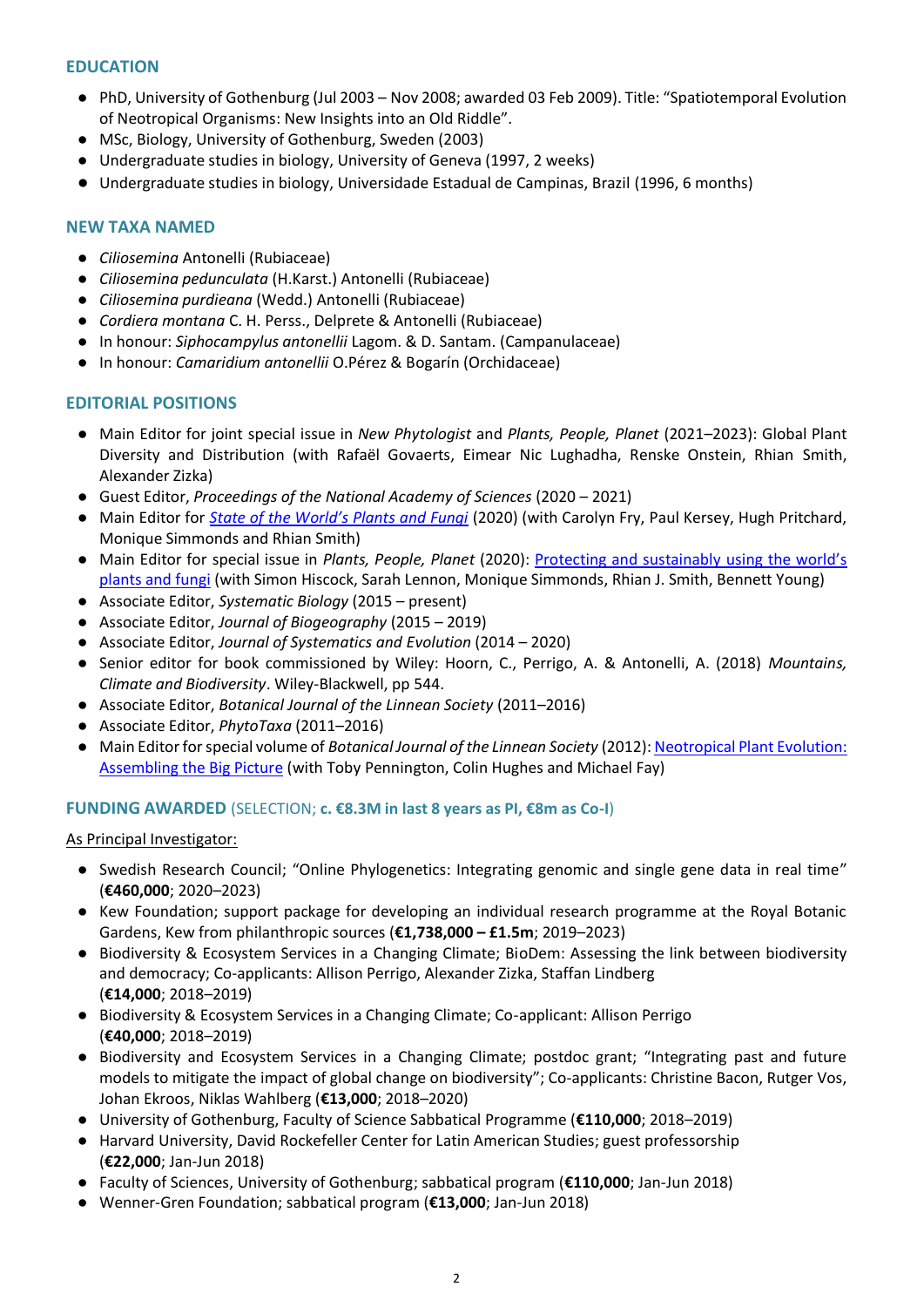## EDUCATION

- PhD, University of Gothenburg (Jul 2003 – Nov 2008; awarded 03 Feb 2009). Title: "Spatiotemporal Evolution of Neotropical Organisms: New Insights into an Old Riddle".
- MSc, Biology, University of Gothenburg, Sweden (2003)
- Undergraduate studies in biology, University of Geneva (1997, 2 weeks)
- Undergraduate studies in biology, Universidade Estadual de Campinas, Brazil (1996, 6 months)

## NEW TAXA NAMED

- *Ciliosemina* Antonelli (Rubiaceae)
- *Ciliosemina pedunculata* (H.Karst.) Antonelli (Rubiaceae)
- *Ciliosemina purdieana* (Wedd.) Antonelli (Rubiaceae)
- *Cordiera montana* C. H. Perss., Delprete & Antonelli (Rubiaceae)
- In honour: *Siphocampylus antonellii* Lagom. & D. Santam. (Campanulaceae)
- In honour: *Camaridium antonellii* O.Pérez & Bogarín (Orchidaceae)

## EDITORIAL POSITIONS

- Main Editor for joint special issue in *New Phytologist* and *Plants, People, Planet* (2021–2023): Global Plant Diversity and Distribution (with Rafaël Govaerts, Eimear Nic Lughadha, Renske Onstein, Rhian Smith, Alexander Zizka)
- Guest Editor, *Proceedings of the National Academy of Sciences* (2020 – 2021)
- Main Editor for *State of the World's Plants and Fungi* (2020) (with Carolyn Fry, Paul Kersey, Hugh Pritchard, Monique Simmonds and Rhian Smith)
- Main Editor for special issue in *Plants, People, Planet* (2020): Protecting and sustainably using the world's plants and fungi (with Simon Hiscock, Sarah Lennon, Monique Simmonds, Rhian J. Smith, Bennett Young)
- Associate Editor, *Systematic Biology* (2015 – present)
- Associate Editor, *Journal of Biogeography* (2015 – 2019)
- Associate Editor, *Journal of Systematics and Evolution* (2014 – 2020)
- Senior editor for book commissioned by Wiley: Hoorn, C., Perrigo, A. & Antonelli, A. (2018) *Mountains, Climate and Biodiversity*. Wiley-Blackwell, pp 544.
- Associate Editor, *Botanical Journal of the Linnean Society* (2011–2016)
- Associate Editor, *PhytoTaxa* (2011–2016)
- Main Editor for special volume of *Botanical Journal of the Linnean Society* (2012): Neotropical Plant Evolution: Assembling the Big Picture (with Toby Pennington, Colin Hughes and Michael Fay)

## FUNDING AWARDED (SELECTION; **c. €8.3M in last 8 years as PI, €8m as Co-I**)

As Principal Investigator:

- Swedish Research Council; "Online Phylogenetics: Integrating genomic and single gene data in real time" (**€460,000**; 2020–2023)
- Kew Foundation; support package for developing an individual research programme at the Royal Botanic Gardens, Kew from philanthropic sources (**€1,738,000 – £1.5m**; 2019–2023)
- Biodiversity & Ecosystem Services in a Changing Climate; BioDem: Assessing the link between biodiversity and democracy; Co-applicants: Allison Perrigo, Alexander Zizka, Staffan Lindberg (**€14,000**; 2018–2019)
- Biodiversity & Ecosystem Services in a Changing Climate; Co-applicant: Allison Perrigo (**€40,000**; 2018–2019)
- Biodiversity and Ecosystem Services in a Changing Climate; postdoc grant; "Integrating past and future models to mitigate the impact of global change on biodiversity"; Co-applicants: Christine Bacon, Rutger Vos, Johan Ekroos, Niklas Wahlberg (**€13,000**; 2018–2020)
- University of Gothenburg, Faculty of Science Sabbatical Programme (**€110,000**; 2018–2019)
- Harvard University, David Rockefeller Center for Latin American Studies; guest professorship (**€22,000**; Jan-Jun 2018)
- Faculty of Sciences, University of Gothenburg; sabbatical program (**€110,000**; Jan-Jun 2018)
- Wenner-Gren Foundation; sabbatical program (**€13,000**; Jan-Jun 2018)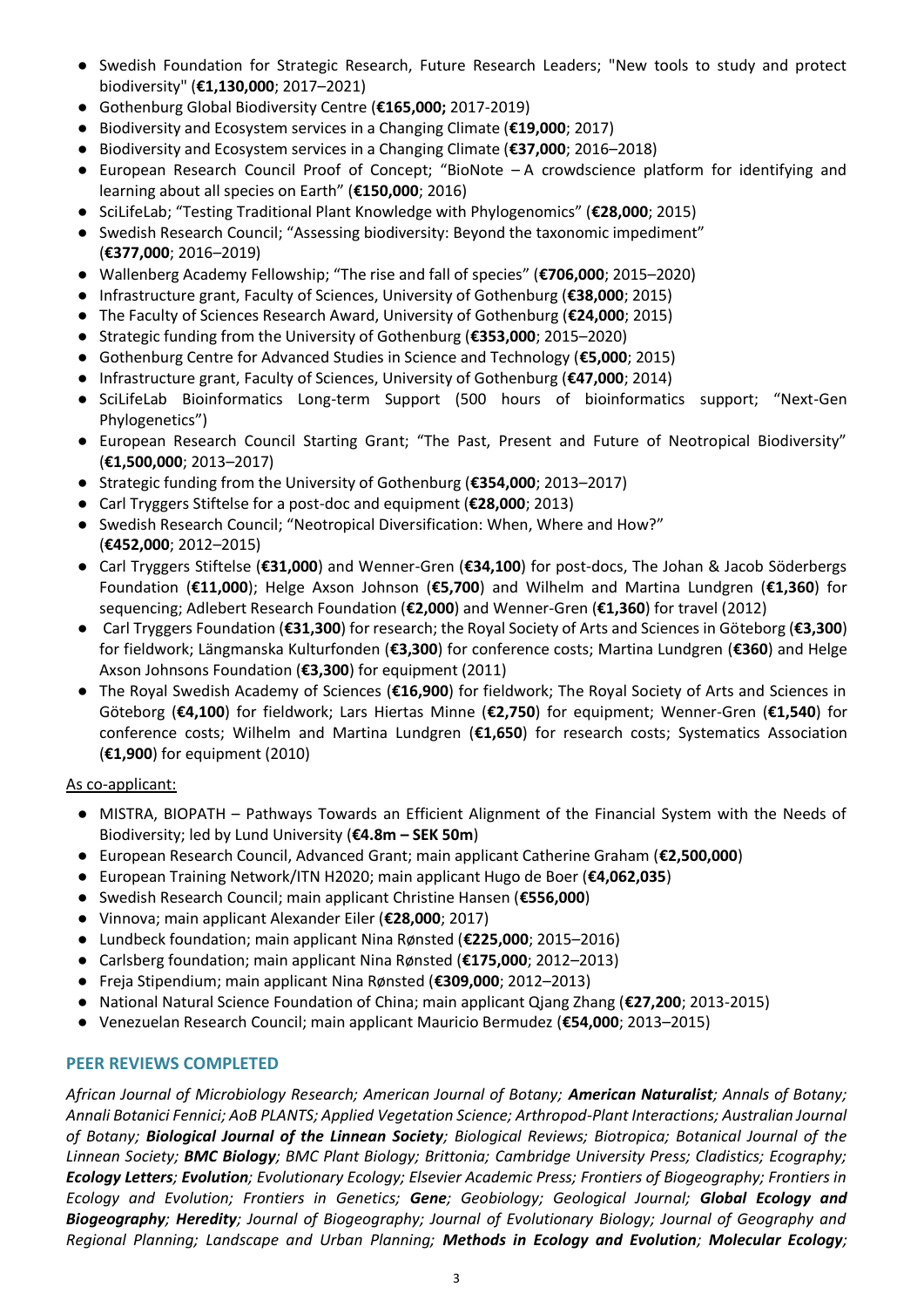- Swedish Foundation for Strategic Research, Future Research Leaders; "New tools to study and protect biodiversity" (**€1,130,000**; 2017–2021)
- Gothenburg Global Biodiversity Centre (**€165,000;** 2017-2019)
- Biodiversity and Ecosystem services in a Changing Climate (**€19,000**; 2017)
- Biodiversity and Ecosystem services in a Changing Climate (**€37,000**; 2016–2018)
- European Research Council Proof of Concept; "BioNote – A crowdscience platform for identifying and learning about all species on Earth" (**€150,000**; 2016)
- SciLifeLab; "Testing Traditional Plant Knowledge with Phylogenomics" (**€28,000**; 2015)
- Swedish Research Council; "Assessing biodiversity: Beyond the taxonomic impediment" (**€377,000**; 2016–2019)
- Wallenberg Academy Fellowship; "The rise and fall of species" (**€706,000**; 2015–2020)
- Infrastructure grant, Faculty of Sciences, University of Gothenburg (**€38,000**; 2015)
- The Faculty of Sciences Research Award, University of Gothenburg (**€24,000**; 2015)
- Strategic funding from the University of Gothenburg (**€353,000**; 2015–2020)
- Gothenburg Centre for Advanced Studies in Science and Technology (**€5,000**; 2015)
- Infrastructure grant, Faculty of Sciences, University of Gothenburg (**€47,000**; 2014)
- SciLifeLab Bioinformatics Long-term Support (500 hours of bioinformatics support; "Next-Gen Phylogenetics")
- European Research Council Starting Grant; "The Past, Present and Future of Neotropical Biodiversity" (**€1,500,000**; 2013–2017)
- Strategic funding from the University of Gothenburg (**€354,000**; 2013–2017)
- Carl Tryggers Stiftelse for a post-doc and equipment (**€28,000**; 2013)
- Swedish Research Council; "Neotropical Diversification: When, Where and How?" (**€452,000**; 2012–2015)
- Carl Tryggers Stiftelse (**€31,000**) and Wenner-Gren (**€34,100**) for post-docs, The Johan & Jacob Söderbergs Foundation (**€11,000**); Helge Axson Johnson (**€5,700**) and Wilhelm and Martina Lundgren (**€1,360**) for sequencing; Adlebert Research Foundation (**€2,000**) and Wenner-Gren (**€1,360**) for travel (2012)
- Carl Tryggers Foundation (**€31,300**) for research; the Royal Society of Arts and Sciences in Göteborg (**€3,300**) for fieldwork; Längmanska Kulturfonden (**€3,300**) for conference costs; Martina Lundgren (**€360**) and Helge Axson Johnsons Foundation (**€3,300**) for equipment (2011)
- The Royal Swedish Academy of Sciences (**€16,900**) for fieldwork; The Royal Society of Arts and Sciences in Göteborg (**€4,100**) for fieldwork; Lars Hiertas Minne (**€2,750**) for equipment; Wenner-Gren (**€1,540**) for conference costs; Wilhelm and Martina Lundgren (**€1,650**) for research costs; Systematics Association (**€1,900**) for equipment (2010)

<u>As co-applicant:</u>

- MISTRA, BIOPATH – Pathways Towards an Efficient Alignment of the Financial System with the Needs of Biodiversity; led by Lund University (**€4.8m – SEK 50m**)
- European Research Council, Advanced Grant; main applicant Catherine Graham (**€2,500,000**)
- European Training Network/ITN H2020; main applicant Hugo de Boer (**€4,062,035**)
- Swedish Research Council; main applicant Christine Hansen (**€556,000**)
- Vinnova; main applicant Alexander Eiler (**€28,000**; 2017)
- Lundbeck foundation; main applicant Nina Rønsted (**€225,000**; 2015–2016)
- Carlsberg foundation; main applicant Nina Rønsted (**€175,000**; 2012–2013)
- Freja Stipendium; main applicant Nina Rønsted (**€309,000**; 2012–2013)
- National Natural Science Foundation of China; main applicant Qjang Zhang (**€27,200**; 2013-2015)
- Venezuelan Research Council; main applicant Mauricio Bermudez (**€54,000**; 2013–2015)

## PEER REVIEWS COMPLETED

*African Journal of Microbiology Research; American Journal of Botany;* ***American Naturalist****; Annals of Botany; Annali Botanici Fennici; AoB PLANTS; Applied Vegetation Science; Arthropod-Plant Interactions; Australian Journal of Botany;* ***Biological Journal of the Linnean Society****; Biological Reviews; Biotropica; Botanical Journal of the Linnean Society;* ***BMC Biology****; BMC Plant Biology; Brittonia; Cambridge University Press; Cladistics; Ecography;* ***Ecology Letters****;* ***Evolution****; Evolutionary Ecology; Elsevier Academic Press; Frontiers of Biogeography; Frontiers in Ecology and Evolution; Frontiers in Genetics;* ***Gene****; Geobiology; Geological Journal;* ***Global Ecology and Biogeography****;* ***Heredity****; Journal of Biogeography; Journal of Evolutionary Biology; Journal of Geography and Regional Planning; Landscape and Urban Planning;* ***Methods in Ecology and Evolution****;* ***Molecular Ecology****;*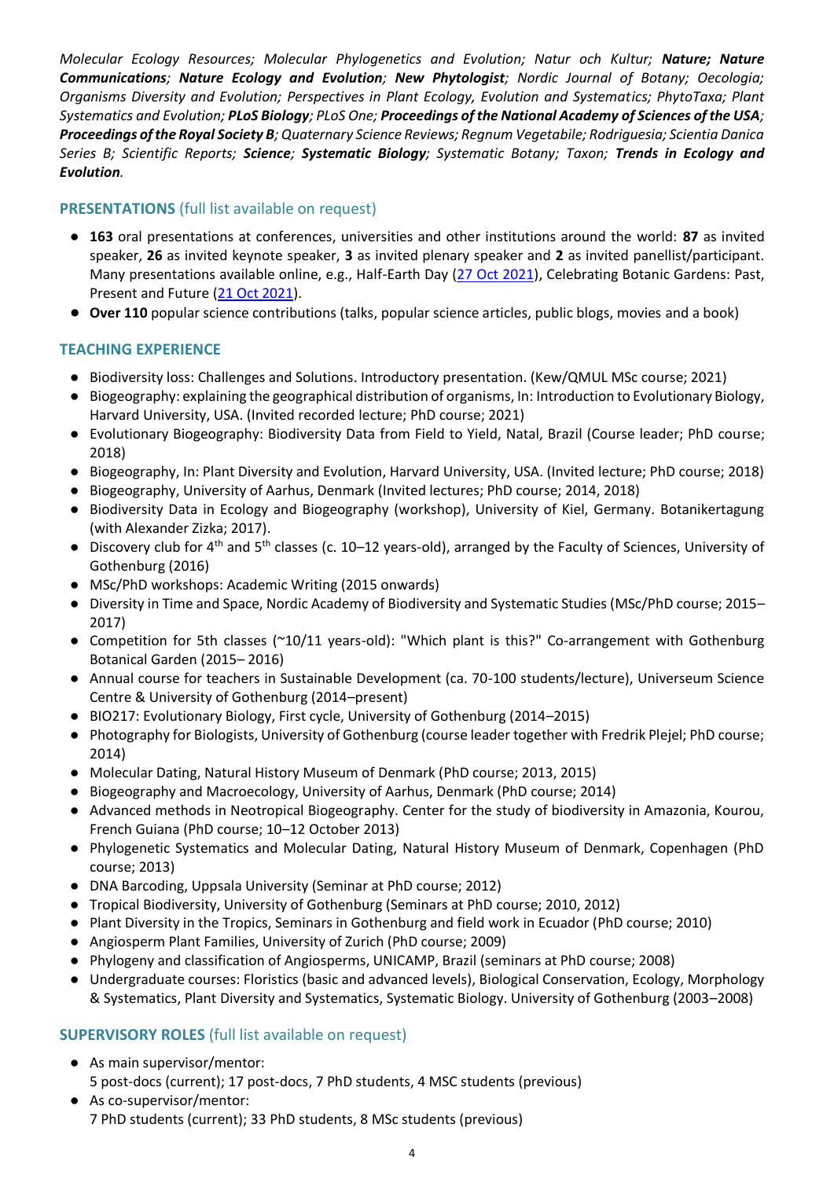*Molecular Ecology Resources; Molecular Phylogenetics and Evolution; Natur och Kultur;* ***Nature; Nature Communications****;* ***Nature Ecology and Evolution****;* ***New Phytologist****; Nordic Journal of Botany; Oecologia; Organisms Diversity and Evolution; Perspectives in Plant Ecology, Evolution and Systematics; PhytoTaxa; Plant Systematics and Evolution;* ***PLoS Biology****; PLoS One;* ***Proceedings of the National Academy of Sciences of the USA****;* ***Proceedings of the Royal Society B****; Quaternary Science Reviews; Regnum Vegetabile; Rodriguesia; Scientia Danica Series B; Scientific Reports;* ***Science****;* ***Systematic Biology****; Systematic Botany; Taxon;* ***Trends in Ecology and Evolution****.*

## PRESENTATIONS (full list available on request)

- **163** oral presentations at conferences, universities and other institutions around the world: **87** as invited speaker, **26** as invited keynote speaker, **3** as invited plenary speaker and **2** as invited panellist/participant. Many presentations available online, e.g., Half-Earth Day (27 Oct 2021), Celebrating Botanic Gardens: Past, Present and Future (21 Oct 2021).
- **Over 110** popular science contributions (talks, popular science articles, public blogs, movies and a book)

## TEACHING EXPERIENCE

- Biodiversity loss: Challenges and Solutions. Introductory presentation. (Kew/QMUL MSc course; 2021)
- Biogeography: explaining the geographical distribution of organisms, In: Introduction to Evolutionary Biology, Harvard University, USA. (Invited recorded lecture; PhD course; 2021)
- Evolutionary Biogeography: Biodiversity Data from Field to Yield, Natal, Brazil (Course leader; PhD course; 2018)
- Biogeography, In: Plant Diversity and Evolution, Harvard University, USA. (Invited lecture; PhD course; 2018)
- Biogeography, University of Aarhus, Denmark (Invited lectures; PhD course; 2014, 2018)
- Biodiversity Data in Ecology and Biogeography (workshop), University of Kiel, Germany. Botanikertagung (with Alexander Zizka; 2017).
- Discovery club for 4th and 5th classes (c. 10–12 years-old), arranged by the Faculty of Sciences, University of Gothenburg (2016)
- MSc/PhD workshops: Academic Writing (2015 onwards)
- Diversity in Time and Space, Nordic Academy of Biodiversity and Systematic Studies (MSc/PhD course; 2015–2017)
- Competition for 5th classes (~10/11 years-old): "Which plant is this?" Co-arrangement with Gothenburg Botanical Garden (2015– 2016)
- Annual course for teachers in Sustainable Development (ca. 70-100 students/lecture), Universeum Science Centre & University of Gothenburg (2014–present)
- BIO217: Evolutionary Biology, First cycle, University of Gothenburg (2014–2015)
- Photography for Biologists, University of Gothenburg (course leader together with Fredrik Plejel; PhD course; 2014)
- Molecular Dating, Natural History Museum of Denmark (PhD course; 2013, 2015)
- Biogeography and Macroecology, University of Aarhus, Denmark (PhD course; 2014)
- Advanced methods in Neotropical Biogeography. Center for the study of biodiversity in Amazonia, Kourou, French Guiana (PhD course; 10–12 October 2013)
- Phylogenetic Systematics and Molecular Dating, Natural History Museum of Denmark, Copenhagen (PhD course; 2013)
- DNA Barcoding, Uppsala University (Seminar at PhD course; 2012)
- Tropical Biodiversity, University of Gothenburg (Seminars at PhD course; 2010, 2012)
- Plant Diversity in the Tropics, Seminars in Gothenburg and field work in Ecuador (PhD course; 2010)
- Angiosperm Plant Families, University of Zurich (PhD course; 2009)
- Phylogeny and classification of Angiosperms, UNICAMP, Brazil (seminars at PhD course; 2008)
- Undergraduate courses: Floristics (basic and advanced levels), Biological Conservation, Ecology, Morphology & Systematics, Plant Diversity and Systematics, Systematic Biology. University of Gothenburg (2003–2008)

## SUPERVISORY ROLES (full list available on request)

- As main supervisor/mentor:
  5 post-docs (current); 17 post-docs, 7 PhD students, 4 MSC students (previous)
- As co-supervisor/mentor:
  7 PhD students (current); 33 PhD students, 8 MSc students (previous)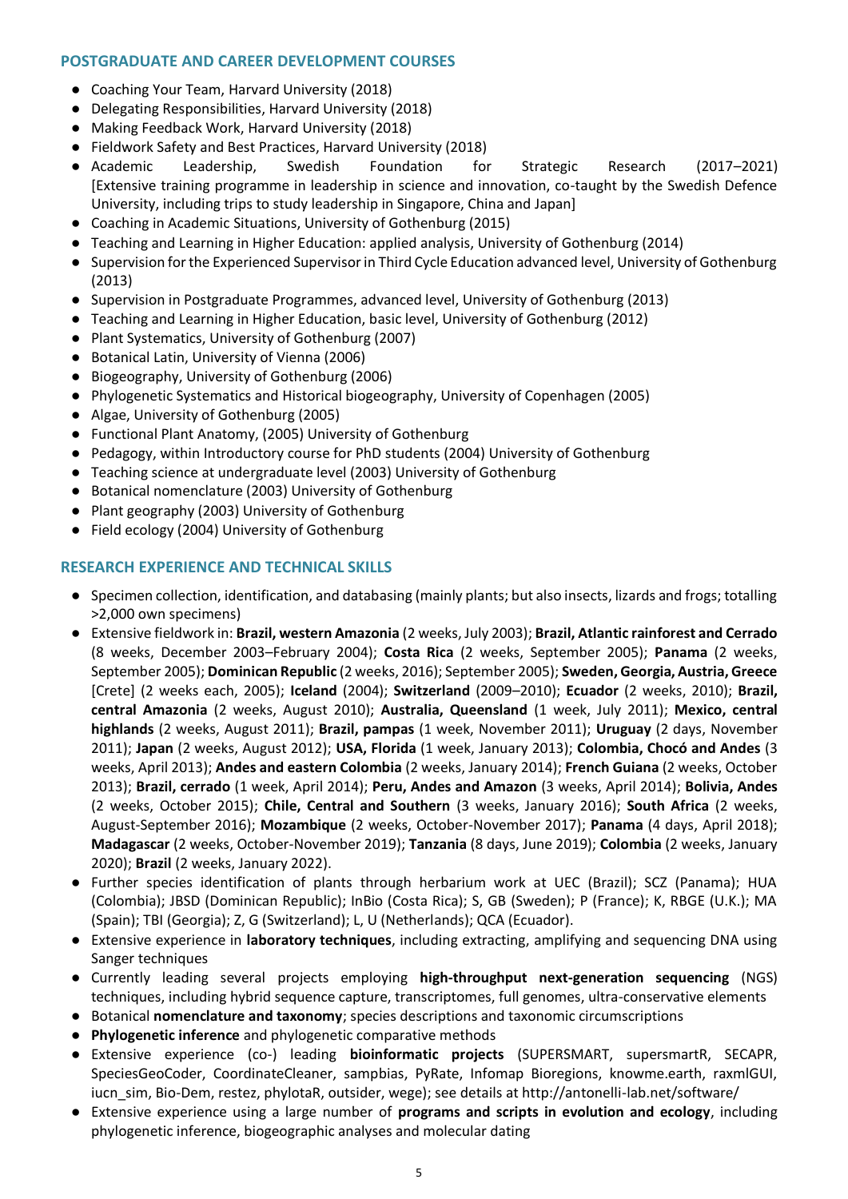## POSTGRADUATE AND CAREER DEVELOPMENT COURSES

- Coaching Your Team, Harvard University (2018)
- Delegating Responsibilities, Harvard University (2018)
- Making Feedback Work, Harvard University (2018)
- Fieldwork Safety and Best Practices, Harvard University (2018)
- Academic Leadership, Swedish Foundation for Strategic Research (2017–2021) [Extensive training programme in leadership in science and innovation, co-taught by the Swedish Defence University, including trips to study leadership in Singapore, China and Japan]
- Coaching in Academic Situations, University of Gothenburg (2015)
- Teaching and Learning in Higher Education: applied analysis, University of Gothenburg (2014)
- Supervision for the Experienced Supervisor in Third Cycle Education advanced level, University of Gothenburg (2013)
- Supervision in Postgraduate Programmes, advanced level, University of Gothenburg (2013)
- Teaching and Learning in Higher Education, basic level, University of Gothenburg (2012)
- Plant Systematics, University of Gothenburg (2007)
- Botanical Latin, University of Vienna (2006)
- Biogeography, University of Gothenburg (2006)
- Phylogenetic Systematics and Historical biogeography, University of Copenhagen (2005)
- Algae, University of Gothenburg (2005)
- Functional Plant Anatomy, (2005) University of Gothenburg
- Pedagogy, within Introductory course for PhD students (2004) University of Gothenburg
- Teaching science at undergraduate level (2003) University of Gothenburg
- Botanical nomenclature (2003) University of Gothenburg
- Plant geography (2003) University of Gothenburg
- Field ecology (2004) University of Gothenburg

## RESEARCH EXPERIENCE AND TECHNICAL SKILLS

- Specimen collection, identification, and databasing (mainly plants; but also insects, lizards and frogs; totalling >2,000 own specimens)
- Extensive fieldwork in: **Brazil, western Amazonia** (2 weeks, July 2003); **Brazil, Atlantic rainforest and Cerrado** (8 weeks, December 2003–February 2004); **Costa Rica** (2 weeks, September 2005); **Panama** (2 weeks, September 2005); **Dominican Republic** (2 weeks, 2016); September 2005); **Sweden, Georgia, Austria, Greece** [Crete] (2 weeks each, 2005); **Iceland** (2004); **Switzerland** (2009–2010); **Ecuador** (2 weeks, 2010); **Brazil, central Amazonia** (2 weeks, August 2010); **Australia, Queensland** (1 week, July 2011); **Mexico, central highlands** (2 weeks, August 2011); **Brazil, pampas** (1 week, November 2011); **Uruguay** (2 days, November 2011); **Japan** (2 weeks, August 2012); **USA, Florida** (1 week, January 2013); **Colombia, Chocó and Andes** (3 weeks, April 2013); **Andes and eastern Colombia** (2 weeks, January 2014); **French Guiana** (2 weeks, October 2013); **Brazil, cerrado** (1 week, April 2014); **Peru, Andes and Amazon** (3 weeks, April 2014); **Bolivia, Andes** (2 weeks, October 2015); **Chile, Central and Southern** (3 weeks, January 2016); **South Africa** (2 weeks, August-September 2016); **Mozambique** (2 weeks, October-November 2017); **Panama** (4 days, April 2018); **Madagascar** (2 weeks, October-November 2019); **Tanzania** (8 days, June 2019); **Colombia** (2 weeks, January 2020); **Brazil** (2 weeks, January 2022).
- Further species identification of plants through herbarium work at UEC (Brazil); SCZ (Panama); HUA (Colombia); JBSD (Dominican Republic); InBio (Costa Rica); S, GB (Sweden); P (France); K, RBGE (U.K.); MA (Spain); TBI (Georgia); Z, G (Switzerland); L, U (Netherlands); QCA (Ecuador).
- Extensive experience in **laboratory techniques**, including extracting, amplifying and sequencing DNA using Sanger techniques
- Currently leading several projects employing **high-throughput next-generation sequencing** (NGS) techniques, including hybrid sequence capture, transcriptomes, full genomes, ultra-conservative elements
- Botanical **nomenclature and taxonomy**; species descriptions and taxonomic circumscriptions
- **Phylogenetic inference** and phylogenetic comparative methods
- Extensive experience (co-) leading **bioinformatic projects** (SUPERSMART, supersmartR, SECAPR, SpeciesGeoCoder, CoordinateCleaner, sampbias, PyRate, Infomap Bioregions, knowme.earth, raxmlGUI, iucn_sim, Bio-Dem, restez, phylotaR, outsider, wege); see details at http://antonelli-lab.net/software/
- Extensive experience using a large number of **programs and scripts in evolution and ecology**, including phylogenetic inference, biogeographic analyses and molecular dating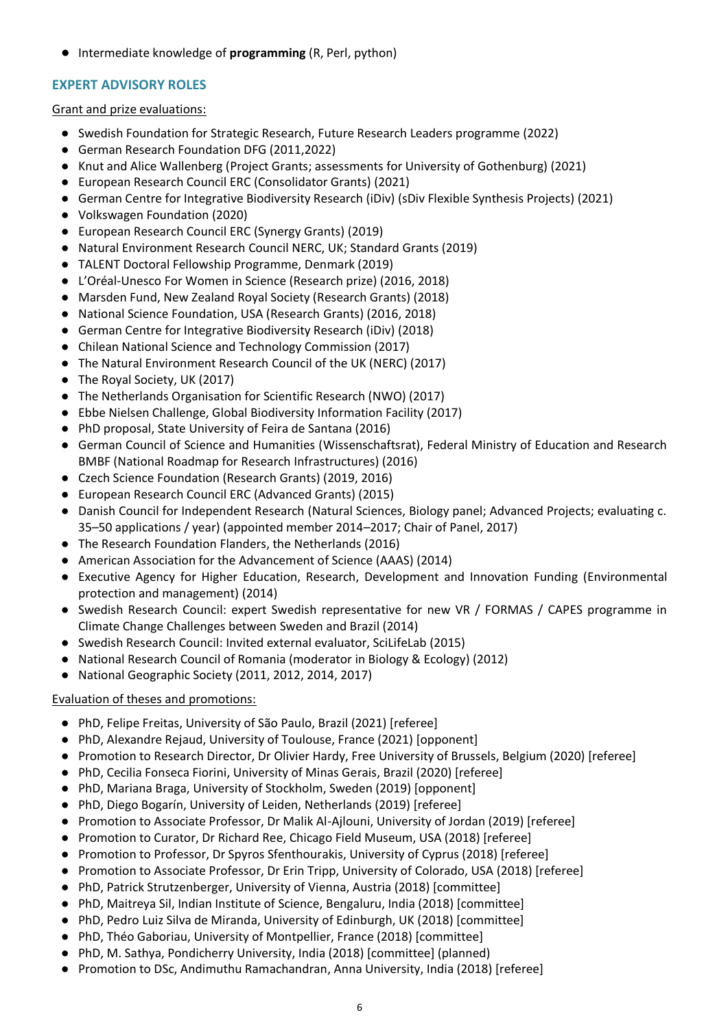- Intermediate knowledge of **programming** (R, Perl, python)

## EXPERT ADVISORY ROLES

Grant and prize evaluations:

- Swedish Foundation for Strategic Research, Future Research Leaders programme (2022)
- German Research Foundation DFG (2011,2022)
- Knut and Alice Wallenberg (Project Grants; assessments for University of Gothenburg) (2021)
- European Research Council ERC (Consolidator Grants) (2021)
- German Centre for Integrative Biodiversity Research (iDiv) (sDiv Flexible Synthesis Projects) (2021)
- Volkswagen Foundation (2020)
- European Research Council ERC (Synergy Grants) (2019)
- Natural Environment Research Council NERC, UK; Standard Grants (2019)
- TALENT Doctoral Fellowship Programme, Denmark (2019)
- L'Oréal-Unesco For Women in Science (Research prize) (2016, 2018)
- Marsden Fund, New Zealand Royal Society (Research Grants) (2018)
- National Science Foundation, USA (Research Grants) (2016, 2018)
- German Centre for Integrative Biodiversity Research (iDiv) (2018)
- Chilean National Science and Technology Commission (2017)
- The Natural Environment Research Council of the UK (NERC) (2017)
- The Royal Society, UK (2017)
- The Netherlands Organisation for Scientific Research (NWO) (2017)
- Ebbe Nielsen Challenge, Global Biodiversity Information Facility (2017)
- PhD proposal, State University of Feira de Santana (2016)
- German Council of Science and Humanities (Wissenschaftsrat), Federal Ministry of Education and Research BMBF (National Roadmap for Research Infrastructures) (2016)
- Czech Science Foundation (Research Grants) (2019, 2016)
- European Research Council ERC (Advanced Grants) (2015)
- Danish Council for Independent Research (Natural Sciences, Biology panel; Advanced Projects; evaluating c. 35–50 applications / year) (appointed member 2014–2017; Chair of Panel, 2017)
- The Research Foundation Flanders, the Netherlands (2016)
- American Association for the Advancement of Science (AAAS) (2014)
- Executive Agency for Higher Education, Research, Development and Innovation Funding (Environmental protection and management) (2014)
- Swedish Research Council: expert Swedish representative for new VR / FORMAS / CAPES programme in Climate Change Challenges between Sweden and Brazil (2014)
- Swedish Research Council: Invited external evaluator, SciLifeLab (2015)
- National Research Council of Romania (moderator in Biology & Ecology) (2012)
- National Geographic Society (2011, 2012, 2014, 2017)

Evaluation of theses and promotions:

- PhD, Felipe Freitas, University of São Paulo, Brazil (2021) [referee]
- PhD, Alexandre Rejaud, University of Toulouse, France (2021) [opponent]
- Promotion to Research Director, Dr Olivier Hardy, Free University of Brussels, Belgium (2020) [referee]
- PhD, Cecilia Fonseca Fiorini, University of Minas Gerais, Brazil (2020) [referee]
- PhD, Mariana Braga, University of Stockholm, Sweden (2019) [opponent]
- PhD, Diego Bogarín, University of Leiden, Netherlands (2019) [referee]
- Promotion to Associate Professor, Dr Malik Al-Ajlouni, University of Jordan (2019) [referee]
- Promotion to Curator, Dr Richard Ree, Chicago Field Museum, USA (2018) [referee]
- Promotion to Professor, Dr Spyros Sfenthourakis, University of Cyprus (2018) [referee]
- Promotion to Associate Professor, Dr Erin Tripp, University of Colorado, USA (2018) [referee]
- PhD, Patrick Strutzenberger, University of Vienna, Austria (2018) [committee]
- PhD, Maitreya Sil, Indian Institute of Science, Bengaluru, India (2018) [committee]
- PhD, Pedro Luiz Silva de Miranda, University of Edinburgh, UK (2018) [committee]
- PhD, Théo Gaboriau, University of Montpellier, France (2018) [committee]
- PhD, M. Sathya, Pondicherry University, India (2018) [committee] (planned)
- Promotion to DSc, Andimuthu Ramachandran, Anna University, India (2018) [referee]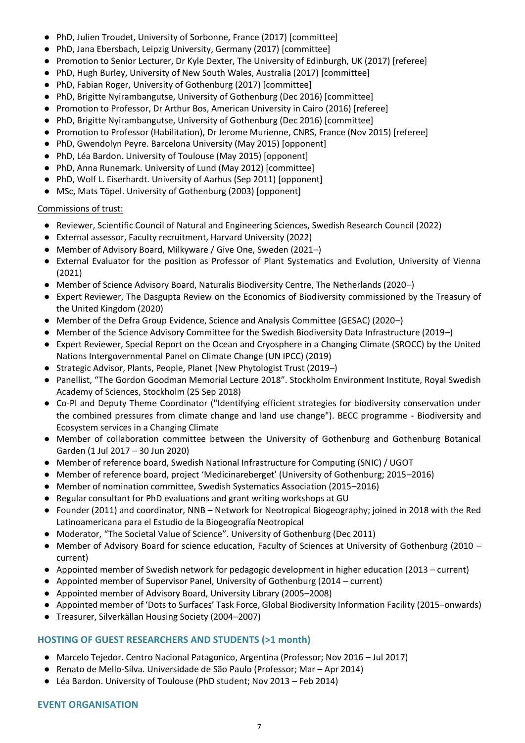- PhD, Julien Troudet, University of Sorbonne, France (2017) [committee]
- PhD, Jana Ebersbach, Leipzig University, Germany (2017) [committee]
- Promotion to Senior Lecturer, Dr Kyle Dexter, The University of Edinburgh, UK (2017) [referee]
- PhD, Hugh Burley, University of New South Wales, Australia (2017) [committee]
- PhD, Fabian Roger, University of Gothenburg (2017) [committee]
- PhD, Brigitte Nyirambangutse, University of Gothenburg (Dec 2016) [committee]
- Promotion to Professor, Dr Arthur Bos, American University in Cairo (2016) [referee]
- PhD, Brigitte Nyirambangutse, University of Gothenburg (Dec 2016) [committee]
- Promotion to Professor (Habilitation), Dr Jerome Murienne, CNRS, France (Nov 2015) [referee]
- PhD, Gwendolyn Peyre. Barcelona University (May 2015) [opponent]
- PhD, Léa Bardon. University of Toulouse (May 2015) [opponent]
- PhD, Anna Runemark. University of Lund (May 2012) [committee]
- PhD, Wolf L. Eiserhardt. University of Aarhus (Sep 2011) [opponent]
- MSc, Mats Töpel. University of Gothenburg (2003) [opponent]

Commissions of trust:

- Reviewer, Scientific Council of Natural and Engineering Sciences, Swedish Research Council (2022)
- External assessor, Faculty recruitment, Harvard University (2022)
- Member of Advisory Board, Milkyware / Give One, Sweden (2021–)
- External Evaluator for the position as Professor of Plant Systematics and Evolution, University of Vienna (2021)
- Member of Science Advisory Board, Naturalis Biodiversity Centre, The Netherlands (2020–)
- Expert Reviewer, The Dasgupta Review on the Economics of Biodiversity commissioned by the Treasury of the United Kingdom (2020)
- Member of the Defra Group Evidence, Science and Analysis Committee (GESAC) (2020–)
- Member of the Science Advisory Committee for the Swedish Biodiversity Data Infrastructure (2019–)
- Expert Reviewer, Special Report on the Ocean and Cryosphere in a Changing Climate (SROCC) by the United Nations Intergovernmental Panel on Climate Change (UN IPCC) (2019)
- Strategic Advisor, Plants, People, Planet (New Phytologist Trust (2019–)
- Panellist, "The Gordon Goodman Memorial Lecture 2018". Stockholm Environment Institute, Royal Swedish Academy of Sciences, Stockholm (25 Sep 2018)
- Co-PI and Deputy Theme Coordinator ("Identifying efficient strategies for biodiversity conservation under the combined pressures from climate change and land use change"). BECC programme - Biodiversity and Ecosystem services in a Changing Climate
- Member of collaboration committee between the University of Gothenburg and Gothenburg Botanical Garden (1 Jul 2017 – 30 Jun 2020)
- Member of reference board, Swedish National Infrastructure for Computing (SNIC) / UGOT
- Member of reference board, project 'Medicinareberget' (University of Gothenburg; 2015–2016)
- Member of nomination committee, Swedish Systematics Association (2015–2016)
- Regular consultant for PhD evaluations and grant writing workshops at GU
- Founder (2011) and coordinator, NNB – Network for Neotropical Biogeography; joined in 2018 with the Red Latinoamericana para el Estudio de la Biogeografía Neotropical
- Moderator, "The Societal Value of Science". University of Gothenburg (Dec 2011)
- Member of Advisory Board for science education, Faculty of Sciences at University of Gothenburg (2010 – current)
- Appointed member of Swedish network for pedagogic development in higher education (2013 – current)
- Appointed member of Supervisor Panel, University of Gothenburg (2014 – current)
- Appointed member of Advisory Board, University Library (2005–2008)
- Appointed member of 'Dots to Surfaces' Task Force, Global Biodiversity Information Facility (2015–onwards)
- Treasurer, Silverkällan Housing Society (2004–2007)

## HOSTING OF GUEST RESEARCHERS AND STUDENTS (>1 month)

- Marcelo Tejedor. Centro Nacional Patagonico, Argentina (Professor; Nov 2016 – Jul 2017)
- Renato de Mello-Silva. Universidade de São Paulo (Professor; Mar – Apr 2014)
- Léa Bardon. University of Toulouse (PhD student; Nov 2013 – Feb 2014)

## EVENT ORGANISATION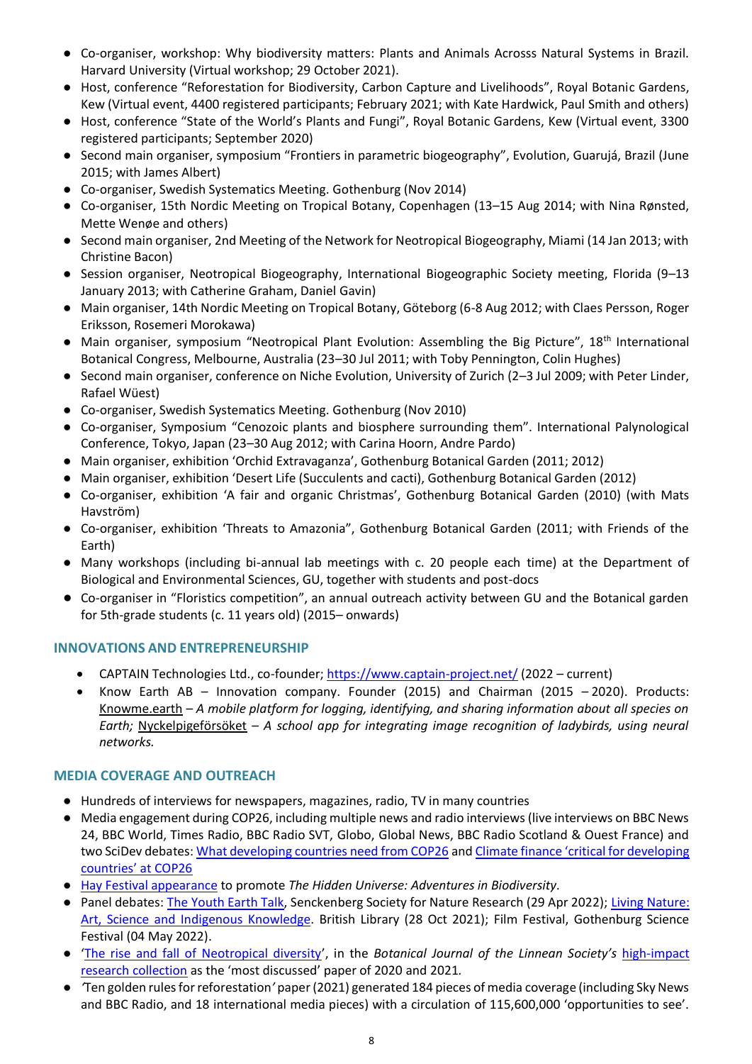- Co-organiser, workshop: Why biodiversity matters: Plants and Animals Acrosss Natural Systems in Brazil. Harvard University (Virtual workshop; 29 October 2021).
- Host, conference "Reforestation for Biodiversity, Carbon Capture and Livelihoods", Royal Botanic Gardens, Kew (Virtual event, 4400 registered participants; February 2021; with Kate Hardwick, Paul Smith and others)
- Host, conference "State of the World's Plants and Fungi", Royal Botanic Gardens, Kew (Virtual event, 3300 registered participants; September 2020)
- Second main organiser, symposium "Frontiers in parametric biogeography", Evolution, Guarujá, Brazil (June 2015; with James Albert)
- Co-organiser, Swedish Systematics Meeting. Gothenburg (Nov 2014)
- Co-organiser, 15th Nordic Meeting on Tropical Botany, Copenhagen (13–15 Aug 2014; with Nina Rønsted, Mette Wenøe and others)
- Second main organiser, 2nd Meeting of the Network for Neotropical Biogeography, Miami (14 Jan 2013; with Christine Bacon)
- Session organiser, Neotropical Biogeography, International Biogeographic Society meeting, Florida (9–13 January 2013; with Catherine Graham, Daniel Gavin)
- Main organiser, 14th Nordic Meeting on Tropical Botany, Göteborg (6-8 Aug 2012; with Claes Persson, Roger Eriksson, Rosemeri Morokawa)
- Main organiser, symposium "Neotropical Plant Evolution: Assembling the Big Picture", 18th International Botanical Congress, Melbourne, Australia (23–30 Jul 2011; with Toby Pennington, Colin Hughes)
- Second main organiser, conference on Niche Evolution, University of Zurich (2–3 Jul 2009; with Peter Linder, Rafael Wüest)
- Co-organiser, Swedish Systematics Meeting. Gothenburg (Nov 2010)
- Co-organiser, Symposium "Cenozoic plants and biosphere surrounding them". International Palynological Conference, Tokyo, Japan (23–30 Aug 2012; with Carina Hoorn, Andre Pardo)
- Main organiser, exhibition 'Orchid Extravaganza', Gothenburg Botanical Garden (2011; 2012)
- Main organiser, exhibition 'Desert Life (Succulents and cacti), Gothenburg Botanical Garden (2012)
- Co-organiser, exhibition 'A fair and organic Christmas', Gothenburg Botanical Garden (2010) (with Mats Havström)
- Co-organiser, exhibition 'Threats to Amazonia", Gothenburg Botanical Garden (2011; with Friends of the Earth)
- Many workshops (including bi-annual lab meetings with c. 20 people each time) at the Department of Biological and Environmental Sciences, GU, together with students and post-docs
- Co-organiser in "Floristics competition", an annual outreach activity between GU and the Botanical garden for 5th-grade students (c. 11 years old) (2015– onwards)

## INNOVATIONS AND ENTREPRENEURSHIP

- CAPTAIN Technologies Ltd., co-founder; https://www.captain-project.net/ (2022 – current)
- Know Earth AB – Innovation company. Founder (2015) and Chairman (2015 – 2020). Products: Knowme.earth – *A mobile platform for logging, identifying, and sharing information about all species on Earth;* Nyckelpigeförsöket – *A school app for integrating image recognition of ladybirds, using neural networks.*

## MEDIA COVERAGE AND OUTREACH

- Hundreds of interviews for newspapers, magazines, radio, TV in many countries
- Media engagement during COP26, including multiple news and radio interviews (live interviews on BBC News 24, BBC World, Times Radio, BBC Radio SVT, Globo, Global News, BBC Radio Scotland & Ouest France) and two SciDev debates: What developing countries need from COP26 and Climate finance 'critical for developing countries' at COP26
- Hay Festival appearance to promote *The Hidden Universe: Adventures in Biodiversity*.
- Panel debates: The Youth Earth Talk, Senckenberg Society for Nature Research (29 Apr 2022); Living Nature: Art, Science and Indigenous Knowledge. British Library (28 Oct 2021); Film Festival, Gothenburg Science Festival (04 May 2022).
- 'The rise and fall of Neotropical diversity', in the *Botanical Journal of the Linnean Society's* high-impact research collection as the 'most discussed' paper of 2020 and 2021.
- 'Ten golden rules for reforestation' paper (2021) generated 184 pieces of media coverage (including Sky News and BBC Radio, and 18 international media pieces) with a circulation of 115,600,000 'opportunities to see'.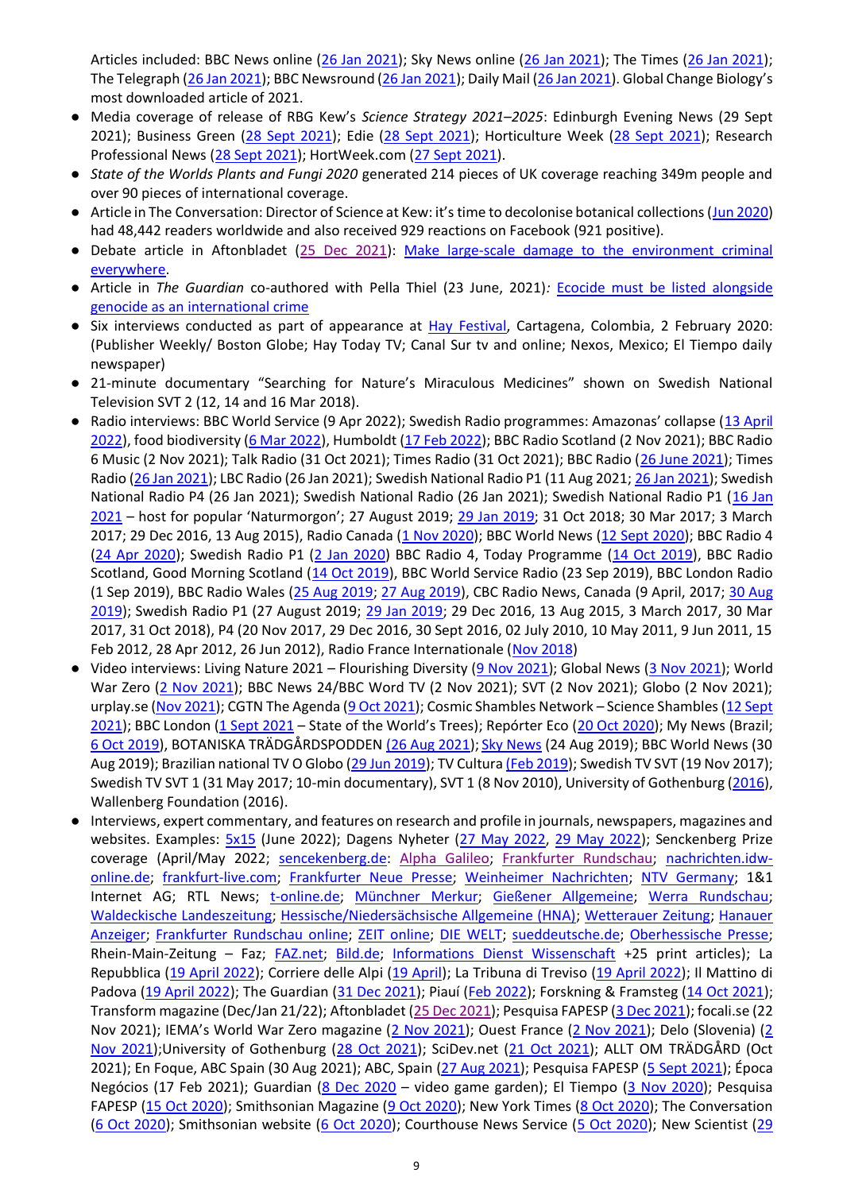Articles included: BBC News online (26 Jan 2021); Sky News online (26 Jan 2021); The Times (26 Jan 2021); The Telegraph (26 Jan 2021); BBC Newsround (26 Jan 2021); Daily Mail (26 Jan 2021). Global Change Biology's most downloaded article of 2021.

- Media coverage of release of RBG Kew's *Science Strategy 2021–2025*: Edinburgh Evening News (29 Sept 2021); Business Green (28 Sept 2021); Edie (28 Sept 2021); Horticulture Week (28 Sept 2021); Research Professional News (28 Sept 2021); HortWeek.com (27 Sept 2021).
- *State of the Worlds Plants and Fungi 2020* generated 214 pieces of UK coverage reaching 349m people and over 90 pieces of international coverage.
- Article in The Conversation: Director of Science at Kew: it's time to decolonise botanical collections (Jun 2020) had 48,442 readers worldwide and also received 929 reactions on Facebook (921 positive).
- Debate article in Aftonbladet (25 Dec 2021): Make large-scale damage to the environment criminal everywhere.
- Article in *The Guardian* co-authored with Pella Thiel (23 June, 2021)*:* Ecocide must be listed alongside genocide as an international crime
- Six interviews conducted as part of appearance at Hay Festival, Cartagena, Colombia, 2 February 2020: (Publisher Weekly/ Boston Globe; Hay Today TV; Canal Sur tv and online; Nexos, Mexico; El Tiempo daily newspaper)
- 21-minute documentary "Searching for Nature's Miraculous Medicines" shown on Swedish National Television SVT 2 (12, 14 and 16 Mar 2018).
- Radio interviews: BBC World Service (9 Apr 2022); Swedish Radio programmes: Amazonas' collapse (13 April 2022), food biodiversity (6 Mar 2022), Humboldt (17 Feb 2022); BBC Radio Scotland (2 Nov 2021); BBC Radio 6 Music (2 Nov 2021); Talk Radio (31 Oct 2021); Times Radio (31 Oct 2021); BBC Radio (26 June 2021); Times Radio (26 Jan 2021); LBC Radio (26 Jan 2021); Swedish National Radio P1 (11 Aug 2021; 26 Jan 2021); Swedish National Radio P4 (26 Jan 2021); Swedish National Radio (26 Jan 2021); Swedish National Radio P1 (16 Jan 2021 – host for popular 'Naturmorgon'; 27 August 2019; 29 Jan 2019; 31 Oct 2018; 30 Mar 2017; 3 March 2017; 29 Dec 2016, 13 Aug 2015), Radio Canada (1 Nov 2020); BBC World News (12 Sept 2020); BBC Radio 4 (24 Apr 2020); Swedish Radio P1 (2 Jan 2020) BBC Radio 4, Today Programme (14 Oct 2019), BBC Radio Scotland, Good Morning Scotland (14 Oct 2019), BBC World Service Radio (23 Sep 2019), BBC London Radio (1 Sep 2019), BBC Radio Wales (25 Aug 2019; 27 Aug 2019), CBC Radio News, Canada (9 April, 2017; 30 Aug 2019); Swedish Radio P1 (27 August 2019; 29 Jan 2019; 29 Dec 2016, 13 Aug 2015, 3 March 2017, 30 Mar 2017, 31 Oct 2018), P4 (20 Nov 2017, 29 Dec 2016, 30 Sept 2016, 02 July 2010, 10 May 2011, 9 Jun 2011, 15 Feb 2012, 28 Apr 2012, 26 Jun 2012), Radio France Internationale (Nov 2018)
- Video interviews: Living Nature 2021 – Flourishing Diversity (9 Nov 2021); Global News (3 Nov 2021); World War Zero (2 Nov 2021); BBC News 24/BBC Word TV (2 Nov 2021); SVT (2 Nov 2021); Globo (2 Nov 2021); urplay.se (Nov 2021); CGTN The Agenda (9 Oct 2021); Cosmic Shambles Network – Science Shambles (12 Sept 2021); BBC London (1 Sept 2021 – State of the World's Trees); Repórter Eco (20 Oct 2020); My News (Brazil; 6 Oct 2019), BOTANISKA TRÄDGÅRDSPODDEN (26 Aug 2021); Sky News (24 Aug 2019); BBC World News (30 Aug 2019); Brazilian national TV O Globo (29 Jun 2019); TV Cultura (Feb 2019); Swedish TV SVT (19 Nov 2017); Swedish TV SVT 1 (31 May 2017; 10-min documentary), SVT 1 (8 Nov 2010), University of Gothenburg (2016), Wallenberg Foundation (2016).
- Interviews, expert commentary, and features on research and profile in journals, newspapers, magazines and websites. Examples: 5x15 (June 2022); Dagens Nyheter (27 May 2022, 29 May 2022); Senckenberg Prize coverage (April/May 2022; sencekenberg.de: Alpha Galileo; Frankfurter Rundschau; nachrichten.idw-online.de; frankfurt-live.com; Frankfurter Neue Presse; Weinheimer Nachrichten; NTV Germany; 1&1 Internet AG; RTL News; t-online.de; Münchner Merkur; Gießener Allgemeine; Werra Rundschau; Waldeckische Landeszeitung; Hessische/Niedersächsische Allgemeine (HNA); Wetterauer Zeitung; Hanauer Anzeiger; Frankfurter Rundschau online; ZEIT online; DIE WELT; sueddeutsche.de; Oberhessische Presse; Rhein-Main-Zeitung – Faz; FAZ.net; Bild.de; Informations Dienst Wissenschaft +25 print articles); La Repubblica (19 April 2022); Corriere delle Alpi (19 April); La Tribuna di Treviso (19 April 2022); Il Mattino di Padova (19 April 2022); The Guardian (31 Dec 2021); Piauí (Feb 2022); Forskning & Framsteg (14 Oct 2021); Transform magazine (Dec/Jan 21/22); Aftonbladet (25 Dec 2021); Pesquisa FAPESP (3 Dec 2021); focali.se (22 Nov 2021); IEMA's World War Zero magazine (2 Nov 2021); Ouest France (2 Nov 2021); Delo (Slovenia) (2 Nov 2021);University of Gothenburg (28 Oct 2021); SciDev.net (21 Oct 2021); ALLT OM TRÄDGÅRD (Oct 2021); En Foque, ABC Spain (30 Aug 2021); ABC, Spain (27 Aug 2021); Pesquisa FAPESP (5 Sept 2021); Época Negócios (17 Feb 2021); Guardian (8 Dec 2020 – video game garden); El Tiempo (3 Nov 2020); Pesquisa FAPESP (15 Oct 2020); Smithsonian Magazine (9 Oct 2020); New York Times (8 Oct 2020); The Conversation (6 Oct 2020); Smithsonian website (6 Oct 2020); Courthouse News Service (5 Oct 2020); New Scientist (29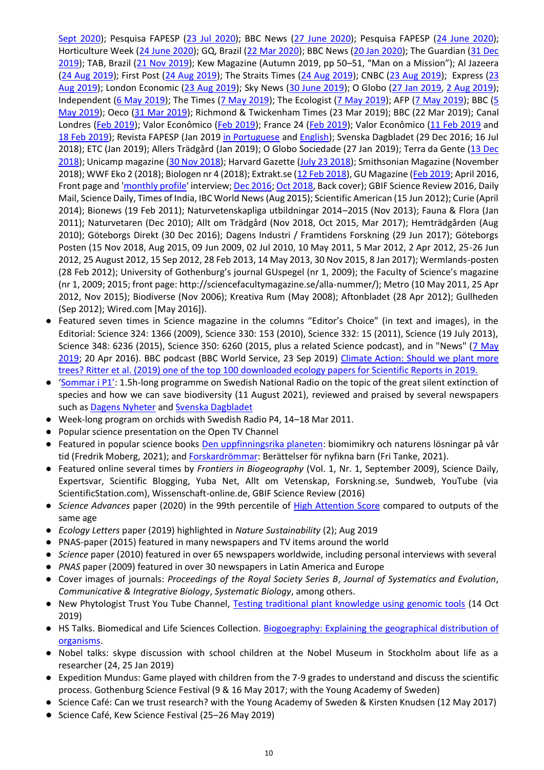Sept 2020); Pesquisa FAPESP (23 Jul 2020); BBC News (27 June 2020); Pesquisa FAPESP (24 June 2020); Horticulture Week (24 June 2020); GQ, Brazil (22 Mar 2020); BBC News (20 Jan 2020); The Guardian (31 Dec 2019); TAB, Brazil (21 Nov 2019); Kew Magazine (Autumn 2019, pp 50–51, "Man on a Mission"); Al Jazeera (24 Aug 2019); First Post (24 Aug 2019); The Straits Times (24 Aug 2019); CNBC (23 Aug 2019); Express (23 Aug 2019); London Economic (23 Aug 2019); Sky News (30 June 2019); O Globo (27 Jan 2019, 2 Aug 2019); Independent (6 May 2019); The Times (7 May 2019); The Ecologist (7 May 2019); AFP (7 May 2019); BBC (5 May 2019); Oeco (31 Mar 2019); Richmond & Twickenham Times (23 Mar 2019); BBC (22 Mar 2019); Canal Londres (Feb 2019); Valor Econômico (Feb 2019); France 24 (Feb 2019); Valor Econômico (11 Feb 2019 and 18 Feb 2019); Revista FAPESP (Jan 2019 in Portuguese and English); Svenska Dagbladet (29 Dec 2016; 16 Jul 2018); ETC (Jan 2019); Allers Trädgård (Jan 2019); O Globo Sociedade (27 Jan 2019); Terra da Gente (13 Dec 2018); Unicamp magazine (30 Nov 2018); Harvard Gazette (July 23 2018); Smithsonian Magazine (November 2018); WWF Eko 2 (2018); Biologen nr 4 (2018); Extrakt.se (12 Feb 2018), GU Magazine (Feb 2019; April 2016, Front page and 'monthly profile' interview; Dec 2016; Oct 2018, Back cover); GBIF Science Review 2016, Daily Mail, Science Daily, Times of India, IBC World News (Aug 2015); Scientific American (15 Jun 2012); Curie (April 2014); Bionews (19 Feb 2011); Naturvetenskapliga utbildningar 2014–2015 (Nov 2013); Fauna & Flora (Jan 2011); Naturvetaren (Dec 2010); Allt om Trädgård (Nov 2018, Oct 2015, Mar 2017); Hemträdgården (Aug 2010); Göteborgs Direkt (30 Dec 2016); Dagens Industri / Framtidens Forskning (29 Jun 2017); Göteborgs Posten (15 Nov 2018, Aug 2015, 09 Jun 2009, 02 Jul 2010, 10 May 2011, 5 Mar 2012, 2 Apr 2012, 25-26 Jun 2012, 25 August 2012, 15 Sep 2012, 28 Feb 2013, 14 May 2013, 30 Nov 2015, 8 Jan 2017); Wermlands-posten (28 Feb 2012); University of Gothenburg's journal GUspegel (nr 1, 2009); the Faculty of Science's magazine (nr 1, 2009; 2015; front page: http://sciencefacultymagazine.se/alla-nummer/); Metro (10 May 2011, 25 Apr 2012, Nov 2015); Biodiverse (Nov 2006); Kreativa Rum (May 2008); Aftonbladet (28 Apr 2012); Gullheden (Sep 2012); Wired.com [May 2016]).

- Featured seven times in Science magazine in the columns "Editor's Choice" (in text and images), in the Editorial: Science 324: 1366 (2009), Science 330: 153 (2010), Science 332: 15 (2011), Science (19 July 2013), Science 348: 6236 (2015), Science 350: 6260 (2015, plus a related Science podcast), and in "News" (7 May 2019; 20 Apr 2016). BBC podcast (BBC World Service, 23 Sep 2019) Climate Action: Should we plant more trees? Ritter et al. (2019) one of the top 100 downloaded ecology papers for Scientific Reports in 2019.
- 'Sommar i P1': 1.5h-long programme on Swedish National Radio on the topic of the great silent extinction of species and how we can save biodiversity (11 August 2021), reviewed and praised by several newspapers such as Dagens Nyheter and Svenska Dagbladet
- Week-long program on orchids with Swedish Radio P4, 14–18 Mar 2011.
- Popular science presentation on the Open TV Channel
- Featured in popular science books Den uppfinningsrika planeten: biomimikry och naturens lösningar på vår tid (Fredrik Moberg, 2021); and Forskardrömmar: Berättelser för nyfikna barn (Fri Tanke, 2021).
- Featured online several times by *Frontiers in Biogeography* (Vol. 1, Nr. 1, September 2009), Science Daily, Expertsvar, Scientific Blogging, Yuba Net, Allt om Vetenskap, Forskning.se, Sundweb, YouTube (via ScientificStation.com), Wissenschaft-online.de, GBIF Science Review (2016)
- *Science Advances* paper (2020) in the 99th percentile of High Attention Score compared to outputs of the same age
- *Ecology Letters* paper (2019) highlighted in *Nature Sustainability* (2); Aug 2019
- PNAS-paper (2015) featured in many newspapers and TV items around the world
- *Science* paper (2010) featured in over 65 newspapers worldwide, including personal interviews with several
- *PNAS* paper (2009) featured in over 30 newspapers in Latin America and Europe
- Cover images of journals: *Proceedings of the Royal Society Series B*, *Journal of Systematics and Evolution*, *Communicative & Integrative Biology*, *Systematic Biology*, among others.
- New Phytologist Trust You Tube Channel, Testing traditional plant knowledge using genomic tools (14 Oct 2019)
- HS Talks. Biomedical and Life Sciences Collection. Biogoegraphy: Explaining the geographical distribution of organisms.
- Nobel talks: skype discussion with school children at the Nobel Museum in Stockholm about life as a researcher (24, 25 Jan 2019)
- Expedition Mundus: Game played with children from the 7-9 grades to understand and discuss the scientific process. Gothenburg Science Festival (9 & 16 May 2017; with the Young Academy of Sweden)
- Science Café: Can we trust research? with the Young Academy of Sweden & Kirsten Knudsen (12 May 2017)
- Science Café, Kew Science Festival (25–26 May 2019)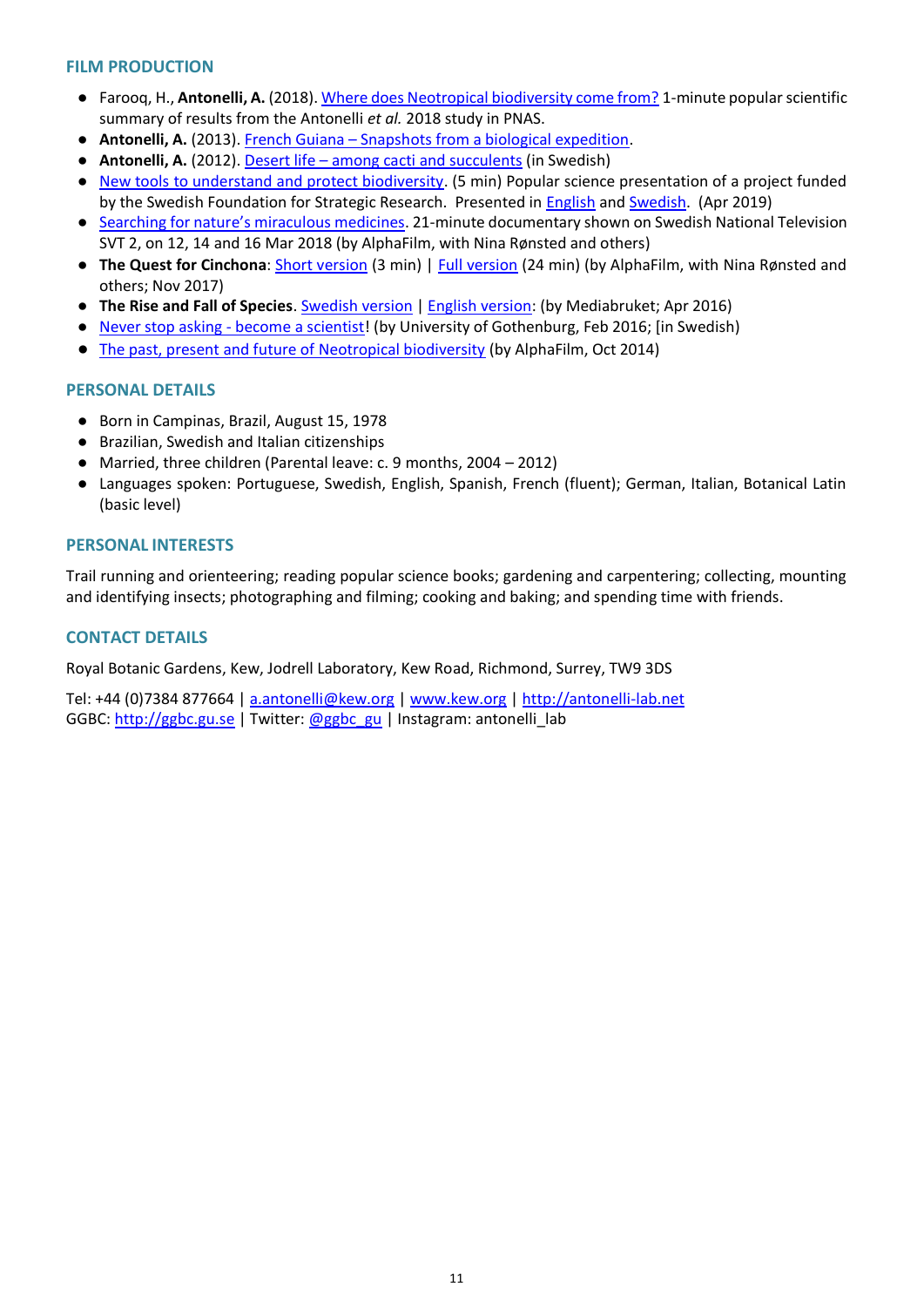## FILM PRODUCTION

- Farooq, H., **Antonelli, A.** (2018). Where does Neotropical biodiversity come from? 1-minute popular scientific summary of results from the Antonelli *et al.* 2018 study in PNAS.
- **Antonelli, A.** (2013). French Guiana – Snapshots from a biological expedition.
- **Antonelli, A.** (2012). Desert life – among cacti and succulents (in Swedish)
- New tools to understand and protect biodiversity. (5 min) Popular science presentation of a project funded by the Swedish Foundation for Strategic Research. Presented in English and Swedish. (Apr 2019)
- Searching for nature's miraculous medicines. 21-minute documentary shown on Swedish National Television SVT 2, on 12, 14 and 16 Mar 2018 (by AlphaFilm, with Nina Rønsted and others)
- **The Quest for Cinchona**: Short version (3 min) | Full version (24 min) (by AlphaFilm, with Nina Rønsted and others; Nov 2017)
- **The Rise and Fall of Species**. Swedish version | English version: (by Mediabruket; Apr 2016)
- Never stop asking - become a scientist! (by University of Gothenburg, Feb 2016; [in Swedish)
- The past, present and future of Neotropical biodiversity (by AlphaFilm, Oct 2014)

## PERSONAL DETAILS

- Born in Campinas, Brazil, August 15, 1978
- Brazilian, Swedish and Italian citizenships
- Married, three children (Parental leave: c. 9 months, 2004 – 2012)
- Languages spoken: Portuguese, Swedish, English, Spanish, French (fluent); German, Italian, Botanical Latin (basic level)

## PERSONAL INTERESTS

Trail running and orienteering; reading popular science books; gardening and carpentering; collecting, mounting and identifying insects; photographing and filming; cooking and baking; and spending time with friends.

## CONTACT DETAILS

Royal Botanic Gardens, Kew, Jodrell Laboratory, Kew Road, Richmond, Surrey, TW9 3DS

Tel: +44 (0)7384 877664 | a.antonelli@kew.org | www.kew.org | http://antonelli-lab.net
GGBC: http://ggbc.gu.se | Twitter: @ggbc_gu | Instagram: antonelli_lab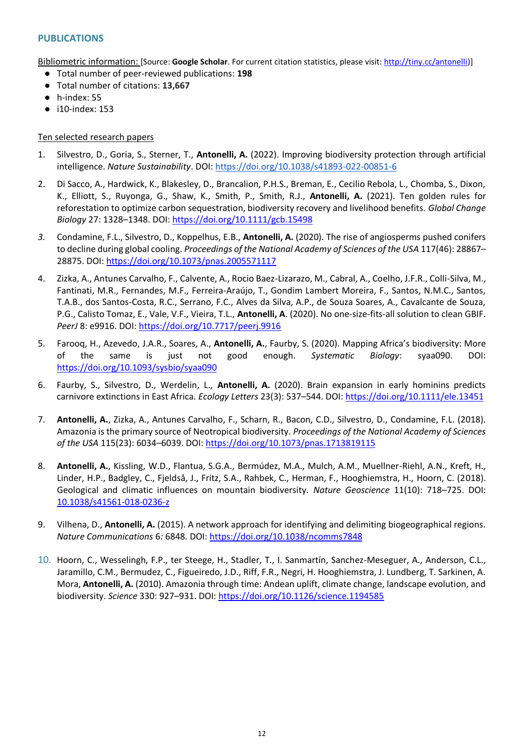## PUBLICATIONS

Bibliometric information: [Source: **Google Scholar**. For current citation statistics, please visit: http://tiny.cc/antonelli)]

- Total number of peer-reviewed publications: **198**
- Total number of citations: **13,667**
- h-index: 55
- i10-index: 153

Ten selected research papers

1. Silvestro, D., Goria, S., Sterner, T., **Antonelli, A.** (2022). Improving biodiversity protection through artificial intelligence. *Nature Sustainability*. DOI: https://doi.org/10.1038/s41893-022-00851-6

2. Di Sacco, A., Hardwick, K., Blakesley, D., Brancalion, P.H.S., Breman, E., Cecilio Rebola, L., Chomba, S., Dixon, K., Elliott, S., Ruyonga, G., Shaw, K., Smith, P., Smith, R.J., **Antonelli, A.** (2021). Ten golden rules for reforestation to optimize carbon sequestration, biodiversity recovery and livelihood benefits. *Global Change Biology* 27: 1328–1348. DOI: https://doi.org/10.1111/gcb.15498

3. Condamine, F.L., Silvestro, D., Koppelhus, E.B., **Antonelli, A.** (2020). The rise of angiosperms pushed conifers to decline during global cooling. *Proceedings of the National Academy of Sciences of the USA* 117(46): 28867–28875. DOI: https://doi.org/10.1073/pnas.2005571117

4. Zizka, A., Antunes Carvalho, F., Calvente, A., Rocio Baez-Lizarazo, M., Cabral, A., Coelho, J.F.R., Colli-Silva, M., Fantinati, M.R., Fernandes, M.F., Ferreira-Araújo, T., Gondim Lambert Moreira, F., Santos, N.M.C., Santos, T.A.B., dos Santos-Costa, R.C., Serrano, F.C., Alves da Silva, A.P., de Souza Soares, A., Cavalcante de Souza, P.G., Calisto Tomaz, E., Vale, V.F., Vieira, T.L., **Antonelli, A**. (2020). No one-size-fits-all solution to clean GBIF. *PeerJ* 8: e9916. DOI: https://doi.org/10.7717/peerj.9916

5. Farooq, H., Azevedo, J.A.R., Soares, A., **Antonelli, A.**, Faurby, S. (2020). Mapping Africa's biodiversity: More of the same is just not good enough. *Systematic Biology*: syaa090. DOI: https://doi.org/10.1093/sysbio/syaa090

6. Faurby, S., Silvestro, D., Werdelin, L., **Antonelli, A.** (2020). Brain expansion in early hominins predicts carnivore extinctions in East Africa. *Ecology Letters* 23(3): 537–544. DOI: https://doi.org/10.1111/ele.13451

7. **Antonelli, A.**, Zizka, A., Antunes Carvalho, F., Scharn, R., Bacon, C.D., Silvestro, D., Condamine, F.L. (2018). Amazonia is the primary source of Neotropical biodiversity. *Proceedings of the National Academy of Sciences of the USA* 115(23): 6034–6039. DOI: https://doi.org/10.1073/pnas.1713819115

8. **Antonelli, A.**, Kissling, W.D., Flantua, S.G.A., Bermúdez, M.A., Mulch, A.M., Muellner-Riehl, A.N., Kreft, H., Linder, H.P., Badgley, C., Fjeldså, J., Fritz, S.A., Rahbek, C., Herman, F., Hooghiemstra, H., Hoorn, C. (2018). Geological and climatic influences on mountain biodiversity. *Nature Geoscience* 11(10): 718–725. DOI: 10.1038/s41561-018-0236-z

9. Vilhena, D., **Antonelli, A.** (2015). A network approach for identifying and delimiting biogeographical regions. *Nature Communications* 6: 6848. DOI: https://doi.org/10.1038/ncomms7848

10. Hoorn, C., Wesselingh, F.P., ter Steege, H., Stadler, T., I. Sanmartín, Sanchez-Meseguer, A., Anderson, C.L., Jaramillo, C.M., Bermudez, C., Figueiredo, J.D., Riff, F.R., Negri, H. Hooghiemstra, J. Lundberg, T. Sarkinen, A. Mora, **Antonelli, A.** (2010). Amazonia through time: Andean uplift, climate change, landscape evolution, and biodiversity. *Science* 330: 927–931. DOI: https://doi.org/10.1126/science.1194585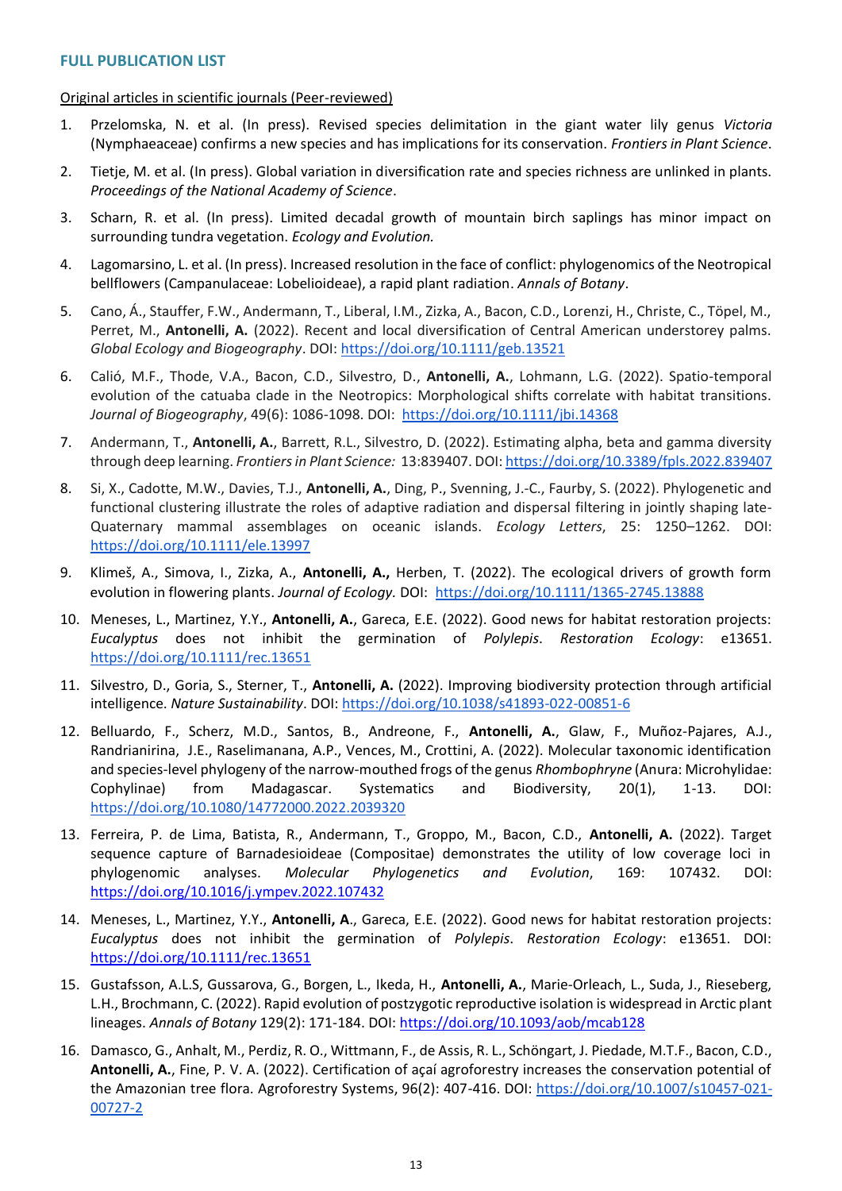## FULL PUBLICATION LIST

Original articles in scientific journals (Peer-reviewed)

1. Przelomska, N. et al. (In press). Revised species delimitation in the giant water lily genus *Victoria* (Nymphaeaceae) confirms a new species and has implications for its conservation. *Frontiers in Plant Science*.
2. Tietje, M. et al. (In press). Global variation in diversification rate and species richness are unlinked in plants. *Proceedings of the National Academy of Science*.
3. Scharn, R. et al. (In press). Limited decadal growth of mountain birch saplings has minor impact on surrounding tundra vegetation. *Ecology and Evolution.*
4. Lagomarsino, L. et al. (In press). Increased resolution in the face of conflict: phylogenomics of the Neotropical bellflowers (Campanulaceae: Lobelioideae), a rapid plant radiation. *Annals of Botany*.
5. Cano, Á., Stauffer, F.W., Andermann, T., Liberal, I.M., Zizka, A., Bacon, C.D., Lorenzi, H., Christe, C., Töpel, M., Perret, M., **Antonelli, A.** (2022). Recent and local diversification of Central American understorey palms. *Global Ecology and Biogeography*. DOI: https://doi.org/10.1111/geb.13521
6. Calió, M.F., Thode, V.A., Bacon, C.D., Silvestro, D., **Antonelli, A.**, Lohmann, L.G. (2022). Spatio-temporal evolution of the catuaba clade in the Neotropics: Morphological shifts correlate with habitat transitions. *Journal of Biogeography*, 49(6): 1086-1098. DOI: https://doi.org/10.1111/jbi.14368
7. Andermann, T., **Antonelli, A.**, Barrett, R.L., Silvestro, D. (2022). Estimating alpha, beta and gamma diversity through deep learning. *Frontiers in Plant Science:* 13:839407. DOI: https://doi.org/10.3389/fpls.2022.839407
8. Si, X., Cadotte, M.W., Davies, T.J., **Antonelli, A.**, Ding, P., Svenning, J.-C., Faurby, S. (2022). Phylogenetic and functional clustering illustrate the roles of adaptive radiation and dispersal filtering in jointly shaping late-Quaternary mammal assemblages on oceanic islands. *Ecology Letters*, 25: 1250–1262. DOI: https://doi.org/10.1111/ele.13997
9. Klimeš, A., Simova, I., Zizka, A., **Antonelli, A.,** Herben, T. (2022). The ecological drivers of growth form evolution in flowering plants. *Journal of Ecology.* DOI: https://doi.org/10.1111/1365-2745.13888
10. Meneses, L., Martinez, Y.Y., **Antonelli, A.**, Gareca, E.E. (2022). Good news for habitat restoration projects: *Eucalyptus* does not inhibit the germination of *Polylepis*. *Restoration Ecology*: e13651. https://doi.org/10.1111/rec.13651
11. Silvestro, D., Goria, S., Sterner, T., **Antonelli, A.** (2022). Improving biodiversity protection through artificial intelligence. *Nature Sustainability*. DOI: https://doi.org/10.1038/s41893-022-00851-6
12. Belluardo, F., Scherz, M.D., Santos, B., Andreone, F., **Antonelli, A.**, Glaw, F., Muñoz-Pajares, A.J., Randrianirina, J.E., Raselimanana, A.P., Vences, M., Crottini, A. (2022). Molecular taxonomic identification and species-level phylogeny of the narrow-mouthed frogs of the genus *Rhombophryne* (Anura: Microhylidae: Cophylinae) from Madagascar. Systematics and Biodiversity, 20(1), 1-13. DOI: https://doi.org/10.1080/14772000.2022.2039320
13. Ferreira, P. de Lima, Batista, R., Andermann, T., Groppo, M., Bacon, C.D., **Antonelli, A.** (2022). Target sequence capture of Barnadesioideae (Compositae) demonstrates the utility of low coverage loci in phylogenomic analyses. *Molecular Phylogenetics and Evolution*, 169: 107432. DOI: https://doi.org/10.1016/j.ympev.2022.107432
14. Meneses, L., Martinez, Y.Y., **Antonelli, A**., Gareca, E.E. (2022). Good news for habitat restoration projects: *Eucalyptus* does not inhibit the germination of *Polylepis*. *Restoration Ecology*: e13651. DOI: https://doi.org/10.1111/rec.13651
15. Gustafsson, A.L.S, Gussarova, G., Borgen, L., Ikeda, H., **Antonelli, A.**, Marie-Orleach, L., Suda, J., Rieseberg, L.H., Brochmann, C. (2022). Rapid evolution of postzygotic reproductive isolation is widespread in Arctic plant lineages. *Annals of Botany* 129(2): 171-184. DOI: https://doi.org/10.1093/aob/mcab128
16. Damasco, G., Anhalt, M., Perdiz, R. O., Wittmann, F., de Assis, R. L., Schöngart, J. Piedade, M.T.F., Bacon, C.D., **Antonelli, A.**, Fine, P. V. A. (2022). Certification of açaí agroforestry increases the conservation potential of the Amazonian tree flora. Agroforestry Systems, 96(2): 407-416. DOI: https://doi.org/10.1007/s10457-021-00727-2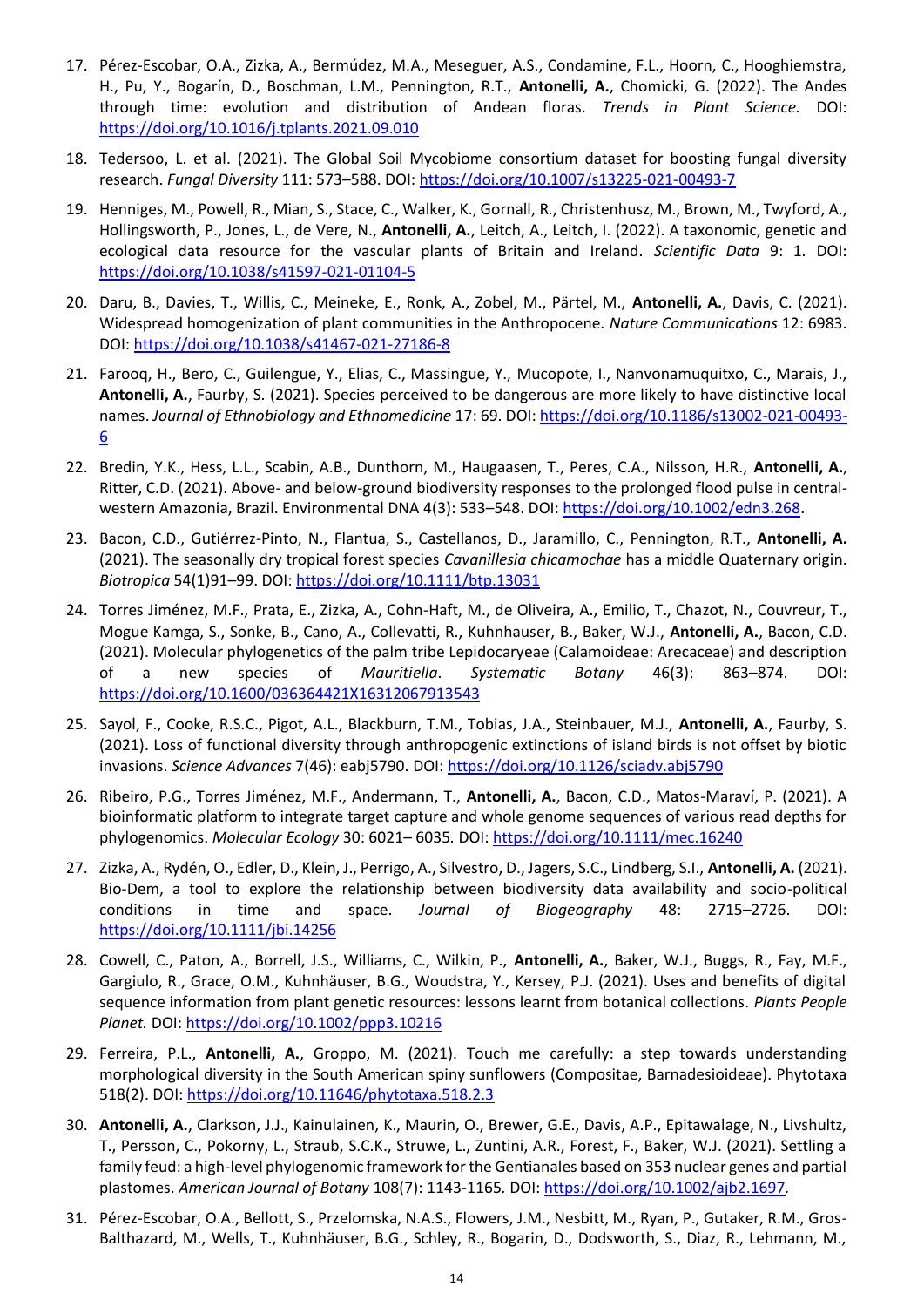17. Pérez-Escobar, O.A., Zizka, A., Bermúdez, M.A., Meseguer, A.S., Condamine, F.L., Hoorn, C., Hooghiemstra, H., Pu, Y., Bogarín, D., Boschman, L.M., Pennington, R.T., **Antonelli, A.**, Chomicki, G. (2022). The Andes through time: evolution and distribution of Andean floras. *Trends in Plant Science.* DOI: https://doi.org/10.1016/j.tplants.2021.09.010

18. Tedersoo, L. et al. (2021). The Global Soil Mycobiome consortium dataset for boosting fungal diversity research. *Fungal Diversity* 111: 573–588. DOI: https://doi.org/10.1007/s13225-021-00493-7

19. Henniges, M., Powell, R., Mian, S., Stace, C., Walker, K., Gornall, R., Christenhusz, M., Brown, M., Twyford, A., Hollingsworth, P., Jones, L., de Vere, N., **Antonelli, A.**, Leitch, A., Leitch, I. (2022). A taxonomic, genetic and ecological data resource for the vascular plants of Britain and Ireland. *Scientific Data* 9: 1. DOI: https://doi.org/10.1038/s41597-021-01104-5

20. Daru, B., Davies, T., Willis, C., Meineke, E., Ronk, A., Zobel, M., Pärtel, M., **Antonelli, A.**, Davis, C. (2021). Widespread homogenization of plant communities in the Anthropocene. *Nature Communications* 12: 6983. DOI: https://doi.org/10.1038/s41467-021-27186-8

21. Farooq, H., Bero, C., Guilengue, Y., Elias, C., Massingue, Y., Mucopote, I., Nanvonamuquitxo, C., Marais, J., **Antonelli, A.**, Faurby, S. (2021). Species perceived to be dangerous are more likely to have distinctive local names. *Journal of Ethnobiology and Ethnomedicine* 17: 69. DOI: https://doi.org/10.1186/s13002-021-00493-6

22. Bredin, Y.K., Hess, L.L., Scabin, A.B., Dunthorn, M., Haugaasen, T., Peres, C.A., Nilsson, H.R., **Antonelli, A.**, Ritter, C.D. (2021). Above- and below-ground biodiversity responses to the prolonged flood pulse in central-western Amazonia, Brazil. Environmental DNA 4(3): 533–548. DOI: https://doi.org/10.1002/edn3.268.

23. Bacon, C.D., Gutiérrez-Pinto, N., Flantua, S., Castellanos, D., Jaramillo, C., Pennington, R.T., **Antonelli, A.** (2021). The seasonally dry tropical forest species *Cavanillesia chicamochae* has a middle Quaternary origin. *Biotropica* 54(1)91–99. DOI: https://doi.org/10.1111/btp.13031

24. Torres Jiménez, M.F., Prata, E., Zizka, A., Cohn-Haft, M., de Oliveira, A., Emilio, T., Chazot, N., Couvreur, T., Mogue Kamga, S., Sonke, B., Cano, A., Collevatti, R., Kuhnhauser, B., Baker, W.J., **Antonelli, A.**, Bacon, C.D. (2021). Molecular phylogenetics of the palm tribe Lepidocaryeae (Calamoideae: Arecaceae) and description of a new species of *Mauritiella*. *Systematic Botany* 46(3): 863–874. DOI: https://doi.org/10.1600/036364421X16312067913543

25. Sayol, F., Cooke, R.S.C., Pigot, A.L., Blackburn, T.M., Tobias, J.A., Steinbauer, M.J., **Antonelli, A.**, Faurby, S. (2021). Loss of functional diversity through anthropogenic extinctions of island birds is not offset by biotic invasions. *Science Advances* 7(46): eabj5790. DOI: https://doi.org/10.1126/sciadv.abj5790

26. Ribeiro, P.G., Torres Jiménez, M.F., Andermann, T., **Antonelli, A.**, Bacon, C.D., Matos-Maraví, P. (2021). A bioinformatic platform to integrate target capture and whole genome sequences of various read depths for phylogenomics. *Molecular Ecology* 30: 6021– 6035. DOI: https://doi.org/10.1111/mec.16240

27. Zizka, A., Rydén, O., Edler, D., Klein, J., Perrigo, A., Silvestro, D., Jagers, S.C., Lindberg, S.I., **Antonelli, A.** (2021). Bio-Dem, a tool to explore the relationship between biodiversity data availability and socio-political conditions in time and space. *Journal of Biogeography* 48: 2715–2726. DOI: https://doi.org/10.1111/jbi.14256

28. Cowell, C., Paton, A., Borrell, J.S., Williams, C., Wilkin, P., **Antonelli, A.**, Baker, W.J., Buggs, R., Fay, M.F., Gargiulo, R., Grace, O.M., Kuhnhäuser, B.G., Woudstra, Y., Kersey, P.J. (2021). Uses and benefits of digital sequence information from plant genetic resources: lessons learnt from botanical collections. *Plants People Planet.* DOI: https://doi.org/10.1002/ppp3.10216

29. Ferreira, P.L., **Antonelli, A.**, Groppo, M. (2021). Touch me carefully: a step towards understanding morphological diversity in the South American spiny sunflowers (Compositae, Barnadesioideae). Phytotaxa 518(2). DOI: https://doi.org/10.11646/phytotaxa.518.2.3

30. **Antonelli, A.**, Clarkson, J.J., Kainulainen, K., Maurin, O., Brewer, G.E., Davis, A.P., Epitawalage, N., Livshultz, T., Persson, C., Pokorny, L., Straub, S.C.K., Struwe, L., Zuntini, A.R., Forest, F., Baker, W.J. (2021). Settling a family feud: a high-level phylogenomic framework for the Gentianales based on 353 nuclear genes and partial plastomes. *American Journal of Botany* 108(7): 1143-1165. DOI: https://doi.org/10.1002/ajb2.1697.

31. Pérez-Escobar, O.A., Bellott, S., Przelomska, N.A.S., Flowers, J.M., Nesbitt, M., Ryan, P., Gutaker, R.M., Gros-Balthazard, M., Wells, T., Kuhnhäuser, B.G., Schley, R., Bogarin, D., Dodsworth, S., Diaz, R., Lehmann, M.,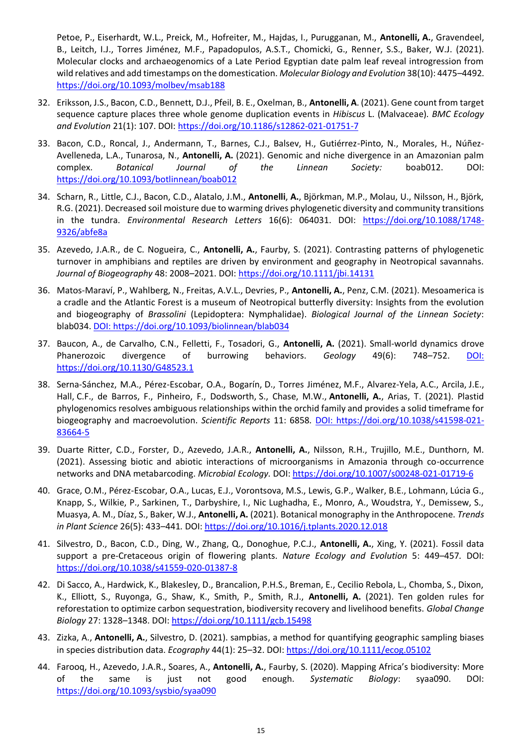Petoe, P., Eiserhardt, W.L., Preick, M., Hofreiter, M., Hajdas, I., Purugganan, M., **Antonelli, A.**, Gravendeel, B., Leitch, I.J., Torres Jiménez, M.F., Papadopulos, A.S.T., Chomicki, G., Renner, S.S., Baker, W.J. (2021). Molecular clocks and archaeogenomics of a Late Period Egyptian date palm leaf reveal introgression from wild relatives and add timestamps on the domestication. *Molecular Biology and Evolution* 38(10): 4475–4492. https://doi.org/10.1093/molbev/msab188

32. Eriksson, J.S., Bacon, C.D., Bennett, D.J., Pfeil, B. E., Oxelman, B., **Antonelli, A**. (2021). Gene count from target sequence capture places three whole genome duplication events in *Hibiscus* L. (Malvaceae). *BMC Ecology and Evolution* 21(1): 107. DOI: https://doi.org/10.1186/s12862-021-01751-7

33. Bacon, C.D., Roncal, J., Andermann, T., Barnes, C.J., Balsev, H., Gutiérrez-Pinto, N., Morales, H., Núñez-Avelleneda, L.A., Tunarosa, N., **Antonelli, A.** (2021). Genomic and niche divergence in an Amazonian palm complex. *Botanical Journal of the Linnean Society:* boab012. DOI: https://doi.org/10.1093/botlinnean/boab012

34. Scharn, R., Little, C.J., Bacon, C.D., Alatalo, J.M., **Antonelli, A.**, Björkman, M.P., Molau, U., Nilsson, H., Björk, R.G. (2021). Decreased soil moisture due to warming drives phylogenetic diversity and community transitions in the tundra. *Environmental Research Letters* 16(6): 064031. DOI: https://doi.org/10.1088/1748-9326/abfe8a

35. Azevedo, J.A.R., de C. Nogueira, C., **Antonelli, A.**, Faurby, S. (2021). Contrasting patterns of phylogenetic turnover in amphibians and reptiles are driven by environment and geography in Neotropical savannahs. *Journal of Biogeography* 48: 2008–2021. DOI: https://doi.org/10.1111/jbi.14131

36. Matos-Maraví, P., Wahlberg, N., Freitas, A.V.L., Devries, P., **Antonelli, A.**, Penz, C.M. (2021). Mesoamerica is a cradle and the Atlantic Forest is a museum of Neotropical butterfly diversity: Insights from the evolution and biogeography of *Brassolini* (Lepidoptera: Nymphalidae). *Biological Journal of the Linnean Society*: blab034. DOI: https://doi.org/10.1093/biolinnean/blab034

37. Baucon, A., de Carvalho, C.N., Felletti, F., Tosadori, G., **Antonelli, A.** (2021). Small-world dynamics drove Phanerozoic divergence of burrowing behaviors. *Geology* 49(6): 748–752. DOI: https://doi.org/10.1130/G48523.1

38. Serna-Sánchez, M.A., Pérez-Escobar, O.A., Bogarín, D., Torres Jiménez, M.F., Alvarez-Yela, A.C., Arcila, J.E., Hall, C.F., de Barros, F., Pinheiro, F., Dodsworth, S., Chase, M.W., **Antonelli, A.**, Arias, T. (2021). Plastid phylogenomics resolves ambiguous relationships within the orchid family and provides a solid timeframe for biogeography and macroevolution. *Scientific Reports* 11: 6858. DOI: https://doi.org/10.1038/s41598-021-83664-5

39. Duarte Ritter, C.D., Forster, D., Azevedo, J.A.R., **Antonelli, A.**, Nilsson, R.H., Trujillo, M.E., Dunthorn, M. (2021). Assessing biotic and abiotic interactions of microorganisms in Amazonia through co-occurrence networks and DNA metabarcoding. *Microbial Ecology.* DOI: https://doi.org/10.1007/s00248-021-01719-6

40. Grace, O.M., Pérez-Escobar, O.A., Lucas, E.J., Vorontsova, M.S., Lewis, G.P., Walker, B.E., Lohmann, Lúcia G., Knapp, S., Wilkie, P., Sarkinen, T., Darbyshire, I., Nic Lughadha, E., Monro, A., Woudstra, Y., Demissew, S., Muasya, A. M., Díaz, S., Baker, W.J., **Antonelli, A.** (2021). Botanical monography in the Anthropocene. *Trends in Plant Science* 26(5): 433–441. DOI: https://doi.org/10.1016/j.tplants.2020.12.018

41. Silvestro, D., Bacon, C.D., Ding, W., Zhang, Q., Donoghue, P.C.J., **Antonelli, A.**, Xing, Y. (2021). Fossil data support a pre-Cretaceous origin of flowering plants. *Nature Ecology and Evolution* 5: 449–457. DOI: https://doi.org/10.1038/s41559-020-01387-8

42. Di Sacco, A., Hardwick, K., Blakesley, D., Brancalion, P.H.S., Breman, E., Cecilio Rebola, L., Chomba, S., Dixon, K., Elliott, S., Ruyonga, G., Shaw, K., Smith, P., Smith, R.J., **Antonelli, A.** (2021). Ten golden rules for reforestation to optimize carbon sequestration, biodiversity recovery and livelihood benefits. *Global Change Biology* 27: 1328–1348. DOI: https://doi.org/10.1111/gcb.15498

43. Zizka, A., **Antonelli, A.**, Silvestro, D. (2021). sampbias, a method for quantifying geographic sampling biases in species distribution data. *Ecography* 44(1): 25–32. DOI: https://doi.org/10.1111/ecog.05102

44. Farooq, H., Azevedo, J.A.R., Soares, A., **Antonelli, A.**, Faurby, S. (2020). Mapping Africa's biodiversity: More of the same is just not good enough. *Systematic Biology*: syaa090. DOI: https://doi.org/10.1093/sysbio/syaa090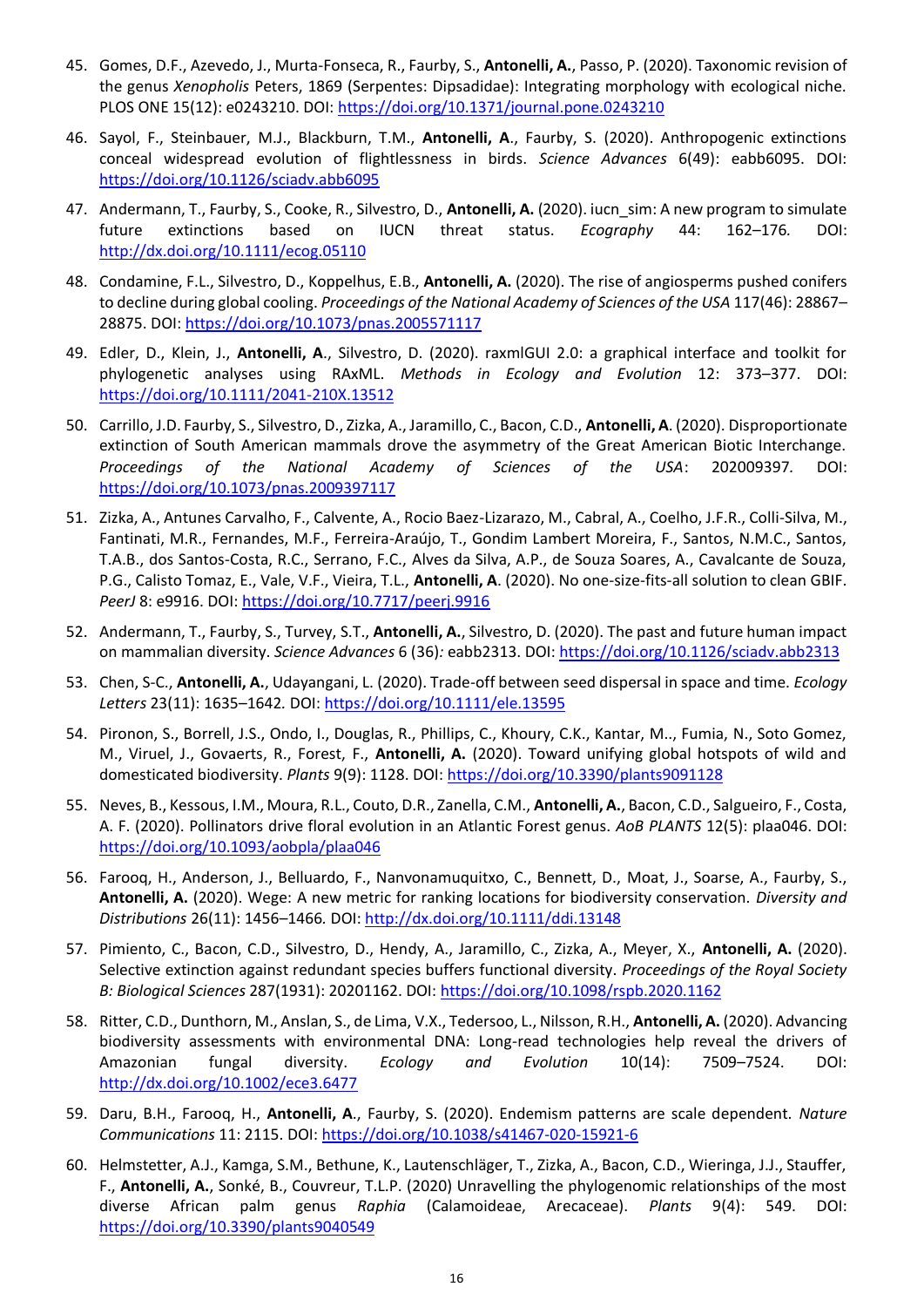45. Gomes, D.F., Azevedo, J., Murta-Fonseca, R., Faurby, S., **Antonelli, A.**, Passo, P. (2020). Taxonomic revision of the genus *Xenopholis* Peters, 1869 (Serpentes: Dipsadidae): Integrating morphology with ecological niche. PLOS ONE 15(12): e0243210. DOI: https://doi.org/10.1371/journal.pone.0243210

46. Sayol, F., Steinbauer, M.J., Blackburn, T.M., **Antonelli, A**., Faurby, S. (2020). Anthropogenic extinctions conceal widespread evolution of flightlessness in birds. *Science Advances* 6(49): eabb6095. DOI: https://doi.org/10.1126/sciadv.abb6095

47. Andermann, T., Faurby, S., Cooke, R., Silvestro, D., **Antonelli, A.** (2020). iucn_sim: A new program to simulate future extinctions based on IUCN threat status. *Ecography* 44: 162–176. DOI: http://dx.doi.org/10.1111/ecog.05110

48. Condamine, F.L., Silvestro, D., Koppelhus, E.B., **Antonelli, A.** (2020). The rise of angiosperms pushed conifers to decline during global cooling. *Proceedings of the National Academy of Sciences of the USA* 117(46): 28867–28875. DOI: https://doi.org/10.1073/pnas.2005571117

49. Edler, D., Klein, J., **Antonelli, A**., Silvestro, D. (2020). raxmlGUI 2.0: a graphical interface and toolkit for phylogenetic analyses using RAxML. *Methods in Ecology and Evolution* 12: 373–377. DOI: https://doi.org/10.1111/2041-210X.13512

50. Carrillo, J.D. Faurby, S., Silvestro, D., Zizka, A., Jaramillo, C., Bacon, C.D., **Antonelli, A**. (2020). Disproportionate extinction of South American mammals drove the asymmetry of the Great American Biotic Interchange. *Proceedings of the National Academy of Sciences of the USA*: 202009397. DOI: https://doi.org/10.1073/pnas.2009397117

51. Zizka, A., Antunes Carvalho, F., Calvente, A., Rocio Baez-Lizarazo, M., Cabral, A., Coelho, J.F.R., Colli-Silva, M., Fantinati, M.R., Fernandes, M.F., Ferreira-Araújo, T., Gondim Lambert Moreira, F., Santos, N.M.C., Santos, T.A.B., dos Santos-Costa, R.C., Serrano, F.C., Alves da Silva, A.P., de Souza Soares, A., Cavalcante de Souza, P.G., Calisto Tomaz, E., Vale, V.F., Vieira, T.L., **Antonelli, A**. (2020). No one-size-fits-all solution to clean GBIF. *PeerJ* 8: e9916. DOI: https://doi.org/10.7717/peerj.9916

52. Andermann, T., Faurby, S., Turvey, S.T., **Antonelli, A.**, Silvestro, D. (2020). The past and future human impact on mammalian diversity. *Science Advances* 6 (36)*:* eabb2313. DOI: https://doi.org/10.1126/sciadv.abb2313

53. Chen, S-C., **Antonelli, A.**, Udayangani, L. (2020). Trade-off between seed dispersal in space and time. *Ecology Letters* 23(11): 1635–1642*.* DOI: https://doi.org/10.1111/ele.13595

54. Pironon, S., Borrell, J.S., Ondo, I., Douglas, R., Phillips, C., Khoury, C.K., Kantar, M.., Fumia, N., Soto Gomez, M., Viruel, J., Govaerts, R., Forest, F., **Antonelli, A.** (2020). Toward unifying global hotspots of wild and domesticated biodiversity. *Plants* 9(9): 1128. DOI: https://doi.org/10.3390/plants9091128

55. Neves, B., Kessous, I.M., Moura, R.L., Couto, D.R., Zanella, C.M., **Antonelli, A.**, Bacon, C.D., Salgueiro, F., Costa, A. F. (2020). Pollinators drive floral evolution in an Atlantic Forest genus. *AoB PLANTS* 12(5): plaa046. DOI: https://doi.org/10.1093/aobpla/plaa046

56. Farooq, H., Anderson, J., Belluardo, F., Nanvonamuquitxo, C., Bennett, D., Moat, J., Soarse, A., Faurby, S., **Antonelli, A.** (2020). Wege: A new metric for ranking locations for biodiversity conservation. *Diversity and Distributions* 26(11): 1456–1466*.* DOI: http://dx.doi.org/10.1111/ddi.13148

57. Pimiento, C., Bacon, C.D., Silvestro, D., Hendy, A., Jaramillo, C., Zizka, A., Meyer, X., **Antonelli, A.** (2020). Selective extinction against redundant species buffers functional diversity. *Proceedings of the Royal Society B: Biological Sciences* 287(1931): 20201162. DOI: https://doi.org/10.1098/rspb.2020.1162

58. Ritter, C.D., Dunthorn, M., Anslan, S., de Lima, V.X., Tedersoo, L., Nilsson, R.H., **Antonelli, A.** (2020). Advancing biodiversity assessments with environmental DNA: Long-read technologies help reveal the drivers of Amazonian fungal diversity. *Ecology and Evolution* 10(14): 7509–7524. DOI: http://dx.doi.org/10.1002/ece3.6477

59. Daru, B.H., Farooq, H., **Antonelli, A**., Faurby, S. (2020). Endemism patterns are scale dependent. *Nature Communications* 11: 2115. DOI: https://doi.org/10.1038/s41467-020-15921-6

60. Helmstetter, A.J., Kamga, S.M., Bethune, K., Lautenschläger, T., Zizka, A., Bacon, C.D., Wieringa, J.J., Stauffer, F., **Antonelli, A.**, Sonké, B., Couvreur, T.L.P. (2020) Unravelling the phylogenomic relationships of the most diverse African palm genus *Raphia* (Calamoideae, Arecaceae). *Plants* 9(4): 549. DOI: https://doi.org/10.3390/plants9040549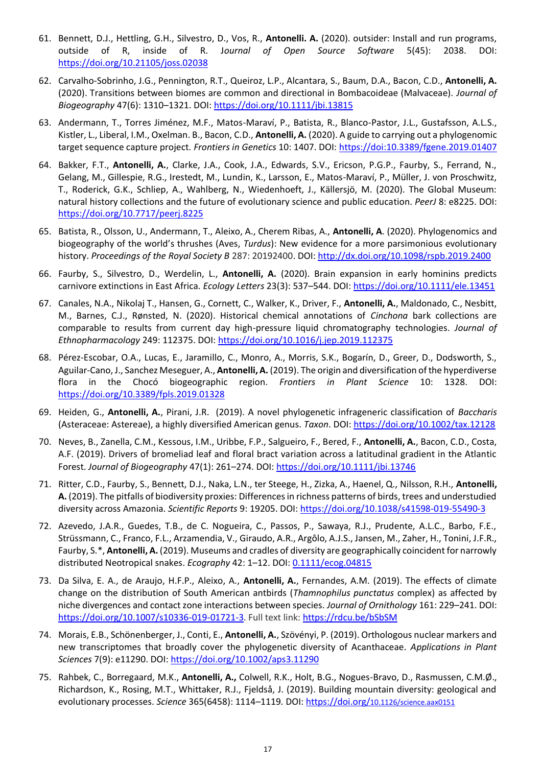61. Bennett, D.J., Hettling, G.H., Silvestro, D., Vos, R., **Antonelli. A.** (2020). outsider: Install and run programs, outside of R, inside of R. J*ournal of Open Source Software* 5(45): 2038. DOI: https://doi.org/10.21105/joss.02038

62. Carvalho-Sobrinho, J.G., Pennington, R.T., Queiroz, L.P., Alcantara, S., Baum, D.A., Bacon, C.D., **Antonelli, A.** (2020). Transitions between biomes are common and directional in Bombacoideae (Malvaceae). *Journal of Biogeography* 47(6): 1310–1321. DOI: https://doi.org/10.1111/jbi.13815

63. Andermann, T., Torres Jiménez, M.F., Matos-Maraví, P., Batista, R., Blanco-Pastor, J.L., Gustafsson, A.L.S., Kistler, L., Liberal, I.M., Oxelman. B., Bacon, C.D., **Antonelli, A.** (2020). A guide to carrying out a phylogenomic target sequence capture project. *Frontiers in Genetics* 10: 1407. DOI: https://doi:10.3389/fgene.2019.01407

64. Bakker, F.T., **Antonelli, A.**, Clarke, J.A., Cook, J.A., Edwards, S.V., Ericson, P.G.P., Faurby, S., Ferrand, N., Gelang, M., Gillespie, R.G., Irestedt, M., Lundin, K., Larsson, E., Matos-Maraví, P., Müller, J. von Proschwitz, T., Roderick, G.K., Schliep, A., Wahlberg, N., Wiedenhoeft, J., Källersjö, M. (2020). The Global Museum: natural history collections and the future of evolutionary science and public education. *PeerJ* 8: e8225. DOI: https://doi.org/10.7717/peerj.8225

65. Batista, R., Olsson, U., Andermann, T., Aleixo, A., Cherem Ribas, A., **Antonelli, A**. (2020). Phylogenomics and biogeography of the world's thrushes (Aves, *Turdus*): New evidence for a more parsimonious evolutionary history. *Proceedings of the Royal Society B* 287: 20192400. DOI: http://dx.doi.org/10.1098/rspb.2019.2400

66. Faurby, S., Silvestro, D., Werdelin, L., **Antonelli, A.** (2020). Brain expansion in early hominins predicts carnivore extinctions in East Africa. *Ecology Letters* 23(3): 537–544. DOI: https://doi.org/10.1111/ele.13451

67. Canales, N.A., Nikolaj T., Hansen, G., Cornett, C., Walker, K., Driver, F., **Antonelli, A.**, Maldonado, C., Nesbitt, M., Barnes, C.J., Rønsted, N. (2020). Historical chemical annotations of *Cinchona* bark collections are comparable to results from current day high-pressure liquid chromatography technologies. *Journal of Ethnopharmacology* 249: 112375. DOI: https://doi.org/10.1016/j.jep.2019.112375

68. Pérez-Escobar, O.A., Lucas, E., Jaramillo, C., Monro, A., Morris, S.K., Bogarín, D., Greer, D., Dodsworth, S., Aguilar-Cano, J., Sanchez Meseguer, A., **Antonelli, A.** (2019). The origin and diversification of the hyperdiverse flora in the Chocó biogeographic region. *Frontiers in Plant Science* 10: 1328. DOI: https://doi.org/10.3389/fpls.2019.01328

69. Heiden, G., **Antonelli, A.**, Pirani, J.R. (2019). A novel phylogenetic infrageneric classification of *Baccharis* (Asteraceae: Astereae), a highly diversified American genus. *Taxon*. DOI: https://doi.org/10.1002/tax.12128

70. Neves, B., Zanella, C.M., Kessous, I.M., Uribbe, F.P., Salgueiro, F., Bered, F., **Antonelli, A.**, Bacon, C.D., Costa, A.F. (2019). Drivers of bromeliad leaf and floral bract variation across a latitudinal gradient in the Atlantic Forest. *Journal of Biogeography* 47(1): 261–274. DOI: https://doi.org/10.1111/jbi.13746

71. Ritter, C.D., Faurby, S., Bennett, D.J., Naka, L.N., ter Steege, H., Zizka, A., Haenel, Q., Nilsson, R.H., **Antonelli, A.** (2019). The pitfalls of biodiversity proxies: Differences in richness patterns of birds, trees and understudied diversity across Amazonia. *Scientific Reports* 9: 19205. DOI: https://doi.org/10.1038/s41598-019-55490-3

72. Azevedo, J.A.R., Guedes, T.B., de C. Nogueira, C., Passos, P., Sawaya, R.J., Prudente, A.L.C., Barbo, F.E., Strüssmann, C., Franco, F.L., Arzamendia, V., Giraudo, A.R., Argôlo, A.J.S., Jansen, M., Zaher, H., Tonini, J.F.R., Faurby, S.*, **Antonelli, A.** (2019). Museums and cradles of diversity are geographically coincident for narrowly distributed Neotropical snakes. *Ecography* 42: 1–12. DOI: 0.1111/ecog.04815

73. Da Silva, E. A., de Araujo, H.F.P., Aleixo, A., **Antonelli, A.**, Fernandes, A.M. (2019). The effects of climate change on the distribution of South American antbirds (*Thamnophilus punctatus* complex) as affected by niche divergences and contact zone interactions between species. *Journal of Ornithology* 161: 229–241. DOI: https://doi.org/10.1007/s10336-019-01721-3. Full text link: https://rdcu.be/bSbSM

74. Morais, E.B., Schönenberger, J., Conti, E., **Antonelli, A.**, Szövényi, P. (2019). Orthologous nuclear markers and new transcriptomes that broadly cover the phylogenetic diversity of Acanthaceae. *Applications in Plant Sciences* 7(9): e11290. DOI: https://doi.org/10.1002/aps3.11290

75. Rahbek, C., Borregaard, M.K., **Antonelli, A.**, Colwell, R.K., Holt, B.G., Nogues-Bravo, D., Rasmussen, C.M.Ø., Richardson, K., Rosing, M.T., Whittaker, R.J., Fjeldså, J. (2019). Building mountain diversity: geological and evolutionary processes. *Science* 365(6458): 1114–1119. DOI: https://doi.org/10.1126/science.aax0151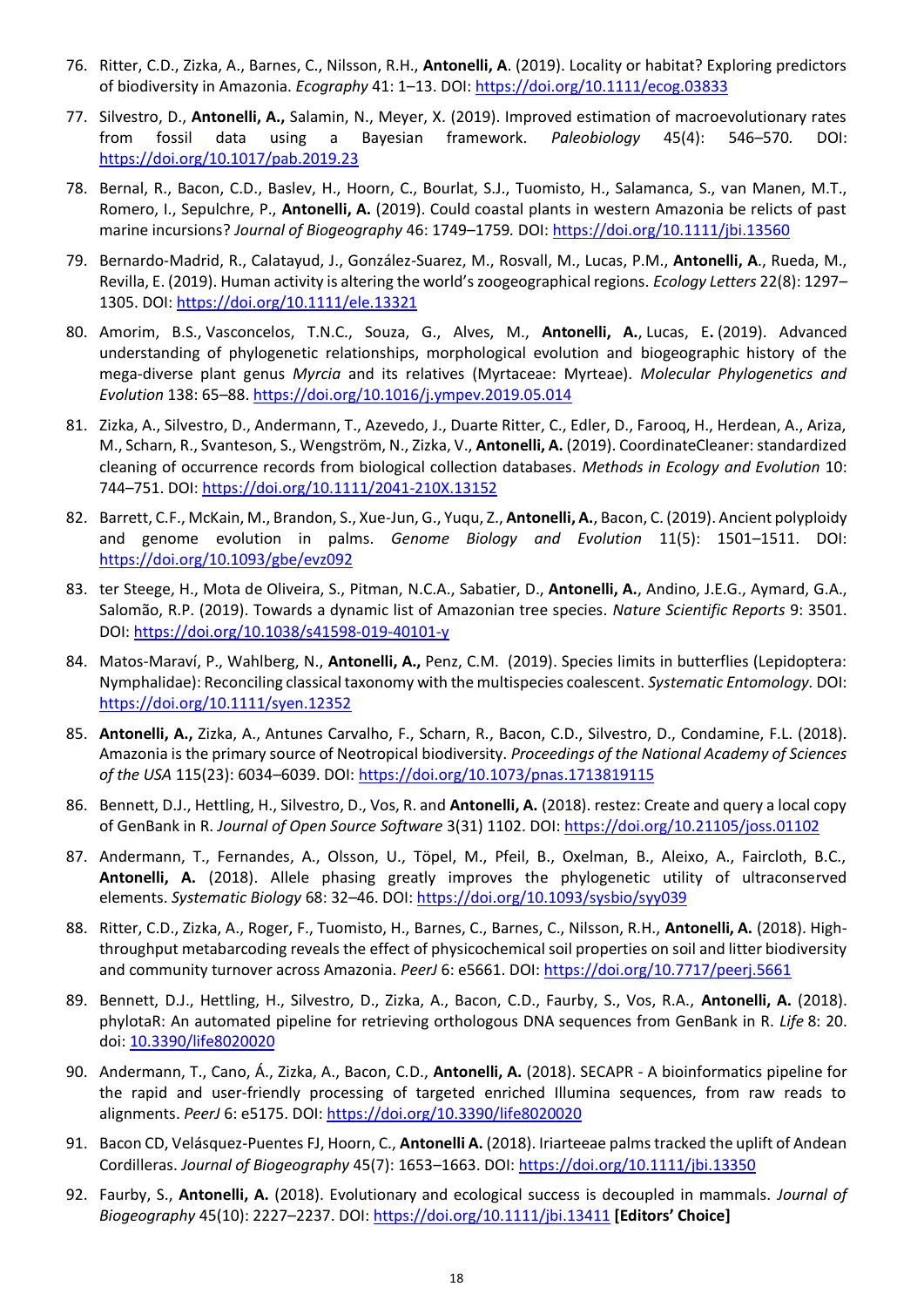76. Ritter, C.D., Zizka, A., Barnes, C., Nilsson, R.H., **Antonelli, A**. (2019). Locality or habitat? Exploring predictors of biodiversity in Amazonia. *Ecography* 41: 1–13. DOI: https://doi.org/10.1111/ecog.03833

77. Silvestro, D., **Antonelli, A.,** Salamin, N., Meyer, X. (2019). Improved estimation of macroevolutionary rates from fossil data using a Bayesian framework. *Paleobiology* 45(4): 546–570*.* DOI: https://doi.org/10.1017/pab.2019.23

78. Bernal, R., Bacon, C.D., Baslev, H., Hoorn, C., Bourlat, S.J., Tuomisto, H., Salamanca, S., van Manen, M.T., Romero, I., Sepulchre, P., **Antonelli, A.** (2019). Could coastal plants in western Amazonia be relicts of past marine incursions? *Journal of Biogeography* 46: 1749–1759*.* DOI: https://doi.org/10.1111/jbi.13560

79. Bernardo-Madrid, R., Calatayud, J., González-Suarez, M., Rosvall, M., Lucas, P.M., **Antonelli, A**., Rueda, M., Revilla, E. (2019). Human activity is altering the world's zoogeographical regions. *Ecology Letters* 22(8): 1297–1305. DOI: https://doi.org/10.1111/ele.13321

80. Amorim, B.S., Vasconcelos, T.N.C., Souza, G., Alves, M., **Antonelli, A.**, Lucas, E**.** (2019). Advanced understanding of phylogenetic relationships, morphological evolution and biogeographic history of the mega-diverse plant genus *Myrcia* and its relatives (Myrtaceae: Myrteae). *Molecular Phylogenetics and Evolution* 138: 65–88. https://doi.org/10.1016/j.ympev.2019.05.014

81. Zizka, A., Silvestro, D., Andermann, T., Azevedo, J., Duarte Ritter, C., Edler, D., Farooq, H., Herdean, A., Ariza, M., Scharn, R., Svanteson, S., Wengström, N., Zizka, V., **Antonelli, A.** (2019). CoordinateCleaner: standardized cleaning of occurrence records from biological collection databases. *Methods in Ecology and Evolution* 10: 744–751. DOI: https://doi.org/10.1111/2041-210X.13152

82. Barrett, C.F., McKain, M., Brandon, S., Xue-Jun, G., Yuqu, Z., **Antonelli, A.**, Bacon, C. (2019). Ancient polyploidy and genome evolution in palms. *Genome Biology and Evolution* 11(5): 1501–1511. DOI: https://doi.org/10.1093/gbe/evz092

83. ter Steege, H., Mota de Oliveira, S., Pitman, N.C.A., Sabatier, D., **Antonelli, A.**, Andino, J.E.G., Aymard, G.A., Salomão, R.P. (2019). Towards a dynamic list of Amazonian tree species. *Nature Scientific Reports* 9: 3501. DOI: https://doi.org/10.1038/s41598-019-40101-y

84. Matos-Maraví, P., Wahlberg, N., **Antonelli, A.,** Penz, C.M. (2019). Species limits in butterflies (Lepidoptera: Nymphalidae): Reconciling classical taxonomy with the multispecies coalescent. *Systematic Entomology*. DOI: https://doi.org/10.1111/syen.12352

85. **Antonelli, A.,** Zizka, A., Antunes Carvalho, F., Scharn, R., Bacon, C.D., Silvestro, D., Condamine, F.L. (2018). Amazonia is the primary source of Neotropical biodiversity. *Proceedings of the National Academy of Sciences of the USA* 115(23): 6034–6039. DOI: https://doi.org/10.1073/pnas.1713819115

86. Bennett, D.J., Hettling, H., Silvestro, D., Vos, R. and **Antonelli, A.** (2018). restez: Create and query a local copy of GenBank in R. *Journal of Open Source Software* 3(31) 1102. DOI: https://doi.org/10.21105/joss.01102

87. Andermann, T., Fernandes, A., Olsson, U., Töpel, M., Pfeil, B., Oxelman, B., Aleixo, A., Faircloth, B.C., **Antonelli, A.** (2018). Allele phasing greatly improves the phylogenetic utility of ultraconserved elements. *Systematic Biology* 68: 32–46. DOI: https://doi.org/10.1093/sysbio/syy039

88. Ritter, C.D., Zizka, A., Roger, F., Tuomisto, H., Barnes, C., Barnes, C., Nilsson, R.H., **Antonelli, A.** (2018). High-throughput metabarcoding reveals the effect of physicochemical soil properties on soil and litter biodiversity and community turnover across Amazonia. *PeerJ* 6: e5661. DOI: https://doi.org/10.7717/peerj.5661

89. Bennett, D.J., Hettling, H., Silvestro, D., Zizka, A., Bacon, C.D., Faurby, S., Vos, R.A., **Antonelli, A.** (2018). phylotaR: An automated pipeline for retrieving orthologous DNA sequences from GenBank in R. *Life* 8: 20. doi: 10.3390/life8020020

90. Andermann, T., Cano, Á., Zizka, A., Bacon, C.D., **Antonelli, A.** (2018). SECAPR - A bioinformatics pipeline for the rapid and user-friendly processing of targeted enriched Illumina sequences, from raw reads to alignments. *PeerJ* 6: e5175. DOI: https://doi.org/10.3390/life8020020

91. Bacon CD, Velásquez-Puentes FJ, Hoorn, C., **Antonelli A.** (2018). Iriarteeae palms tracked the uplift of Andean Cordilleras. *Journal of Biogeography* 45(7): 1653–1663. DOI: https://doi.org/10.1111/jbi.13350

92. Faurby, S., **Antonelli, A.** (2018). Evolutionary and ecological success is decoupled in mammals. *Journal of Biogeography* 45(10): 2227–2237. DOI: https://doi.org/10.1111/jbi.13411 **[Editors' Choice]**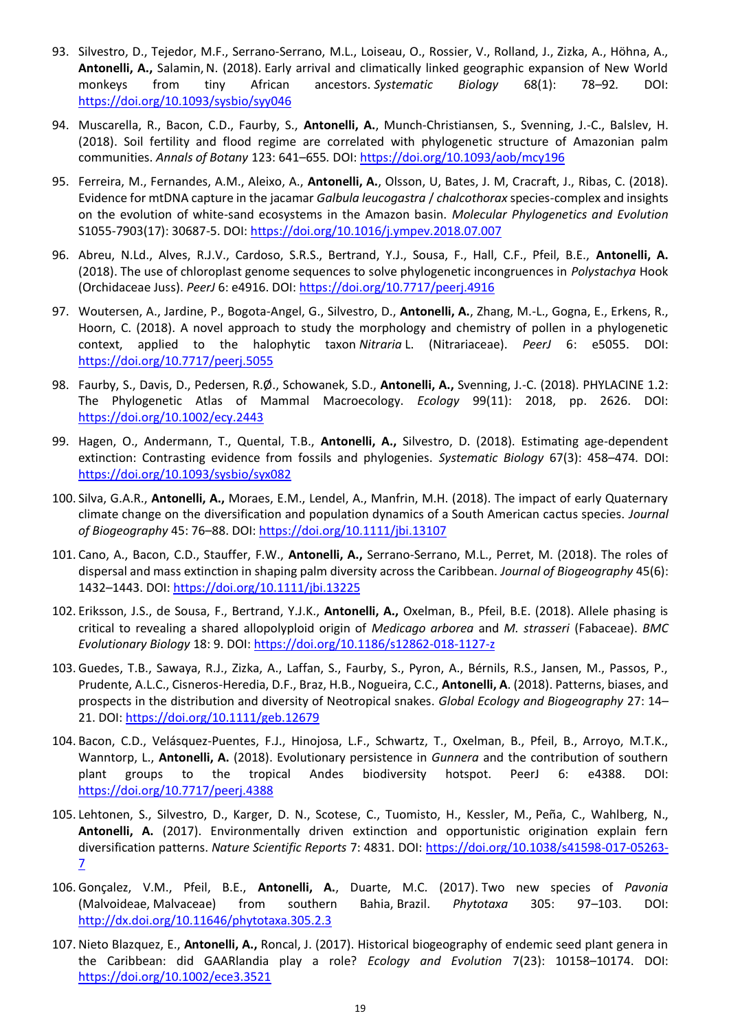93. Silvestro, D., Tejedor, M.F., Serrano-Serrano, M.L., Loiseau, O., Rossier, V., Rolland, J., Zizka, A., Höhna, A., **Antonelli, A.,** Salamin, N. (2018). Early arrival and climatically linked geographic expansion of New World monkeys from tiny African ancestors. *Systematic Biology* 68(1): 78–92. DOI: https://doi.org/10.1093/sysbio/syy046

94. Muscarella, R., Bacon, C.D., Faurby, S., **Antonelli, A.**, Munch-Christiansen, S., Svenning, J.-C., Balslev, H. (2018). Soil fertility and flood regime are correlated with phylogenetic structure of Amazonian palm communities. *Annals of Botany* 123: 641–655. DOI: https://doi.org/10.1093/aob/mcy196

95. Ferreira, M., Fernandes, A.M., Aleixo, A., **Antonelli, A.**, Olsson, U, Bates, J. M, Cracraft, J., Ribas, C. (2018). Evidence for mtDNA capture in the jacamar *Galbula leucogastra* / *chalcothorax* species-complex and insights on the evolution of white-sand ecosystems in the Amazon basin. *Molecular Phylogenetics and Evolution* S1055-7903(17): 30687-5. DOI: https://doi.org/10.1016/j.ympev.2018.07.007

96. Abreu, N.Ld., Alves, R.J.V., Cardoso, S.R.S., Bertrand, Y.J., Sousa, F., Hall, C.F., Pfeil, B.E., **Antonelli, A.** (2018). The use of chloroplast genome sequences to solve phylogenetic incongruences in *Polystachya* Hook (Orchidaceae Juss). *PeerJ* 6: e4916. DOI: https://doi.org/10.7717/peerj.4916

97. Woutersen, A., Jardine, P., Bogota-Angel, G., Silvestro, D., **Antonelli, A.**, Zhang, M.-L., Gogna, E., Erkens, R., Hoorn, C. (2018). A novel approach to study the morphology and chemistry of pollen in a phylogenetic context, applied to the halophytic taxon *Nitraria* L. (Nitrariaceae). *PeerJ* 6: e5055. DOI: https://doi.org/10.7717/peerj.5055

98. Faurby, S., Davis, D., Pedersen, R.Ø., Schowanek, S.D., **Antonelli, A.,** Svenning, J.-C. (2018). PHYLACINE 1.2: The Phylogenetic Atlas of Mammal Macroecology. *Ecology* 99(11): 2018, pp. 2626. DOI: https://doi.org/10.1002/ecy.2443

99. Hagen, O., Andermann, T., Quental, T.B., **Antonelli, A.,** Silvestro, D. (2018). Estimating age-dependent extinction: Contrasting evidence from fossils and phylogenies. *Systematic Biology* 67(3): 458–474. DOI: https://doi.org/10.1093/sysbio/syx082

100. Silva, G.A.R., **Antonelli, A.,** Moraes, E.M., Lendel, A., Manfrin, M.H. (2018). The impact of early Quaternary climate change on the diversification and population dynamics of a South American cactus species. *Journal of Biogeography* 45: 76–88. DOI: https://doi.org/10.1111/jbi.13107

101. Cano, A., Bacon, C.D., Stauffer, F.W., **Antonelli, A.,** Serrano-Serrano, M.L., Perret, M. (2018). The roles of dispersal and mass extinction in shaping palm diversity across the Caribbean. *Journal of Biogeography* 45(6): 1432–1443. DOI: https://doi.org/10.1111/jbi.13225

102. Eriksson, J.S., de Sousa, F., Bertrand, Y.J.K., **Antonelli, A.,** Oxelman, B., Pfeil, B.E. (2018). Allele phasing is critical to revealing a shared allopolyploid origin of *Medicago arborea* and *M. strasseri* (Fabaceae). *BMC Evolutionary Biology* 18: 9. DOI: https://doi.org/10.1186/s12862-018-1127-z

103. Guedes, T.B., Sawaya, R.J., Zizka, A., Laffan, S., Faurby, S., Pyron, A., Bérnils, R.S., Jansen, M., Passos, P., Prudente, A.L.C., Cisneros-Heredia, D.F., Braz, H.B., Nogueira, C.C., **Antonelli, A**. (2018). Patterns, biases, and prospects in the distribution and diversity of Neotropical snakes. *Global Ecology and Biogeography* 27: 14–21. DOI: https://doi.org/10.1111/geb.12679

104. Bacon, C.D., Velásquez-Puentes, F.J., Hinojosa, L.F., Schwartz, T., Oxelman, B., Pfeil, B., Arroyo, M.T.K., Wanntorp, L., **Antonelli, A.** (2018). Evolutionary persistence in *Gunnera* and the contribution of southern plant groups to the tropical Andes biodiversity hotspot. PeerJ 6: e4388. DOI: https://doi.org/10.7717/peerj.4388

105. Lehtonen, S., Silvestro, D., Karger, D. N., Scotese, C., Tuomisto, H., Kessler, M., Peña, C., Wahlberg, N., **Antonelli, A.** (2017). Environmentally driven extinction and opportunistic origination explain fern diversification patterns. *Nature Scientific Reports* 7: 4831. DOI: https://doi.org/10.1038/s41598-017-05263-7

106. Gonçalez, V.M., Pfeil, B.E., **Antonelli, A.**, Duarte, M.C. (2017). Two new species of *Pavonia* (Malvoideae, Malvaceae) from southern Bahia, Brazil. *Phytotaxa* 305: 97–103. DOI: http://dx.doi.org/10.11646/phytotaxa.305.2.3

107. Nieto Blazquez, E., **Antonelli, A.,** Roncal, J. (2017). Historical biogeography of endemic seed plant genera in the Caribbean: did GAARlandia play a role? *Ecology and Evolution* 7(23): 10158–10174. DOI: https://doi.org/10.1002/ece3.3521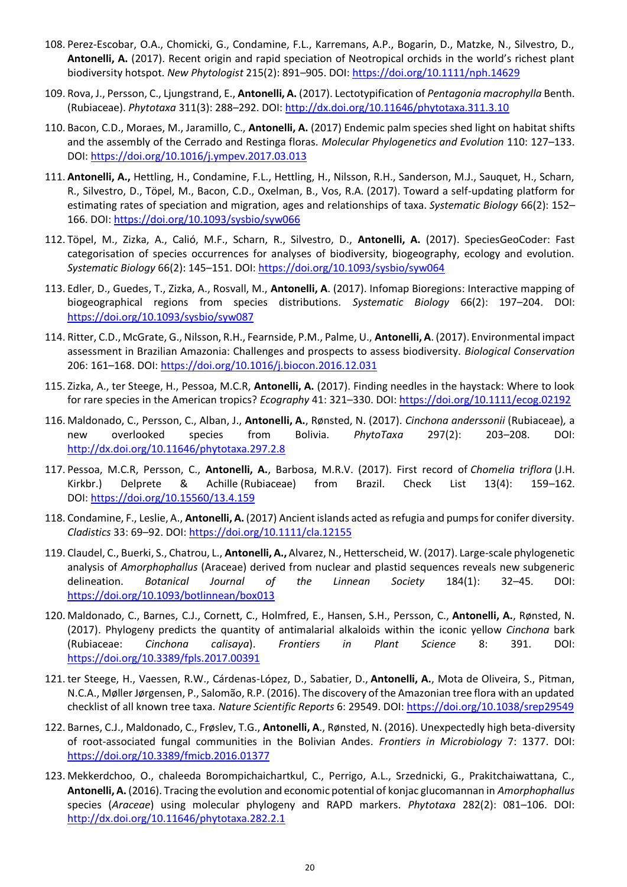108. Perez-Escobar, O.A., Chomicki, G., Condamine, F.L., Karremans, A.P., Bogarin, D., Matzke, N., Silvestro, D., **Antonelli, A.** (2017). Recent origin and rapid speciation of Neotropical orchids in the world's richest plant biodiversity hotspot. *New Phytologist* 215(2): 891–905. DOI: https://doi.org/10.1111/nph.14629

109. Rova, J., Persson, C., Ljungstrand, E., **Antonelli, A.** (2017). Lectotypification of *Pentagonia macrophylla* Benth. (Rubiaceae). *Phytotaxa* 311(3): 288–292. DOI: http://dx.doi.org/10.11646/phytotaxa.311.3.10

110. Bacon, C.D., Moraes, M., Jaramillo, C., **Antonelli, A.** (2017) Endemic palm species shed light on habitat shifts and the assembly of the Cerrado and Restinga floras. *Molecular Phylogenetics and Evolution* 110: 127–133. DOI: https://doi.org/10.1016/j.ympev.2017.03.013

111. **Antonelli, A.,** Hettling, H., Condamine, F.L., Hettling, H., Nilsson, R.H., Sanderson, M.J., Sauquet, H., Scharn, R., Silvestro, D., Töpel, M., Bacon, C.D., Oxelman, B., Vos, R.A. (2017). Toward a self-updating platform for estimating rates of speciation and migration, ages and relationships of taxa. *Systematic Biology* 66(2): 152–166. DOI: https://doi.org/10.1093/sysbio/syw066

112. Töpel, M., Zizka, A., Calió, M.F., Scharn, R., Silvestro, D., **Antonelli, A.** (2017). SpeciesGeoCoder: Fast categorisation of species occurrences for analyses of biodiversity, biogeography, ecology and evolution. *Systematic Biology* 66(2): 145–151. DOI: https://doi.org/10.1093/sysbio/syw064

113. Edler, D., Guedes, T., Zizka, A., Rosvall, M., **Antonelli, A** (2017). Infomap Bioregions: Interactive mapping of biogeographical regions from species distributions. *Systematic Biology* 66(2): 197–204. DOI: https://doi.org/10.1093/sysbio/syw087

114. Ritter, C.D., McGrate, G., Nilsson, R.H., Fearnside, P.M., Palme, U., **Antonelli, A**. (2017). Environmental impact assessment in Brazilian Amazonia: Challenges and prospects to assess biodiversity. *Biological Conservation* 206: 161–168. DOI: https://doi.org/10.1016/j.biocon.2016.12.031

115. Zizka, A., ter Steege, H., Pessoa, M.C.R, **Antonelli, A.** (2017). Finding needles in the haystack: Where to look for rare species in the American tropics? *Ecography* 41: 321–330. DOI: https://doi.org/10.1111/ecog.02192

116. Maldonado, C., Persson, C., Alban, J., **Antonelli, A.**, Rønsted, N. (2017). *Cinchona anderssonii* (Rubiaceae), a new overlooked species from Bolivia. *PhytoTaxa* 297(2): 203–208. DOI: http://dx.doi.org/10.11646/phytotaxa.297.2.8

117. Pessoa, M.C.R, Persson, C., **Antonelli, A.**, Barbosa, M.R.V. (2017). First record of *Chomelia triflora* (J.H. Kirkbr.) Delprete & Achille (Rubiaceae) from Brazil. Check List 13(4): 159–162. DOI: https://doi.org/10.15560/13.4.159

118. Condamine, F., Leslie, A., **Antonelli, A.** (2017) Ancient islands acted as refugia and pumps for conifer diversity. *Cladistics* 33: 69–92. DOI: https://doi.org/10.1111/cla.12155

119. Claudel, C., Buerki, S., Chatrou, L., **Antonelli, A.,** Alvarez, N., Hetterscheid, W. (2017). Large-scale phylogenetic analysis of *Amorphophallus* (Araceae) derived from nuclear and plastid sequences reveals new subgeneric delineation. *Botanical Journal of the Linnean Society* 184(1): 32–45. DOI: https://doi.org/10.1093/botlinnean/box013

120. Maldonado, C., Barnes, C.J., Cornett, C., Holmfred, E., Hansen, S.H., Persson, C., **Antonelli, A.**, Rønsted, N. (2017). Phylogeny predicts the quantity of antimalarial alkaloids within the iconic yellow *Cinchona* bark (Rubiaceae: *Cinchona calisaya*). *Frontiers in Plant Science* 8: 391. DOI: https://doi.org/10.3389/fpls.2017.00391

121. ter Steege, H., Vaessen, R.W., Cárdenas-López, D., Sabatier, D., **Antonelli, A.**, Mota de Oliveira, S., Pitman, N.C.A., Møller Jørgensen, P., Salomão, R.P. (2016). The discovery of the Amazonian tree flora with an updated checklist of all known tree taxa. *Nature Scientific Reports* 6: 29549. DOI: https://doi.org/10.1038/srep29549

122. Barnes, C.J., Maldonado, C., Frøslev, T.G., **Antonelli, A**., Rønsted, N. (2016). Unexpectedly high beta-diversity of root-associated fungal communities in the Bolivian Andes. *Frontiers in Microbiology* 7: 1377. DOI: https://doi.org/10.3389/fmicb.2016.01377

123. Mekkerdchoo, O., chaleeda Borompichaichartkul, C., Perrigo, A.L., Srzednicki, G., Prakitchaiwattana, C., **Antonelli, A.** (2016). Tracing the evolution and economic potential of konjac glucomannan in *Amorphophallus* species (*Araceae*) using molecular phylogeny and RAPD markers. *Phytotaxa* 282(2): 081–106. DOI: http://dx.doi.org/10.11646/phytotaxa.282.2.1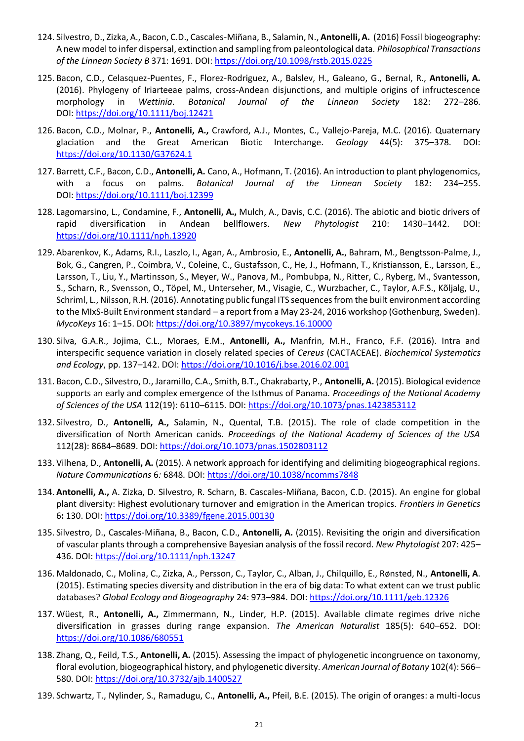124. Silvestro, D., Zizka, A., Bacon, C.D., Cascales-Miñana, B., Salamin, N., **Antonelli, A.** (2016) Fossil biogeography: A new model to infer dispersal, extinction and sampling from paleontological data. *Philosophical Transactions of the Linnean Society B* 371: 1691. DOI: https://doi.org/10.1098/rstb.2015.0225

125. Bacon, C.D., Celasquez-Puentes, F., Florez-Rodriguez, A., Balslev, H., Galeano, G., Bernal, R., **Antonelli, A.** (2016). Phylogeny of Iriarteeae palms, cross-Andean disjunctions, and multiple origins of infructescence morphology in *Wettinia*. *Botanical Journal of the Linnean Society* 182: 272–286. DOI: https://doi.org/10.1111/boj.12421

126. Bacon, C.D., Molnar, P., **Antonelli, A.,** Crawford, A.J., Montes, C., Vallejo-Pareja, M.C. (2016). Quaternary glaciation and the Great American Biotic Interchange. *Geology* 44(5): 375–378. DOI: https://doi.org/10.1130/G37624.1

127. Barrett, C.F., Bacon, C.D., **Antonelli, A.** Cano, A., Hofmann, T. (2016). An introduction to plant phylogenomics, with a focus on palms. *Botanical Journal of the Linnean Society* 182: 234–255. DOI: https://doi.org/10.1111/boj.12399

128. Lagomarsino, L., Condamine, F., **Antonelli, A.,** Mulch, A., Davis, C.C. (2016). The abiotic and biotic drivers of rapid diversification in Andean bellflowers. *New Phytologist* 210: 1430–1442. DOI: https://doi.org/10.1111/nph.13920

129. Abarenkov, K., Adams, R.I., Laszlo, I., Agan, A., Ambrosio, E., **Antonelli, A.**, Bahram, M., Bengtsson-Palme, J., Bok, G., Cangren, P., Coimbra, V., Coleine, C., Gustafsson, C., He, J., Hofmann, T., Kristiansson, E., Larsson, E., Larsson, T., Liu, Y., Martinsson, S., Meyer, W., Panova, M., Pombubpa, N., Ritter, C., Ryberg, M., Svantesson, S., Scharn, R., Svensson, O., Töpel, M., Unterseher, M., Visagie, C., Wurzbacher, C., Taylor, A.F.S., Kõljalg, U., Schriml, L., Nilsson, R.H. (2016). Annotating public fungal ITS sequences from the built environment according to the MIxS-Built Environment standard – a report from a May 23-24, 2016 workshop (Gothenburg, Sweden). *MycoKeys* 16: 1–15. DOI: https://doi.org/10.3897/mycokeys.16.10000

130. Silva, G.A.R., Jojima, C.L., Moraes, E.M., **Antonelli, A.,** Manfrin, M.H., Franco, F.F. (2016). Intra and interspecific sequence variation in closely related species of *Cereus* (CACTACEAE). *Biochemical Systematics and Ecology*, pp. 137–142. DOI: https://doi.org/10.1016/j.bse.2016.02.001

131. Bacon, C.D., Silvestro, D., Jaramillo, C.A., Smith, B.T., Chakrabarty, P., **Antonelli, A.** (2015). Biological evidence supports an early and complex emergence of the Isthmus of Panama. *Proceedings of the National Academy of Sciences of the USA* 112(19): 6110–6115. DOI: https://doi.org/10.1073/pnas.1423853112

132. Silvestro, D., **Antonelli, A.,** Salamin, N., Quental, T.B. (2015). The role of clade competition in the diversification of North American canids. *Proceedings of the National Academy of Sciences of the USA* 112(28): 8684–8689. DOI: https://doi.org/10.1073/pnas.1502803112

133. Vilhena, D., **Antonelli, A.** (2015). A network approach for identifying and delimiting biogeographical regions. *Nature Communications* 6*:* 6848*.* DOI: https://doi.org/10.1038/ncomms7848

134. **Antonelli, A.,** A. Zizka, D. Silvestro, R. Scharn, B. Cascales-Miñana, Bacon, C.D. (2015). An engine for global plant diversity: Highest evolutionary turnover and emigration in the American tropics. *Frontiers in Genetics* 6**:** 130. DOI: https://doi.org/10.3389/fgene.2015.00130

135. Silvestro, D., Cascales-Miñana, B., Bacon, C.D., **Antonelli, A.** (2015). Revisiting the origin and diversification of vascular plants through a comprehensive Bayesian analysis of the fossil record. *New Phytologist* 207: 425–436. DOI: https://doi.org/10.1111/nph.13247

136. Maldonado, C., Molina, C., Zizka, A., Persson, C., Taylor, C., Alban, J., Chilquillo, E., Rønsted, N., **Antonelli, A**. (2015). Estimating species diversity and distribution in the era of big data: To what extent can we trust public databases? *Global Ecology and Biogeography* 24: 973–984. DOI: https://doi.org/10.1111/geb.12326

137. Wüest, R., **Antonelli, A.,** Zimmermann, N., Linder, H.P. (2015). Available climate regimes drive niche diversification in grasses during range expansion. *The American Naturalist* 185(5): 640–652. DOI: https://doi.org/10.1086/680551

138. Zhang, Q., Feild, T.S., **Antonelli, A.** (2015). Assessing the impact of phylogenetic incongruence on taxonomy, floral evolution, biogeographical history, and phylogenetic diversity. *American Journal of Botany* 102(4): 566–580. DOI: https://doi.org/10.3732/ajb.1400527

139. Schwartz, T., Nylinder, S., Ramadugu, C., **Antonelli, A.,** Pfeil, B.E. (2015). The origin of oranges: a multi-locus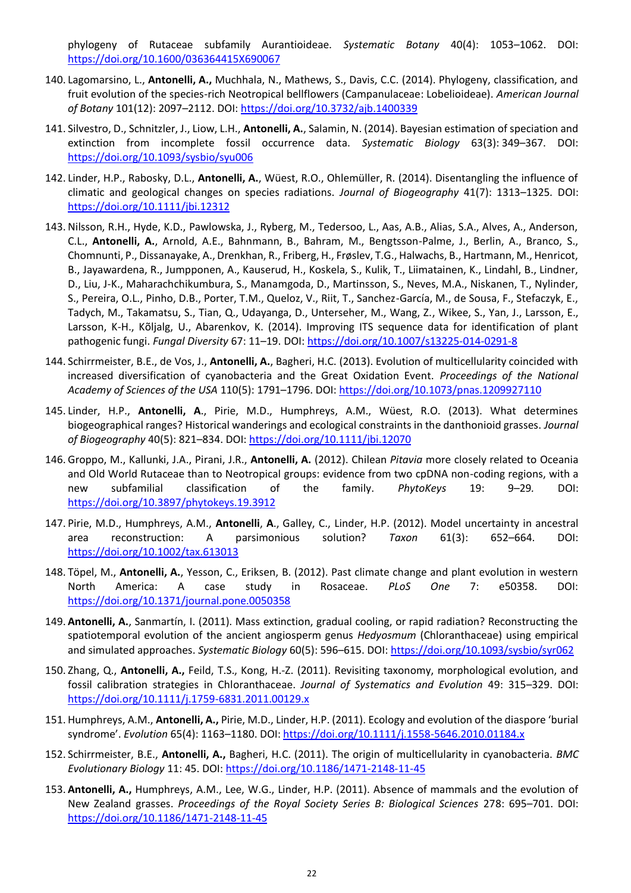phylogeny of Rutaceae subfamily Aurantioideae. *Systematic Botany* 40(4): 1053–1062. DOI: https://doi.org/10.1600/036364415X690067

140. Lagomarsino, L., **Antonelli, A.,** Muchhala, N., Mathews, S., Davis, C.C. (2014). Phylogeny, classification, and fruit evolution of the species-rich Neotropical bellflowers (Campanulaceae: Lobelioideae). *American Journal of Botany* 101(12): 2097–2112. DOI: https://doi.org/10.3732/ajb.1400339
141. Silvestro, D., Schnitzler, J., Liow, L.H., **Antonelli, A.**, Salamin, N. (2014). Bayesian estimation of speciation and extinction from incomplete fossil occurrence data. *Systematic Biology* 63(3): 349–367. DOI: https://doi.org/10.1093/sysbio/syu006
142. Linder, H.P., Rabosky, D.L., **Antonelli, A.**, Wüest, R.O., Ohlemüller, R. (2014). Disentangling the influence of climatic and geological changes on species radiations. *Journal of Biogeography* 41(7): 1313–1325. DOI: https://doi.org/10.1111/jbi.12312
143. Nilsson, R.H., Hyde, K.D., Pawlowska, J., Ryberg, M., Tedersoo, L., Aas, A.B., Alias, S.A., Alves, A., Anderson, C.L., **Antonelli, A.**, Arnold, A.E., Bahnmann, B., Bahram, M., Bengtsson-Palme, J., Berlin, A., Branco, S., Chomnunti, P., Dissanayake, A., Drenkhan, R., Friberg, H., Frøslev, T.G., Halwachs, B., Hartmann, M., Henricot, B., Jayawardena, R., Jumpponen, A., Kauserud, H., Koskela, S., Kulik, T., Liimatainen, K., Lindahl, B., Lindner, D., Liu, J-K., Maharachchikumbura, S., Manamgoda, D., Martinsson, S., Neves, M.A., Niskanen, T., Nylinder, S., Pereira, O.L., Pinho, D.B., Porter, T.M., Queloz, V., Riit, T., Sanchez-García, M., de Sousa, F., Stefaczyk, E., Tadych, M., Takamatsu, S., Tian, Q., Udayanga, D., Unterseher, M., Wang, Z., Wikee, S., Yan, J., Larsson, E., Larsson, K-H., Kõljalg, U., Abarenkov, K. (2014). Improving ITS sequence data for identification of plant pathogenic fungi. *Fungal Diversity* 67: 11–19. DOI: https://doi.org/10.1007/s13225-014-0291-8
144. Schirrmeister, B.E., de Vos, J., **Antonelli, A.**, Bagheri, H.C. (2013). Evolution of multicellularity coincided with increased diversification of cyanobacteria and the Great Oxidation Event. *Proceedings of the National Academy of Sciences of the USA* 110(5): 1791–1796. DOI: https://doi.org/10.1073/pnas.1209927110
145. Linder, H.P., **Antonelli, A**., Pirie, M.D., Humphreys, A.M., Wüest, R.O. (2013). What determines biogeographical ranges? Historical wanderings and ecological constraints in the danthonioid grasses. *Journal of Biogeography* 40(5): 821–834. DOI: https://doi.org/10.1111/jbi.12070
146. Groppo, M., Kallunki, J.A., Pirani, J.R., **Antonelli, A.** (2012). Chilean *Pitavia* more closely related to Oceania and Old World Rutaceae than to Neotropical groups: evidence from two cpDNA non-coding regions, with a new subfamilial classification of the family. *PhytoKeys* 19: 9–29. DOI: https://doi.org/10.3897/phytokeys.19.3912
147. Pirie, M.D., Humphreys, A.M., **Antonelli**, **A.**, Galley, C., Linder, H.P. (2012). Model uncertainty in ancestral area reconstruction: A parsimonious solution? *Taxon* 61(3): 652–664. DOI: https://doi.org/10.1002/tax.613013
148. Töpel, M., **Antonelli, A.**, Yesson, C., Eriksen, B. (2012). Past climate change and plant evolution in western North America: A case study in Rosaceae. *PLoS One* 7: e50358. DOI: https://doi.org/10.1371/journal.pone.0050358
149. **Antonelli, A.**, Sanmartín, I. (2011). Mass extinction, gradual cooling, or rapid radiation? Reconstructing the spatiotemporal evolution of the ancient angiosperm genus *Hedyosmum* (Chloranthaceae) using empirical and simulated approaches. *Systematic Biology* 60(5): 596–615. DOI: https://doi.org/10.1093/sysbio/syr062
150. Zhang, Q., **Antonelli, A.,** Feild, T.S., Kong, H.-Z. (2011). Revisiting taxonomy, morphological evolution, and fossil calibration strategies in Chloranthaceae. *Journal of Systematics and Evolution* 49: 315–329. DOI: https://doi.org/10.1111/j.1759-6831.2011.00129.x
151. Humphreys, A.M., **Antonelli, A.,** Pirie, M.D., Linder, H.P. (2011). Ecology and evolution of the diaspore 'burial syndrome'. *Evolution* 65(4): 1163–1180. DOI: https://doi.org/10.1111/j.1558-5646.2010.01184.x
152. Schirrmeister, B.E., **Antonelli, A.,** Bagheri, H.C. (2011). The origin of multicellularity in cyanobacteria. *BMC Evolutionary Biology* 11: 45. DOI: https://doi.org/10.1186/1471-2148-11-45
153. **Antonelli, A.,** Humphreys, A.M., Lee, W.G., Linder, H.P. (2011). Absence of mammals and the evolution of New Zealand grasses. *Proceedings of the Royal Society Series B: Biological Sciences* 278: 695–701. DOI: https://doi.org/10.1186/1471-2148-11-45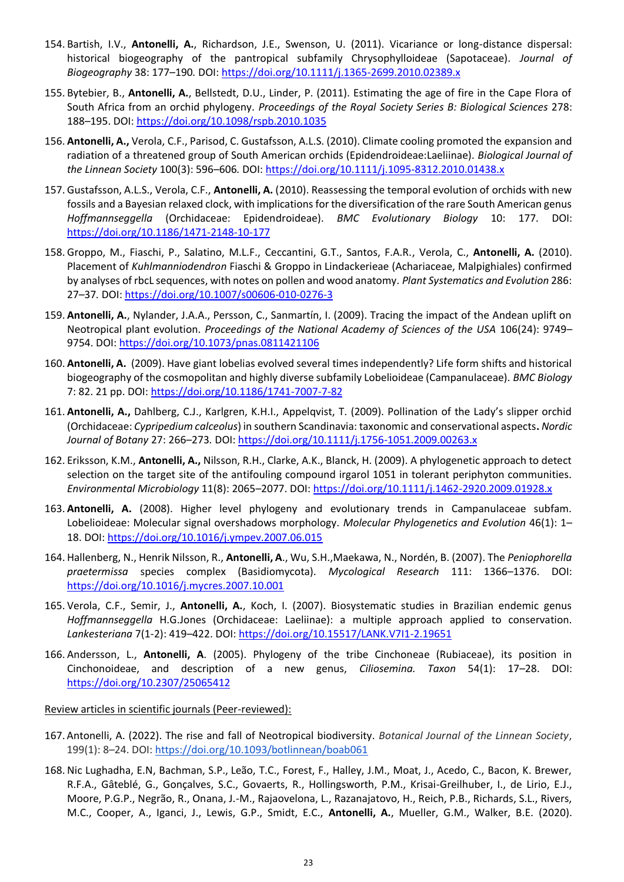154. Bartish, I.V., **Antonelli, A.**, Richardson, J.E., Swenson, U. (2011). Vicariance or long-distance dispersal: historical biogeography of the pantropical subfamily Chrysophylloideae (Sapotaceae). *Journal of Biogeography* 38: 177–190*.* DOI: https://doi.org/10.1111/j.1365-2699.2010.02389.x

155. Bytebier, B., **Antonelli, A.**, Bellstedt, D.U., Linder, P. (2011). Estimating the age of fire in the Cape Flora of South Africa from an orchid phylogeny. *Proceedings of the Royal Society Series B: Biological Sciences* 278: 188–195. DOI: https://doi.org/10.1098/rspb.2010.1035

156. **Antonelli, A.,** Verola, C.F., Parisod, C. Gustafsson, A.L.S. (2010). Climate cooling promoted the expansion and radiation of a threatened group of South American orchids (Epidendroideae:Laeliinae). *Biological Journal of the Linnean Society* 100(3): 596–606*.* DOI: https://doi.org/10.1111/j.1095-8312.2010.01438.x

157. Gustafsson, A.L.S., Verola, C.F., **Antonelli, A.** (2010). Reassessing the temporal evolution of orchids with new fossils and a Bayesian relaxed clock, with implications for the diversification of the rare South American genus *Hoffmannseggella* (Orchidaceae: Epidendroideae). *BMC Evolutionary Biology* 10: 177*.* DOI: https://doi.org/10.1186/1471-2148-10-177

158. Groppo, M., Fiaschi, P., Salatino, M.L.F., Ceccantini, G.T., Santos, F.A.R., Verola, C., **Antonelli, A.** (2010). Placement of *Kuhlmanniodendron* Fiaschi & Groppo in Lindackerieae (Achariaceae, Malpighiales) confirmed by analyses of rbcL sequences, with notes on pollen and wood anatomy. *Plant Systematics and Evolution* 286: 27–37*.* DOI: https://doi.org/10.1007/s00606-010-0276-3

159. **Antonelli, A.**, Nylander, J.A.A., Persson, C., Sanmartín, I. (2009). Tracing the impact of the Andean uplift on Neotropical plant evolution. *Proceedings of the National Academy of Sciences of the USA* 106(24): 9749–9754. DOI: https://doi.org/10.1073/pnas.0811421106

160. **Antonelli, A.** (2009). Have giant lobelias evolved several times independently? Life form shifts and historical biogeography of the cosmopolitan and highly diverse subfamily Lobelioideae (Campanulaceae). *BMC Biology* 7: 82. 21 pp. DOI: https://doi.org/10.1186/1741-7007-7-82

161. **Antonelli, A.,** Dahlberg, C.J., Karlgren, K.H.I., Appelqvist, T. (2009). Pollination of the Lady's slipper orchid (Orchidaceae: *Cypripedium calceolus*) in southern Scandinavia: taxonomic and conservational aspects**.** *Nordic Journal of Botany* 27: 266–273*.* DOI: https://doi.org/10.1111/j.1756-1051.2009.00263.x

162. Eriksson, K.M., **Antonelli, A.,** Nilsson, R.H., Clarke, A.K., Blanck, H. (2009). A phylogenetic approach to detect selection on the target site of the antifouling compound irgarol 1051 in tolerant periphyton communities. *Environmental Microbiology* 11(8): 2065–2077. DOI: https://doi.org/10.1111/j.1462-2920.2009.01928.x

163. **Antonelli, A.** (2008). Higher level phylogeny and evolutionary trends in Campanulaceae subfam. Lobelioideae: Molecular signal overshadows morphology. *Molecular Phylogenetics and Evolution* 46(1): 1–18. DOI: https://doi.org/10.1016/j.ympev.2007.06.015

164. Hallenberg, N., Henrik Nilsson, R., **Antonelli, A**., Wu, S.H.,Maekawa, N., Nordén, B. (2007). The *Peniophorella praetermissa* species complex (Basidiomycota). *Mycological Research* 111: 1366–1376. DOI: https://doi.org/10.1016/j.mycres.2007.10.001

165. Verola, C.F., Semir, J., **Antonelli, A.**, Koch, I. (2007). Biosystematic studies in Brazilian endemic genus *Hoffmannseggella* H.G.Jones (Orchidaceae: Laeliinae): a multiple approach applied to conservation. *Lankesteriana* 7(1-2): 419–422. DOI: https://doi.org/10.15517/LANK.V7I1-2.19651

166. Andersson, L., **Antonelli, A**. (2005). Phylogeny of the tribe Cinchoneae (Rubiaceae), its position in Cinchonoideae, and description of a new genus, *Ciliosemina.* *Taxon* 54(1): 17–28. DOI: https://doi.org/10.2307/25065412

Review articles in scientific journals (Peer-reviewed):

167. Antonelli, A. (2022). The rise and fall of Neotropical biodiversity. *Botanical Journal of the Linnean Society*, 199(1): 8–24. DOI: https://doi.org/10.1093/botlinnean/boab061

168. Nic Lughadha, E.N, Bachman, S.P., Leão, T.C., Forest, F., Halley, J.M., Moat, J., Acedo, C., Bacon, K. Brewer, R.F.A., Gâteblé, G., Gonçalves, S.C., Govaerts, R., Hollingsworth, P.M., Krisai-Greilhuber, I., de Lirio, E.J., Moore, P.G.P., Negrão, R., Onana, J.-M., Rajaovelona, L., Razanajatovo, H., Reich, P.B., Richards, S.L., Rivers, M.C., Cooper, A., Iganci, J., Lewis, G.P., Smidt, E.C., **Antonelli, A.**, Mueller, G.M., Walker, B.E. (2020).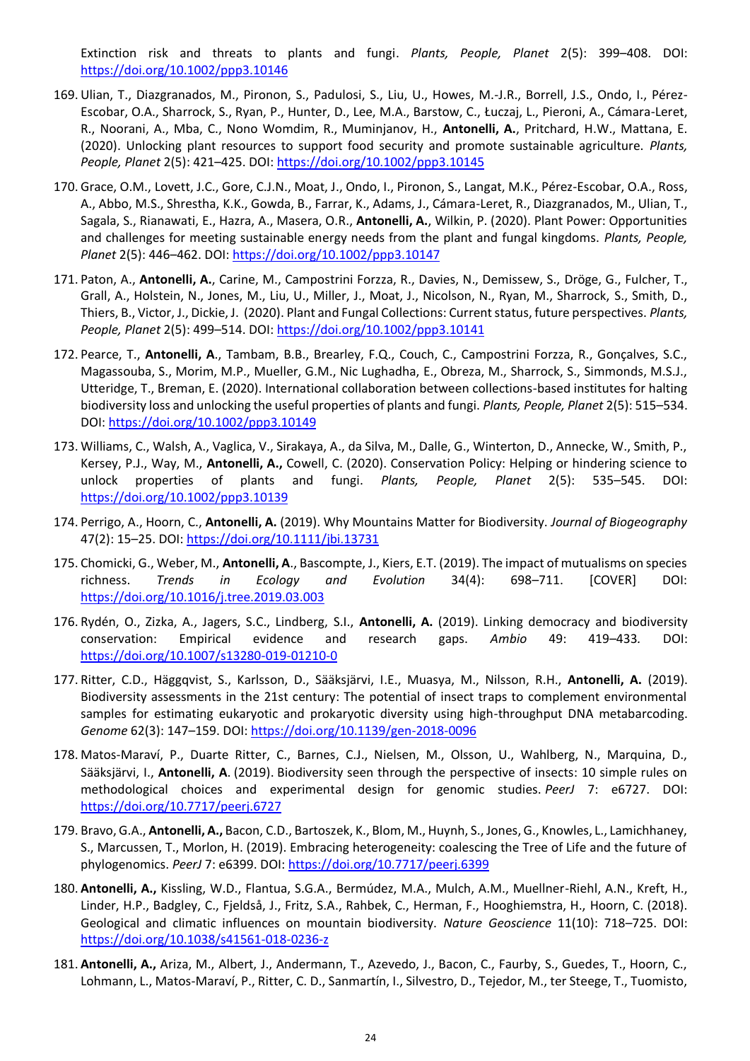Extinction risk and threats to plants and fungi. *Plants, People, Planet* 2(5): 399–408. DOI: https://doi.org/10.1002/ppp3.10146

169. Ulian, T., Diazgranados, M., Pironon, S., Padulosi, S., Liu, U., Howes, M.-J.R., Borrell, J.S., Ondo, I., Pérez-Escobar, O.A., Sharrock, S., Ryan, P., Hunter, D., Lee, M.A., Barstow, C., Łuczaj, L., Pieroni, A., Cámara-Leret, R., Noorani, A., Mba, C., Nono Womdim, R., Muminjanov, H., **Antonelli, A.**, Pritchard, H.W., Mattana, E. (2020). Unlocking plant resources to support food security and promote sustainable agriculture. *Plants, People, Planet* 2(5): 421–425. DOI: https://doi.org/10.1002/ppp3.10145

170. Grace, O.M., Lovett, J.C., Gore, C.J.N., Moat, J., Ondo, I., Pironon, S., Langat, M.K., Pérez-Escobar, O.A., Ross, A., Abbo, M.S., Shrestha, K.K., Gowda, B., Farrar, K., Adams, J., Cámara-Leret, R., Diazgranados, M., Ulian, T., Sagala, S., Rianawati, E., Hazra, A., Masera, O.R., **Antonelli, A.**, Wilkin, P. (2020). Plant Power: Opportunities and challenges for meeting sustainable energy needs from the plant and fungal kingdoms. *Plants, People, Planet* 2(5): 446–462. DOI: https://doi.org/10.1002/ppp3.10147

171. Paton, A., **Antonelli, A.**, Carine, M., Campostrini Forzza, R., Davies, N., Demissew, S., Dröge, G., Fulcher, T., Grall, A., Holstein, N., Jones, M., Liu, U., Miller, J., Moat, J., Nicolson, N., Ryan, M., Sharrock, S., Smith, D., Thiers, B., Victor, J., Dickie, J. (2020). Plant and Fungal Collections: Current status, future perspectives. *Plants, People, Planet* 2(5): 499–514. DOI: https://doi.org/10.1002/ppp3.10141

172. Pearce, T., **Antonelli, A.**, Tambam, B.B., Brearley, F.Q., Couch, C., Campostrini Forzza, R., Gonçalves, S.C., Magassouba, S., Morim, M.P., Mueller, G.M., Nic Lughadha, E., Obreza, M., Sharrock, S., Simmonds, M.S.J., Utteridge, T., Breman, E. (2020). International collaboration between collections-based institutes for halting biodiversity loss and unlocking the useful properties of plants and fungi. *Plants, People, Planet* 2(5): 515–534. DOI: https://doi.org/10.1002/ppp3.10149

173. Williams, C., Walsh, A., Vaglica, V., Sirakaya, A., da Silva, M., Dalle, G., Winterton, D., Annecke, W., Smith, P., Kersey, P.J., Way, M., **Antonelli, A.,** Cowell, C. (2020). Conservation Policy: Helping or hindering science to unlock properties of plants and fungi. *Plants, People, Planet* 2(5): 535–545. DOI: https://doi.org/10.1002/ppp3.10139

174. Perrigo, A., Hoorn, C., **Antonelli, A.** (2019). Why Mountains Matter for Biodiversity. *Journal of Biogeography* 47(2): 15–25. DOI: https://doi.org/10.1111/jbi.13731

175. Chomicki, G., Weber, M., **Antonelli, A**., Bascompte, J., Kiers, E.T. (2019). The impact of mutualisms on species richness. *Trends in Ecology and Evolution* 34(4): 698–711. [COVER] DOI: https://doi.org/10.1016/j.tree.2019.03.003

176. Rydén, O., Zizka, A., Jagers, S.C., Lindberg, S.I., **Antonelli, A.** (2019). Linking democracy and biodiversity conservation: Empirical evidence and research gaps. *Ambio* 49: 419–433. DOI: https://doi.org/10.1007/s13280-019-01210-0

177. Ritter, C.D., Häggqvist, S., Karlsson, D., Sääksjärvi, I.E., Muasya, M., Nilsson, R.H., **Antonelli, A.** (2019). Biodiversity assessments in the 21st century: The potential of insect traps to complement environmental samples for estimating eukaryotic and prokaryotic diversity using high-throughput DNA metabarcoding. *Genome* 62(3): 147–159. DOI: https://doi.org/10.1139/gen-2018-0096

178. Matos-Maraví, P., Duarte Ritter, C., Barnes, C.J., Nielsen, M., Olsson, U., Wahlberg, N., Marquina, D., Sääksjärvi, I., **Antonelli, A**. (2019). Biodiversity seen through the perspective of insects: 10 simple rules on methodological choices and experimental design for genomic studies. *PeerJ* 7: e6727. DOI: https://doi.org/10.7717/peerj.6727

179. Bravo, G.A., **Antonelli, A.,** Bacon, C.D., Bartoszek, K., Blom, M., Huynh, S., Jones, G., Knowles, L., Lamichhaney, S., Marcussen, T., Morlon, H. (2019). Embracing heterogeneity: coalescing the Tree of Life and the future of phylogenomics. *PeerJ* 7: e6399. DOI: https://doi.org/10.7717/peerj.6399

180. **Antonelli, A.,** Kissling, W.D., Flantua, S.G.A., Bermúdez, M.A., Mulch, A.M., Muellner-Riehl, A.N., Kreft, H., Linder, H.P., Badgley, C., Fjeldså, J., Fritz, S.A., Rahbek, C., Herman, F., Hooghiemstra, H., Hoorn, C. (2018). Geological and climatic influences on mountain biodiversity. *Nature Geoscience* 11(10): 718–725. DOI: https://doi.org/10.1038/s41561-018-0236-z

181. **Antonelli, A.,** Ariza, M., Albert, J., Andermann, T., Azevedo, J., Bacon, C., Faurby, S., Guedes, T., Hoorn, C., Lohmann, L., Matos-Maraví, P., Ritter, C. D., Sanmartín, I., Silvestro, D., Tejedor, M., ter Steege, T., Tuomisto,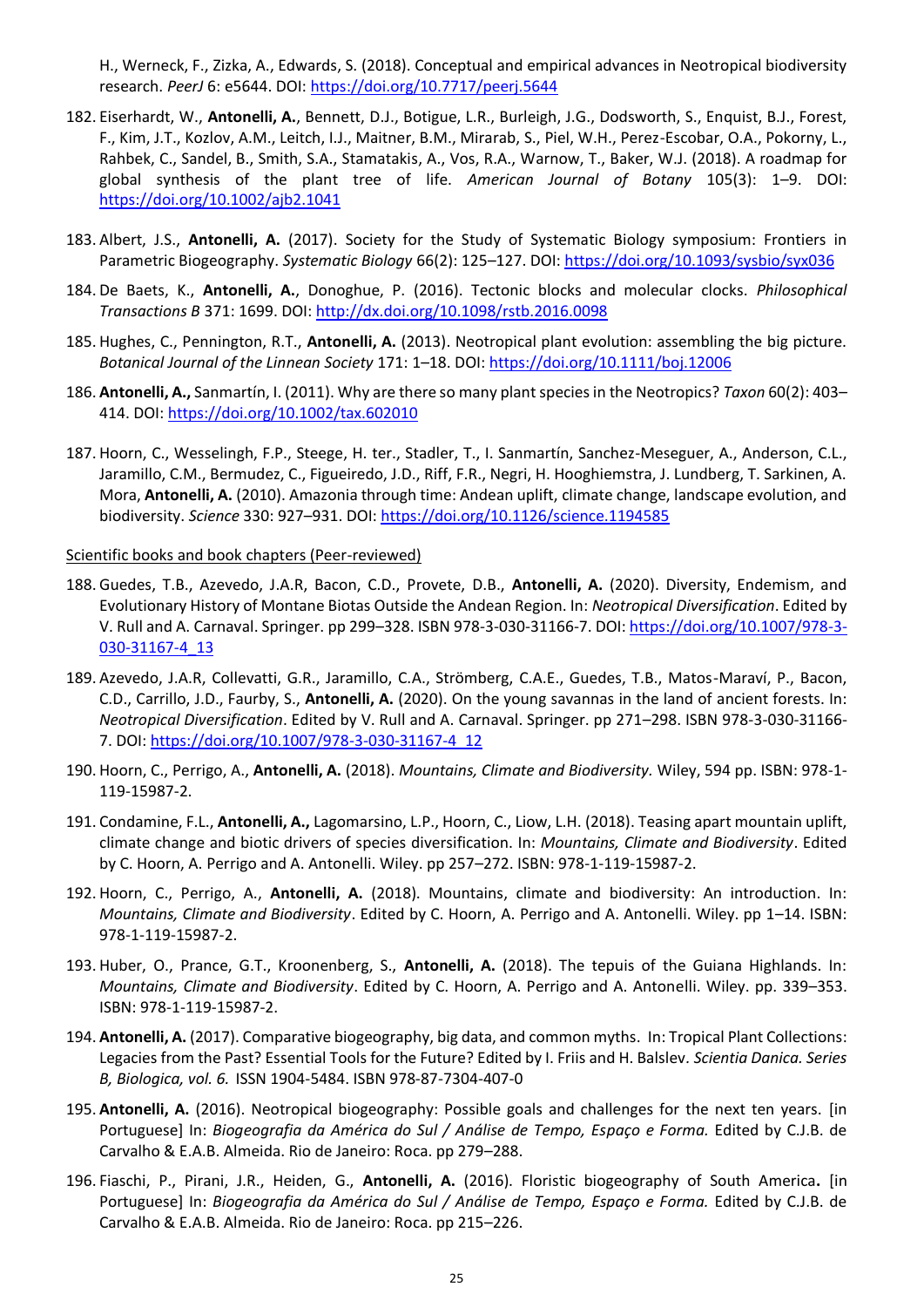H., Werneck, F., Zizka, A., Edwards, S. (2018). Conceptual and empirical advances in Neotropical biodiversity research. *PeerJ* 6: e5644. DOI: https://doi.org/10.7717/peerj.5644

182. Eiserhardt, W., **Antonelli, A.**, Bennett, D.J., Botigue, L.R., Burleigh, J.G., Dodsworth, S., Enquist, B.J., Forest, F., Kim, J.T., Kozlov, A.M., Leitch, I.J., Maitner, B.M., Mirarab, S., Piel, W.H., Perez-Escobar, O.A., Pokorny, L., Rahbek, C., Sandel, B., Smith, S.A., Stamatakis, A., Vos, R.A., Warnow, T., Baker, W.J. (2018). A roadmap for global synthesis of the plant tree of life. *American Journal of Botany* 105(3): 1–9. DOI: https://doi.org/10.1002/ajb2.1041

183. Albert, J.S., **Antonelli, A.** (2017). Society for the Study of Systematic Biology symposium: Frontiers in Parametric Biogeography. *Systematic Biology* 66(2): 125–127. DOI: https://doi.org/10.1093/sysbio/syx036

184. De Baets, K., **Antonelli, A.**, Donoghue, P. (2016). Tectonic blocks and molecular clocks. *Philosophical Transactions B* 371: 1699. DOI: http://dx.doi.org/10.1098/rstb.2016.0098

185. Hughes, C., Pennington, R.T., **Antonelli, A.** (2013). Neotropical plant evolution: assembling the big picture. *Botanical Journal of the Linnean Society* 171: 1–18. DOI: https://doi.org/10.1111/boj.12006

186. **Antonelli, A.,** Sanmartín, I. (2011). Why are there so many plant species in the Neotropics? *Taxon* 60(2): 403–414. DOI: https://doi.org/10.1002/tax.602010

187. Hoorn, C., Wesselingh, F.P., Steege, H. ter., Stadler, T., I. Sanmartín, Sanchez-Meseguer, A., Anderson, C.L., Jaramillo, C.M., Bermudez, C., Figueiredo, J.D., Riff, F.R., Negri, H. Hooghiemstra, J. Lundberg, T. Sarkinen, A. Mora, **Antonelli, A.** (2010). Amazonia through time: Andean uplift, climate change, landscape evolution, and biodiversity. *Science* 330: 927–931. DOI: https://doi.org/10.1126/science.1194585

<u>Scientific books and book chapters (Peer-reviewed)</u>

188. Guedes, T.B., Azevedo, J.A.R, Bacon, C.D., Provete, D.B., **Antonelli, A.** (2020). Diversity, Endemism, and Evolutionary History of Montane Biotas Outside the Andean Region. In: *Neotropical Diversification*. Edited by V. Rull and A. Carnaval. Springer. pp 299–328. ISBN 978-3-030-31166-7. DOI: https://doi.org/10.1007/978-3-030-31167-4_13

189. Azevedo, J.A.R, Collevatti, G.R., Jaramillo, C.A., Strömberg, C.A.E., Guedes, T.B., Matos-Maraví, P., Bacon, C.D., Carrillo, J.D., Faurby, S., **Antonelli, A.** (2020). On the young savannas in the land of ancient forests. In: *Neotropical Diversification*. Edited by V. Rull and A. Carnaval. Springer. pp 271–298. ISBN 978-3-030-31166-7. DOI: https://doi.org/10.1007/978-3-030-31167-4_12

190. Hoorn, C., Perrigo, A., **Antonelli, A.** (2018). *Mountains, Climate and Biodiversity.* Wiley, 594 pp. ISBN: 978-1-119-15987-2.

191. Condamine, F.L., **Antonelli, A.,** Lagomarsino, L.P., Hoorn, C., Liow, L.H. (2018). Teasing apart mountain uplift, climate change and biotic drivers of species diversification. In: *Mountains, Climate and Biodiversity*. Edited by C. Hoorn, A. Perrigo and A. Antonelli. Wiley. pp 257–272. ISBN: 978-1-119-15987-2.

192. Hoorn, C., Perrigo, A., **Antonelli, A.** (2018). Mountains, climate and biodiversity: An introduction. In: *Mountains, Climate and Biodiversity*. Edited by C. Hoorn, A. Perrigo and A. Antonelli. Wiley. pp 1–14. ISBN: 978-1-119-15987-2.

193. Huber, O., Prance, G.T., Kroonenberg, S., **Antonelli, A.** (2018). The tepuis of the Guiana Highlands. In: *Mountains, Climate and Biodiversity*. Edited by C. Hoorn, A. Perrigo and A. Antonelli. Wiley. pp. 339–353. ISBN: 978-1-119-15987-2.

194. **Antonelli, A.** (2017). Comparative biogeography, big data, and common myths. In: Tropical Plant Collections: Legacies from the Past? Essential Tools for the Future? Edited by I. Friis and H. Balslev. *Scientia Danica. Series B, Biologica, vol. 6.* ISSN 1904-5484. ISBN 978-87-7304-407-0

195. **Antonelli, A.** (2016). Neotropical biogeography: Possible goals and challenges for the next ten years. [in Portuguese] In: *Biogeografia da América do Sul / Análise de Tempo, Espaço e Forma.* Edited by C.J.B. de Carvalho & E.A.B. Almeida. Rio de Janeiro: Roca. pp 279–288.

196. Fiaschi, P., Pirani, J.R., Heiden, G., **Antonelli, A.** (2016). Floristic biogeography of South America**.** [in Portuguese] In: *Biogeografia da América do Sul / Análise de Tempo, Espaço e Forma.* Edited by C.J.B. de Carvalho & E.A.B. Almeida. Rio de Janeiro: Roca. pp 215–226.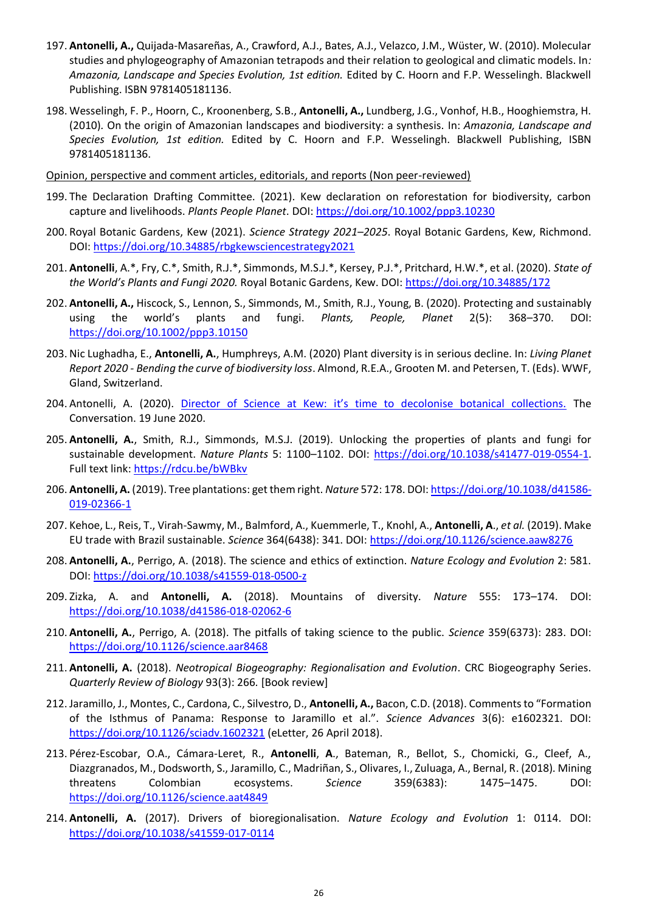197. **Antonelli, A.,** Quijada-Masareñas, A., Crawford, A.J., Bates, A.J., Velazco, J.M., Wüster, W. (2010). Molecular studies and phylogeography of Amazonian tetrapods and their relation to geological and climatic models. In*: Amazonia, Landscape and Species Evolution, 1st edition.* Edited by C. Hoorn and F.P. Wesselingh. Blackwell Publishing. ISBN 9781405181136.

198. Wesselingh, F. P., Hoorn, C., Kroonenberg, S.B., **Antonelli, A.,** Lundberg, J.G., Vonhof, H.B., Hooghiemstra, H. (2010). On the origin of Amazonian landscapes and biodiversity: a synthesis. In: *Amazonia, Landscape and Species Evolution, 1st edition.* Edited by C. Hoorn and F.P. Wesselingh. Blackwell Publishing, ISBN 9781405181136.

<u>Opinion, perspective and comment articles, editorials, and reports (Non peer-reviewed)</u>

199. The Declaration Drafting Committee. (2021). Kew declaration on reforestation for biodiversity, carbon capture and livelihoods. *Plants People Planet*. DOI: https://doi.org/10.1002/ppp3.10230

200. Royal Botanic Gardens, Kew (2021). *Science Strategy 2021–2025*. Royal Botanic Gardens, Kew, Richmond. DOI: https://doi.org/10.34885/rbgkewsciencestrategy2021

201. **Antonelli**, A.*, Fry, C.*, Smith, R.J.*, Simmonds, M.S.J.*, Kersey, P.J.*, Pritchard, H.W.*, et al. (2020). *State of the World's Plants and Fungi 2020.* Royal Botanic Gardens, Kew. DOI: https://doi.org/10.34885/172

202. **Antonelli, A.,** Hiscock, S., Lennon, S., Simmonds, M., Smith, R.J., Young, B. (2020). Protecting and sustainably using the world's plants and fungi. *Plants, People, Planet* 2(5): 368–370. DOI: https://doi.org/10.1002/ppp3.10150

203. Nic Lughadha, E., **Antonelli, A.**, Humphreys, A.M. (2020) Plant diversity is in serious decline. In: *Living Planet Report 2020 - Bending the curve of biodiversity loss*. Almond, R.E.A., Grooten M. and Petersen, T. (Eds). WWF, Gland, Switzerland.

204. Antonelli, A. (2020). Director of Science at Kew: it's time to decolonise botanical collections. The Conversation. 19 June 2020.

205. **Antonelli, A.**, Smith, R.J., Simmonds, M.S.J. (2019). Unlocking the properties of plants and fungi for sustainable development. *Nature Plants* 5: 1100–1102. DOI: https://doi.org/10.1038/s41477-019-0554-1. Full text link: https://rdcu.be/bWBkv

206. **Antonelli, A.** (2019). Tree plantations: get them right. *Nature* 572: 178. DOI: https://doi.org/10.1038/d41586-019-02366-1

207. Kehoe, L., Reis, T., Virah-Sawmy, M., Balmford, A., Kuemmerle, T., Knohl, A., **Antonelli, A**., *et al.* (2019). Make EU trade with Brazil sustainable. *Science* 364(6438): 341. DOI: https://doi.org/10.1126/science.aaw8276

208. **Antonelli, A.**, Perrigo, A. (2018). The science and ethics of extinction. *Nature Ecology and Evolution* 2: 581. DOI: https://doi.org/10.1038/s41559-018-0500-z

209. Zizka, A. and **Antonelli, A.** (2018). Mountains of diversity. *Nature* 555: 173–174. DOI: https://doi.org/10.1038/d41586-018-02062-6

210. **Antonelli, A.**, Perrigo, A. (2018). The pitfalls of taking science to the public. *Science* 359(6373): 283. DOI: https://doi.org/10.1126/science.aar8468

211. **Antonelli, A.** (2018). *Neotropical Biogeography: Regionalisation and Evolution*. CRC Biogeography Series. *Quarterly Review of Biology* 93(3): 266. [Book review]

212. Jaramillo, J., Montes, C., Cardona, C., Silvestro, D., **Antonelli, A.,** Bacon, C.D. (2018). Comments to "Formation of the Isthmus of Panama: Response to Jaramillo et al.". *Science Advances* 3(6): e1602321. DOI: https://doi.org/10.1126/sciadv.1602321 (eLetter, 26 April 2018).

213. Pérez-Escobar, O.A., Cámara-Leret, R., **Antonelli**, **A**., Bateman, R., Bellot, S., Chomicki, G., Cleef, A., Diazgranados, M., Dodsworth, S., Jaramillo, C., Madriñan, S., Olivares, I., Zuluaga, A., Bernal, R. (2018). Mining threatens Colombian ecosystems. *Science* 359(6383): 1475–1475. DOI: https://doi.org/10.1126/science.aat4849

214. **Antonelli, A.** (2017). Drivers of bioregionalisation. *Nature Ecology and Evolution* 1: 0114. DOI: https://doi.org/10.1038/s41559-017-0114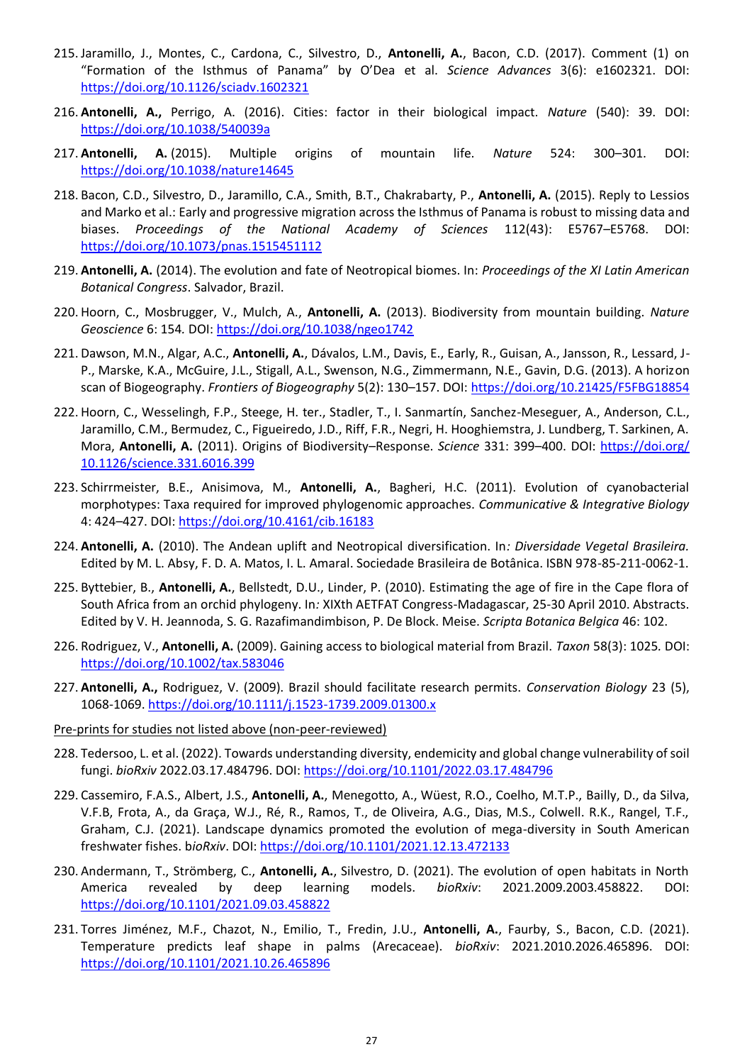215. Jaramillo, J., Montes, C., Cardona, C., Silvestro, D., **Antonelli, A.**, Bacon, C.D. (2017). Comment (1) on "Formation of the Isthmus of Panama" by O'Dea et al. *Science Advances* 3(6): e1602321. DOI: https://doi.org/10.1126/sciadv.1602321

216. **Antonelli, A.,** Perrigo, A. (2016). Cities: factor in their biological impact. *Nature* (540): 39. DOI: https://doi.org/10.1038/540039a

217. **Antonelli, A.** (2015). Multiple origins of mountain life. *Nature* 524: 300–301. DOI: https://doi.org/10.1038/nature14645

218. Bacon, C.D., Silvestro, D., Jaramillo, C.A., Smith, B.T., Chakrabarty, P., **Antonelli, A.** (2015). Reply to Lessios and Marko et al.: Early and progressive migration across the Isthmus of Panama is robust to missing data and biases. *Proceedings of the National Academy of Sciences* 112(43): E5767–E5768. DOI: https://doi.org/10.1073/pnas.1515451112

219. **Antonelli, A.** (2014). The evolution and fate of Neotropical biomes. In: *Proceedings of the XI Latin American Botanical Congress*. Salvador, Brazil.

220. Hoorn, C., Mosbrugger, V., Mulch, A., **Antonelli, A.** (2013). Biodiversity from mountain building. *Nature Geoscience* 6: 154. DOI: https://doi.org/10.1038/ngeo1742

221. Dawson, M.N., Algar, A.C., **Antonelli, A.**, Dávalos, L.M., Davis, E., Early, R., Guisan, A., Jansson, R., Lessard, J-P., Marske, K.A., McGuire, J.L., Stigall, A.L., Swenson, N.G., Zimmermann, N.E., Gavin, D.G. (2013). A horizon scan of Biogeography. *Frontiers of Biogeography* 5(2): 130–157. DOI: https://doi.org/10.21425/F5FBG18854

222. Hoorn, C., Wesselingh, F.P., Steege, H. ter., Stadler, T., I. Sanmartín, Sanchez-Meseguer, A., Anderson, C.L., Jaramillo, C.M., Bermudez, C., Figueiredo, J.D., Riff, F.R., Negri, H. Hooghiemstra, J. Lundberg, T. Sarkinen, A. Mora, **Antonelli, A.** (2011). Origins of Biodiversity–Response. *Science* 331: 399–400. DOI: https://doi.org/10.1126/science.331.6016.399

223. Schirrmeister, B.E., Anisimova, M., **Antonelli, A.**, Bagheri, H.C. (2011). Evolution of cyanobacterial morphotypes: Taxa required for improved phylogenomic approaches. *Communicative & Integrative Biology* 4: 424–427. DOI: https://doi.org/10.4161/cib.16183

224. **Antonelli, A.** (2010). The Andean uplift and Neotropical diversification. In*: Diversidade Vegetal Brasileira.* Edited by M. L. Absy, F. D. A. Matos, I. L. Amaral. Sociedade Brasileira de Botânica. ISBN 978-85-211-0062-1.

225. Byttebier, B., **Antonelli, A.**, Bellstedt, D.U., Linder, P. (2010). Estimating the age of fire in the Cape flora of South Africa from an orchid phylogeny. In*:* XIXth AETFAT Congress-Madagascar, 25-30 April 2010. Abstracts. Edited by V. H. Jeannoda, S. G. Razafimandimbison, P. De Block. Meise. *Scripta Botanica Belgica* 46: 102.

226. Rodriguez, V., **Antonelli, A.** (2009). Gaining access to biological material from Brazil. *Taxon* 58(3): 1025. DOI: https://doi.org/10.1002/tax.583046

227. **Antonelli, A.,** Rodriguez, V. (2009). Brazil should facilitate research permits. *Conservation Biology* 23 (5), 1068-1069. https://doi.org/10.1111/j.1523-1739.2009.01300.x

Pre-prints for studies not listed above (non-peer-reviewed)

228. Tedersoo, L. et al. (2022). Towards understanding diversity, endemicity and global change vulnerability of soil fungi. *bioRxiv* 2022.03.17.484796. DOI: https://doi.org/10.1101/2022.03.17.484796

229. Cassemiro, F.A.S., Albert, J.S., **Antonelli, A.**, Menegotto, A., Wüest, R.O., Coelho, M.T.P., Bailly, D., da Silva, V.F.B, Frota, A., da Graça, W.J., Ré, R., Ramos, T., de Oliveira, A.G., Dias, M.S., Colwell. R.K., Rangel, T.F., Graham, C.J. (2021). Landscape dynamics promoted the evolution of mega-diversity in South American freshwater fishes. b*ioRxiv*. DOI: https://doi.org/10.1101/2021.12.13.472133

230. Andermann, T., Strömberg, C., **Antonelli, A.**, Silvestro, D. (2021). The evolution of open habitats in North America revealed by deep learning models. *bioRxiv*: 2021.2009.2003.458822. DOI: https://doi.org/10.1101/2021.09.03.458822

231. Torres Jiménez, M.F., Chazot, N., Emilio, T., Fredin, J.U., **Antonelli, A.**, Faurby, S., Bacon, C.D. (2021). Temperature predicts leaf shape in palms (Arecaceae). *bioRxiv*: 2021.2010.2026.465896. DOI: https://doi.org/10.1101/2021.10.26.465896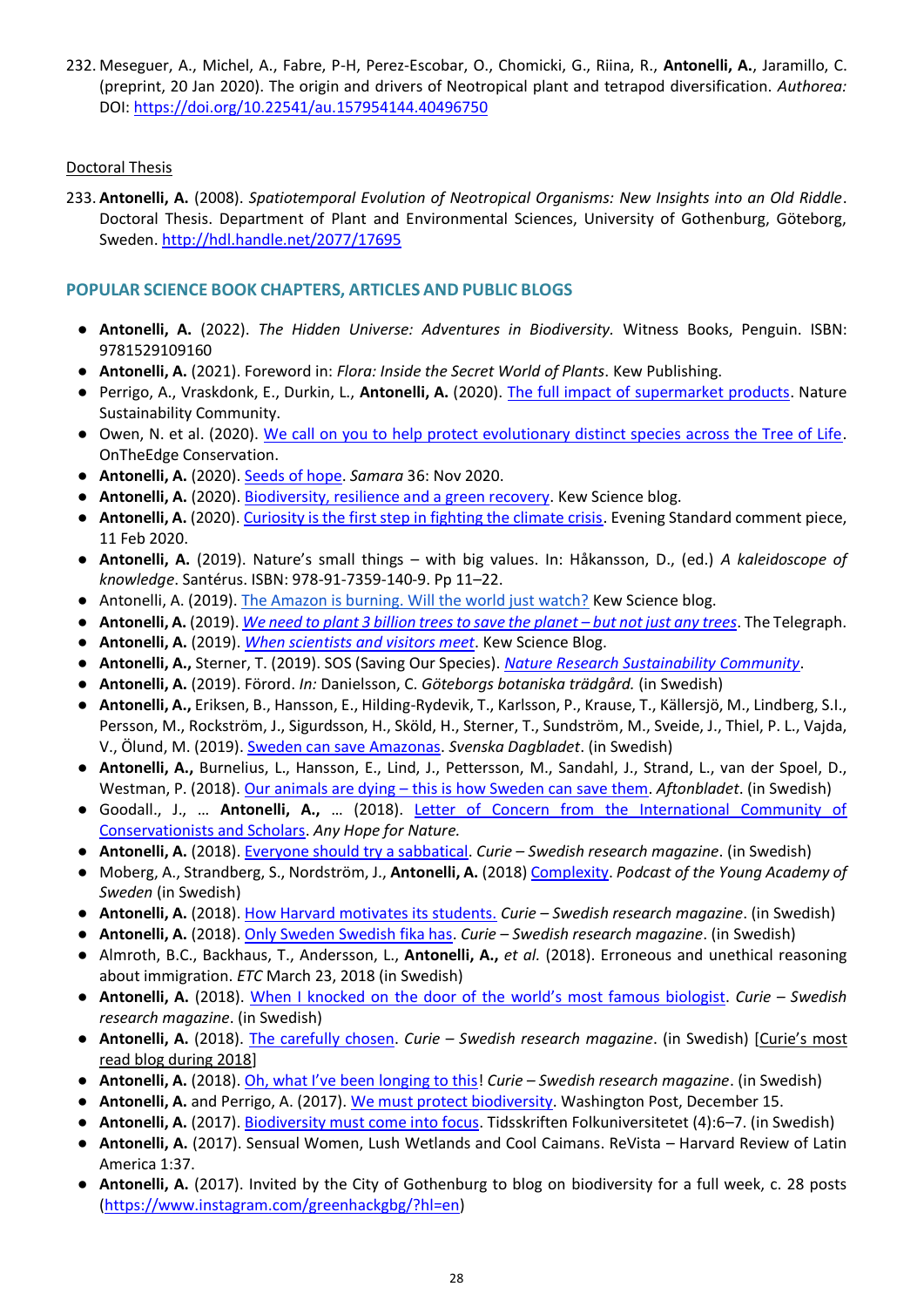232. Meseguer, A., Michel, A., Fabre, P-H, Perez-Escobar, O., Chomicki, G., Riina, R., **Antonelli, A.**, Jaramillo, C. (preprint, 20 Jan 2020). The origin and drivers of Neotropical plant and tetrapod diversification. *Authorea:* DOI: https://doi.org/10.22541/au.157954144.40496750

Doctoral Thesis

233. **Antonelli, A.** (2008). *Spatiotemporal Evolution of Neotropical Organisms: New Insights into an Old Riddle*. Doctoral Thesis. Department of Plant and Environmental Sciences, University of Gothenburg, Göteborg, Sweden. http://hdl.handle.net/2077/17695

## POPULAR SCIENCE BOOK CHAPTERS, ARTICLES AND PUBLIC BLOGS

- **Antonelli, A.** (2022). *The Hidden Universe: Adventures in Biodiversity.* Witness Books, Penguin. ISBN: 9781529109160
- **Antonelli, A.** (2021). Foreword in: *Flora: Inside the Secret World of Plants*. Kew Publishing.
- Perrigo, A., Vraskdonk, E., Durkin, L., **Antonelli, A.** (2020). The full impact of supermarket products. Nature Sustainability Community.
- Owen, N. et al. (2020). We call on you to help protect evolutionary distinct species across the Tree of Life. OnTheEdge Conservation.
- **Antonelli, A.** (2020). Seeds of hope. *Samara* 36: Nov 2020.
- **Antonelli, A.** (2020). Biodiversity, resilience and a green recovery. Kew Science blog.
- **Antonelli, A.** (2020). Curiosity is the first step in fighting the climate crisis. Evening Standard comment piece, 11 Feb 2020.
- **Antonelli, A.** (2019). Nature's small things – with big values. In: Håkansson, D., (ed.) *A kaleidoscope of knowledge*. Santérus. ISBN: 978-91-7359-140-9. Pp 11–22.
- Antonelli, A. (2019). The Amazon is burning. Will the world just watch? Kew Science blog.
- **Antonelli, A.** (2019). *We need to plant 3 billion trees to save the planet – but not just any trees*. The Telegraph.
- **Antonelli, A.** (2019). *When scientists and visitors meet*. Kew Science Blog.
- **Antonelli, A.,** Sterner, T. (2019). SOS (Saving Our Species). *Nature Research Sustainability Community*.
- **Antonelli, A.** (2019). Förord. *In:* Danielsson, C. *Göteborgs botaniska trädgård.* (in Swedish)
- **Antonelli, A.,** Eriksen, B., Hansson, E., Hilding-Rydevik, T., Karlsson, P., Krause, T., Källersjö, M., Lindberg, S.I., Persson, M., Rockström, J., Sigurdsson, H., Sköld, H., Sterner, T., Sundström, M., Sveide, J., Thiel, P. L., Vajda, V., Ölund, M. (2019). Sweden can save Amazonas. *Svenska Dagbladet*. (in Swedish)
- **Antonelli, A.,** Burnelius, L., Hansson, E., Lind, J., Pettersson, M., Sandahl, J., Strand, L., van der Spoel, D., Westman, P. (2018). Our animals are dying – this is how Sweden can save them. *Aftonbladet*. (in Swedish)
- Goodall., J., … **Antonelli, A.,** … (2018). Letter of Concern from the International Community of Conservationists and Scholars. *Any Hope for Nature*.
- **Antonelli, A.** (2018). Everyone should try a sabbatical. *Curie – Swedish research magazine*. (in Swedish)
- Moberg, A., Strandberg, S., Nordström, J., **Antonelli, A.** (2018) Complexity. *Podcast of the Young Academy of Sweden* (in Swedish)
- **Antonelli, A.** (2018). How Harvard motivates its students. *Curie – Swedish research magazine*. (in Swedish)
- **Antonelli, A.** (2018). Only Sweden Swedish fika has. *Curie – Swedish research magazine*. (in Swedish)
- Almroth, B.C., Backhaus, T., Andersson, L., **Antonelli, A.,** *et al.* (2018). Erroneous and unethical reasoning about immigration. *ETC* March 23, 2018 (in Swedish)
- **Antonelli, A.** (2018). When I knocked on the door of the world's most famous biologist. *Curie – Swedish research magazine*. (in Swedish)
- **Antonelli, A.** (2018). The carefully chosen. *Curie – Swedish research magazine*. (in Swedish) [Curie's most read blog during 2018]
- **Antonelli, A.** (2018). Oh, what I've been longing to this! *Curie – Swedish research magazine*. (in Swedish)
- **Antonelli, A.** and Perrigo, A. (2017). We must protect biodiversity. Washington Post, December 15.
- **Antonelli, A.** (2017). Biodiversity must come into focus. Tidsskriften Folkuniversitetet (4):6–7. (in Swedish)
- **Antonelli, A.** (2017). Sensual Women, Lush Wetlands and Cool Caimans. ReVista – Harvard Review of Latin America 1:37.
- **Antonelli, A.** (2017). Invited by the City of Gothenburg to blog on biodiversity for a full week, c. 28 posts (https://www.instagram.com/greenhackgbg/?hl=en)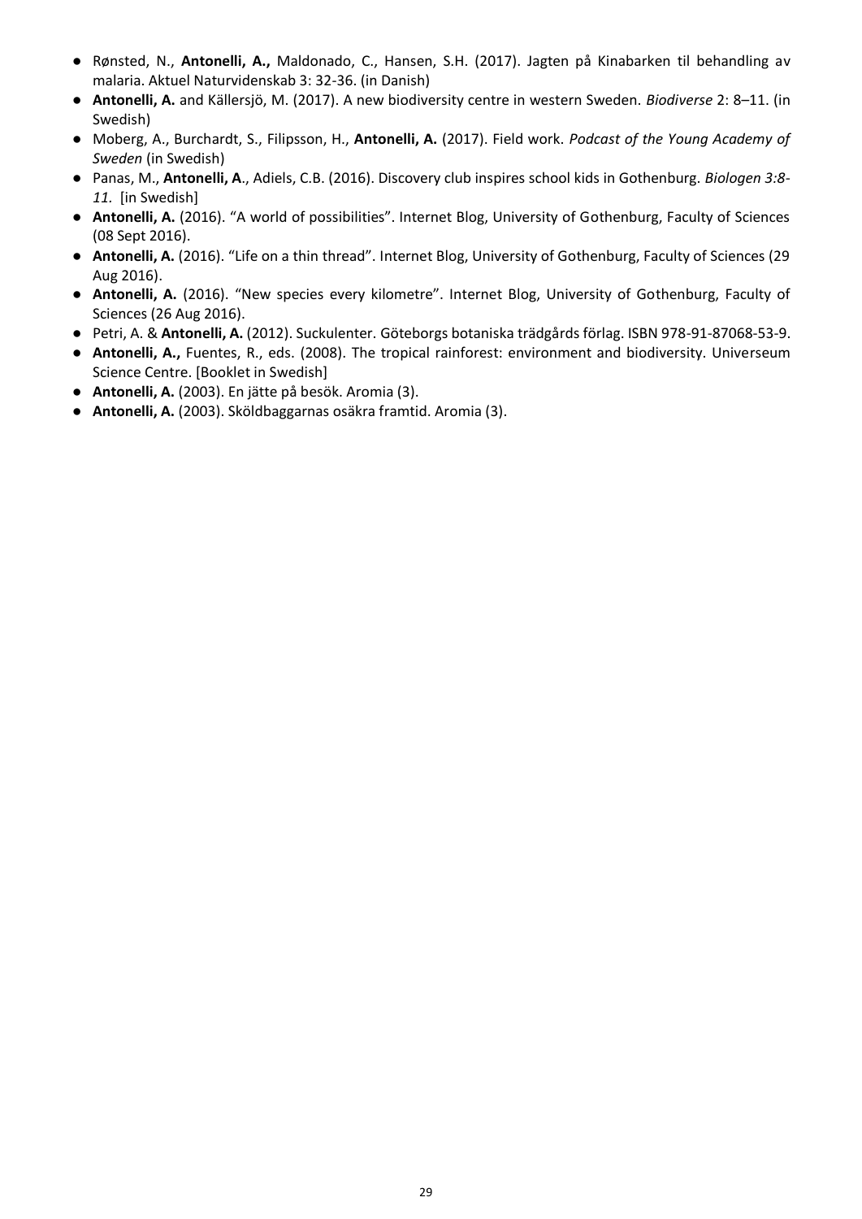- Rønsted, N., **Antonelli, A.,** Maldonado, C., Hansen, S.H. (2017). Jagten på Kinabarken til behandling av malaria. Aktuel Naturvidenskab 3: 32-36. (in Danish)
- **Antonelli, A.** and Källersjö, M. (2017). A new biodiversity centre in western Sweden. *Biodiverse* 2: 8–11. (in Swedish)
- Moberg, A., Burchardt, S., Filipsson, H., **Antonelli, A.** (2017). Field work. *Podcast of the Young Academy of Sweden* (in Swedish)
- Panas, M., **Antonelli, A**., Adiels, C.B. (2016). Discovery club inspires school kids in Gothenburg. *Biologen 3:8-11.* [in Swedish]
- **Antonelli, A.** (2016). "A world of possibilities". Internet Blog, University of Gothenburg, Faculty of Sciences (08 Sept 2016).
- **Antonelli, A.** (2016). "Life on a thin thread". Internet Blog, University of Gothenburg, Faculty of Sciences (29 Aug 2016).
- **Antonelli, A.** (2016). "New species every kilometre". Internet Blog, University of Gothenburg, Faculty of Sciences (26 Aug 2016).
- Petri, A. & **Antonelli, A.** (2012). Suckulenter. Göteborgs botaniska trädgårds förlag. ISBN 978-91-87068-53-9.
- **Antonelli, A.,** Fuentes, R., eds. (2008). The tropical rainforest: environment and biodiversity. Universeum Science Centre. [Booklet in Swedish]
- **Antonelli, A.** (2003). En jätte på besök. Aromia (3).
- **Antonelli, A.** (2003). Sköldbaggarnas osäkra framtid. Aromia (3).